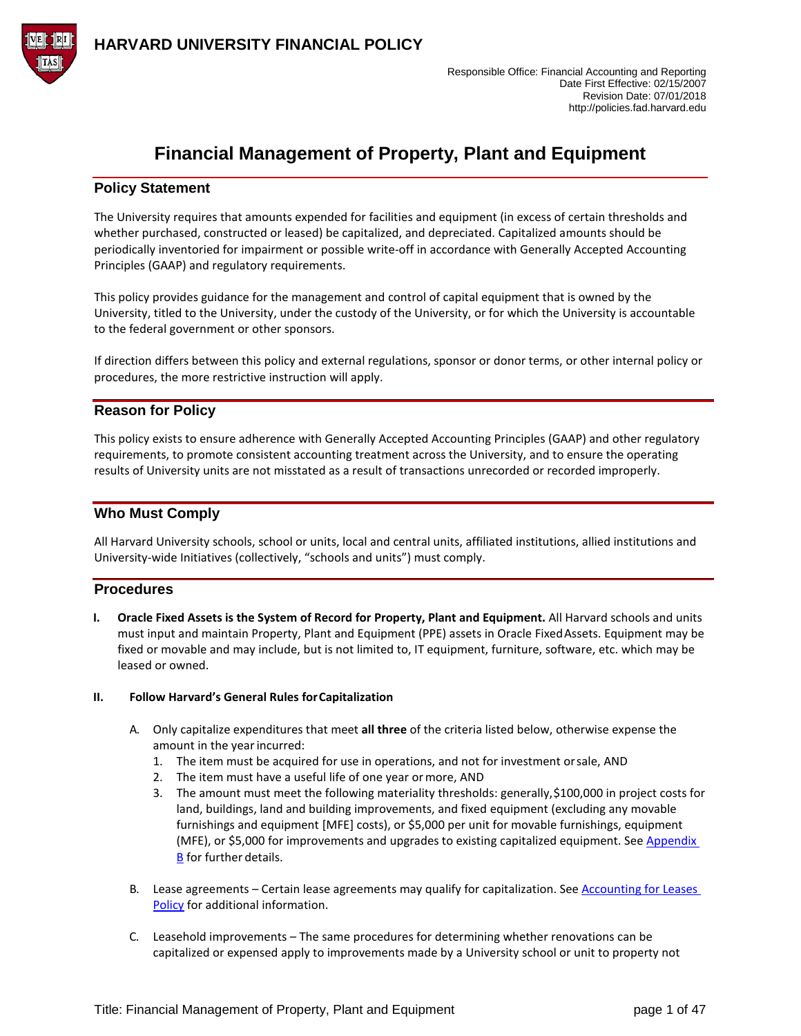# HARVARD UNIVERSITY FINANCIAL POLICY

Responsible Office: Financial Accounting and Reporting
Date First Effective: 02/15/2007
Revision Date: 07/01/2018
http://policies.fad.harvard.edu

# Financial Management of Property, Plant and Equipment

## Policy Statement

The University requires that amounts expended for facilities and equipment (in excess of certain thresholds and whether purchased, constructed or leased) be capitalized, and depreciated. Capitalized amounts should be periodically inventoried for impairment or possible write-off in accordance with Generally Accepted Accounting Principles (GAAP) and regulatory requirements.

This policy provides guidance for the management and control of capital equipment that is owned by the University, titled to the University, under the custody of the University, or for which the University is accountable to the federal government or other sponsors.

If direction differs between this policy and external regulations, sponsor or donor terms, or other internal policy or procedures, the more restrictive instruction will apply.

## Reason for Policy

This policy exists to ensure adherence with Generally Accepted Accounting Principles (GAAP) and other regulatory requirements, to promote consistent accounting treatment across the University, and to ensure the operating results of University units are not misstated as a result of transactions unrecorded or recorded improperly.

## Who Must Comply

All Harvard University schools, school or units, local and central units, affiliated institutions, allied institutions and University-wide Initiatives (collectively, "schools and units") must comply.

## Procedures

**I. Oracle Fixed Assets is the System of Record for Property, Plant and Equipment.** All Harvard schools and units must input and maintain Property, Plant and Equipment (PPE) assets in Oracle Fixed Assets. Equipment may be fixed or movable and may include, but is not limited to, IT equipment, furniture, software, etc. which may be leased or owned.

**II. Follow Harvard's General Rules for Capitalization**

A. Only capitalize expenditures that meet **all three** of the criteria listed below, otherwise expense the amount in the year incurred:
   1. The item must be acquired for use in operations, and not for investment or sale, AND
   2. The item must have a useful life of one year or more, AND
   3. The amount must meet the following materiality thresholds: generally, $100,000 in project costs for land, buildings, land and building improvements, and fixed equipment (excluding any movable furnishings and equipment [MFE] costs), or $5,000 per unit for movable furnishings, equipment (MFE), or $5,000 for improvements and upgrades to existing capitalized equipment. See Appendix B for further details.

B. Lease agreements – Certain lease agreements may qualify for capitalization. See Accounting for Leases Policy for additional information.

C. Leasehold improvements – The same procedures for determining whether renovations can be capitalized or expensed apply to improvements made by a University school or unit to property not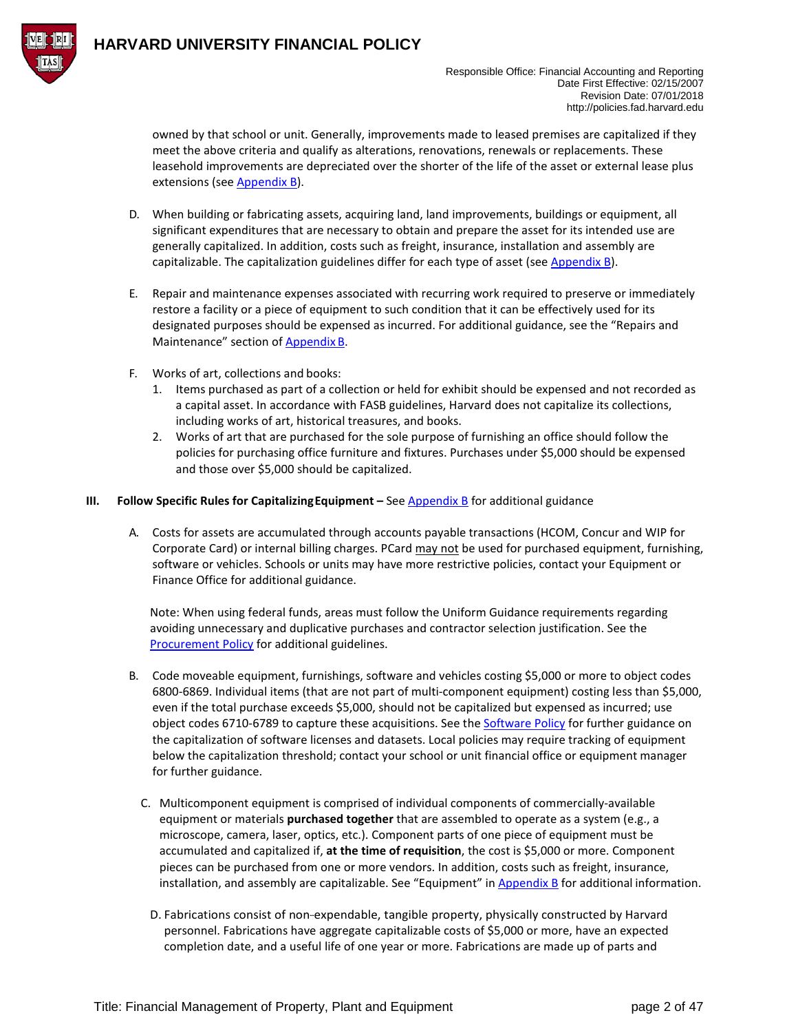owned by that school or unit. Generally, improvements made to leased premises are capitalized if they meet the above criteria and qualify as alterations, renovations, renewals or replacements. These leasehold improvements are depreciated over the shorter of the life of the asset or external lease plus extensions (see Appendix B).

D. When building or fabricating assets, acquiring land, land improvements, buildings or equipment, all significant expenditures that are necessary to obtain and prepare the asset for its intended use are generally capitalized. In addition, costs such as freight, insurance, installation and assembly are capitalizable. The capitalization guidelines differ for each type of asset (see Appendix B).

E. Repair and maintenance expenses associated with recurring work required to preserve or immediately restore a facility or a piece of equipment to such condition that it can be effectively used for its designated purposes should be expensed as incurred. For additional guidance, see the "Repairs and Maintenance" section of Appendix B.

F. Works of art, collections and books:
   1. Items purchased as part of a collection or held for exhibit should be expensed and not recorded as a capital asset. In accordance with FASB guidelines, Harvard does not capitalize its collections, including works of art, historical treasures, and books.
   2. Works of art that are purchased for the sole purpose of furnishing an office should follow the policies for purchasing office furniture and fixtures. Purchases under $5,000 should be expensed and those over $5,000 should be capitalized.

## III. Follow Specific Rules for Capitalizing Equipment – See Appendix B for additional guidance

A. Costs for assets are accumulated through accounts payable transactions (HCOM, Concur and WIP for Corporate Card) or internal billing charges. PCard may not be used for purchased equipment, furnishing, software or vehicles. Schools or units may have more restrictive policies, contact your Equipment or Finance Office for additional guidance.

   Note: When using federal funds, areas must follow the Uniform Guidance requirements regarding avoiding unnecessary and duplicative purchases and contractor selection justification. See the Procurement Policy for additional guidelines.

B. Code moveable equipment, furnishings, software and vehicles costing $5,000 or more to object codes 6800-6869. Individual items (that are not part of multi-component equipment) costing less than $5,000, even if the total purchase exceeds $5,000, should not be capitalized but expensed as incurred; use object codes 6710-6789 to capture these acquisitions. See the Software Policy for further guidance on the capitalization of software licenses and datasets. Local policies may require tracking of equipment below the capitalization threshold; contact your school or unit financial office or equipment manager for further guidance.

C. Multicomponent equipment is comprised of individual components of commercially-available equipment or materials **purchased together** that are assembled to operate as a system (e.g., a microscope, camera, laser, optics, etc.). Component parts of one piece of equipment must be accumulated and capitalized if, **at the time of requisition**, the cost is $5,000 or more. Component pieces can be purchased from one or more vendors. In addition, costs such as freight, insurance, installation, and assembly are capitalizable. See "Equipment" in Appendix B for additional information.

D. Fabrications consist of non-expendable, tangible property, physically constructed by Harvard personnel. Fabrications have aggregate capitalizable costs of $5,000 or more, have an expected completion date, and a useful life of one year or more. Fabrications are made up of parts and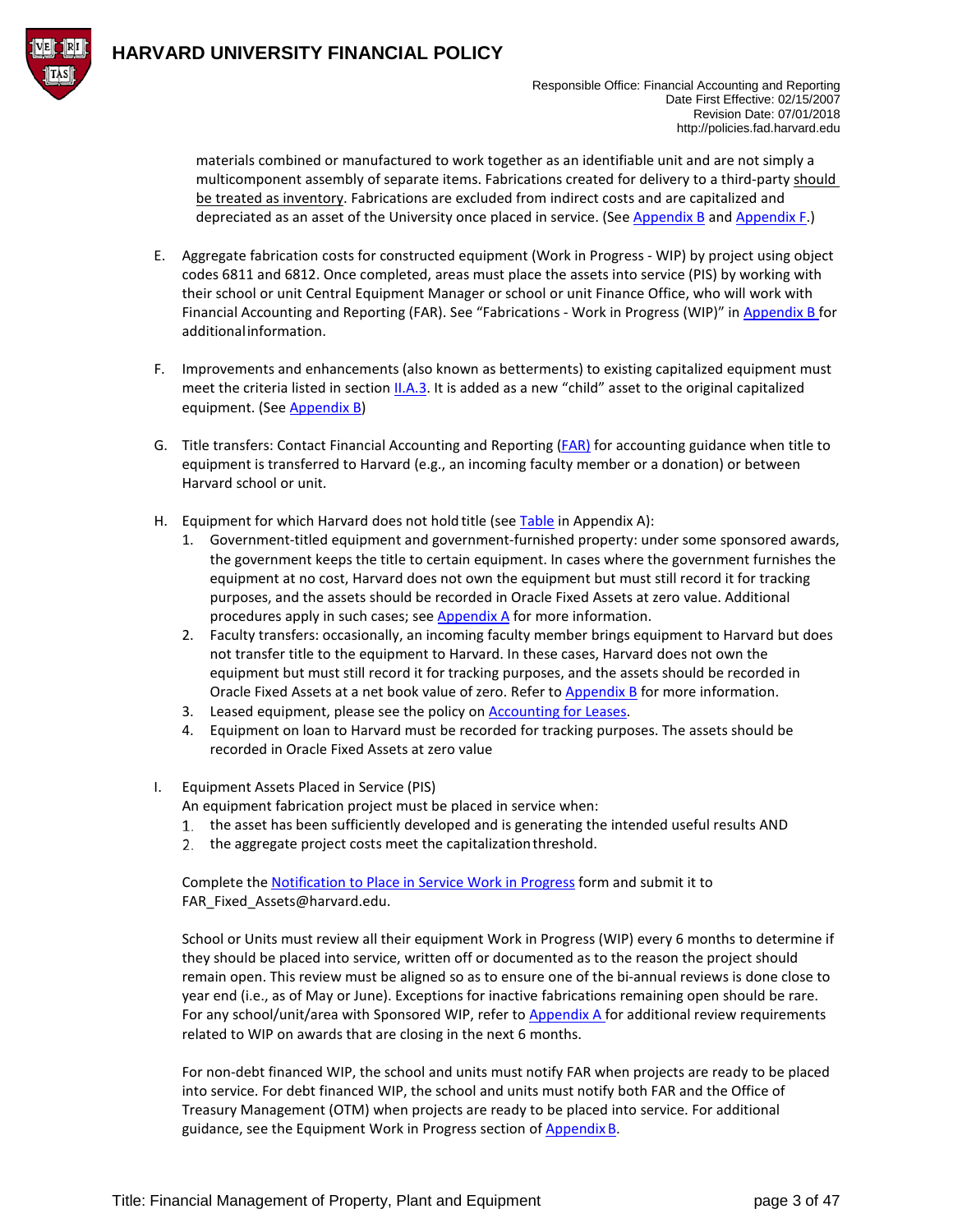materials combined or manufactured to work together as an identifiable unit and are not simply a multicomponent assembly of separate items. Fabrications created for delivery to a third-party should be treated as inventory. Fabrications are excluded from indirect costs and are capitalized and depreciated as an asset of the University once placed in service. (See Appendix B and Appendix F.)

E. Aggregate fabrication costs for constructed equipment (Work in Progress - WIP) by project using object codes 6811 and 6812. Once completed, areas must place the assets into service (PIS) by working with their school or unit Central Equipment Manager or school or unit Finance Office, who will work with Financial Accounting and Reporting (FAR). See "Fabrications - Work in Progress (WIP)" in Appendix B for additional information.

F. Improvements and enhancements (also known as betterments) to existing capitalized equipment must meet the criteria listed in section II.A.3. It is added as a new "child" asset to the original capitalized equipment. (See Appendix B)

G. Title transfers: Contact Financial Accounting and Reporting (FAR) for accounting guidance when title to equipment is transferred to Harvard (e.g., an incoming faculty member or a donation) or between Harvard school or unit.

H. Equipment for which Harvard does not hold title (see Table in Appendix A):
   1. Government-titled equipment and government-furnished property: under some sponsored awards, the government keeps the title to certain equipment. In cases where the government furnishes the equipment at no cost, Harvard does not own the equipment but must still record it for tracking purposes, and the assets should be recorded in Oracle Fixed Assets at zero value. Additional procedures apply in such cases; see Appendix A for more information.
   2. Faculty transfers: occasionally, an incoming faculty member brings equipment to Harvard but does not transfer title to the equipment to Harvard. In these cases, Harvard does not own the equipment but must still record it for tracking purposes, and the assets should be recorded in Oracle Fixed Assets at a net book value of zero. Refer to Appendix B for more information.
   3. Leased equipment, please see the policy on Accounting for Leases.
   4. Equipment on loan to Harvard must be recorded for tracking purposes. The assets should be recorded in Oracle Fixed Assets at zero value

I. Equipment Assets Placed in Service (PIS)
   An equipment fabrication project must be placed in service when:
   1. the asset has been sufficiently developed and is generating the intended useful results AND
   2. the aggregate project costs meet the capitalization threshold.

   Complete the Notification to Place in Service Work in Progress form and submit it to FAR_Fixed_Assets@harvard.edu.

   School or Units must review all their equipment Work in Progress (WIP) every 6 months to determine if they should be placed into service, written off or documented as to the reason the project should remain open. This review must be aligned so as to ensure one of the bi-annual reviews is done close to year end (i.e., as of May or June). Exceptions for inactive fabrications remaining open should be rare. For any school/unit/area with Sponsored WIP, refer to Appendix A for additional review requirements related to WIP on awards that are closing in the next 6 months.

   For non-debt financed WIP, the school and units must notify FAR when projects are ready to be placed into service. For debt financed WIP, the school and units must notify both FAR and the Office of Treasury Management (OTM) when projects are ready to be placed into service. For additional guidance, see the Equipment Work in Progress section of Appendix B.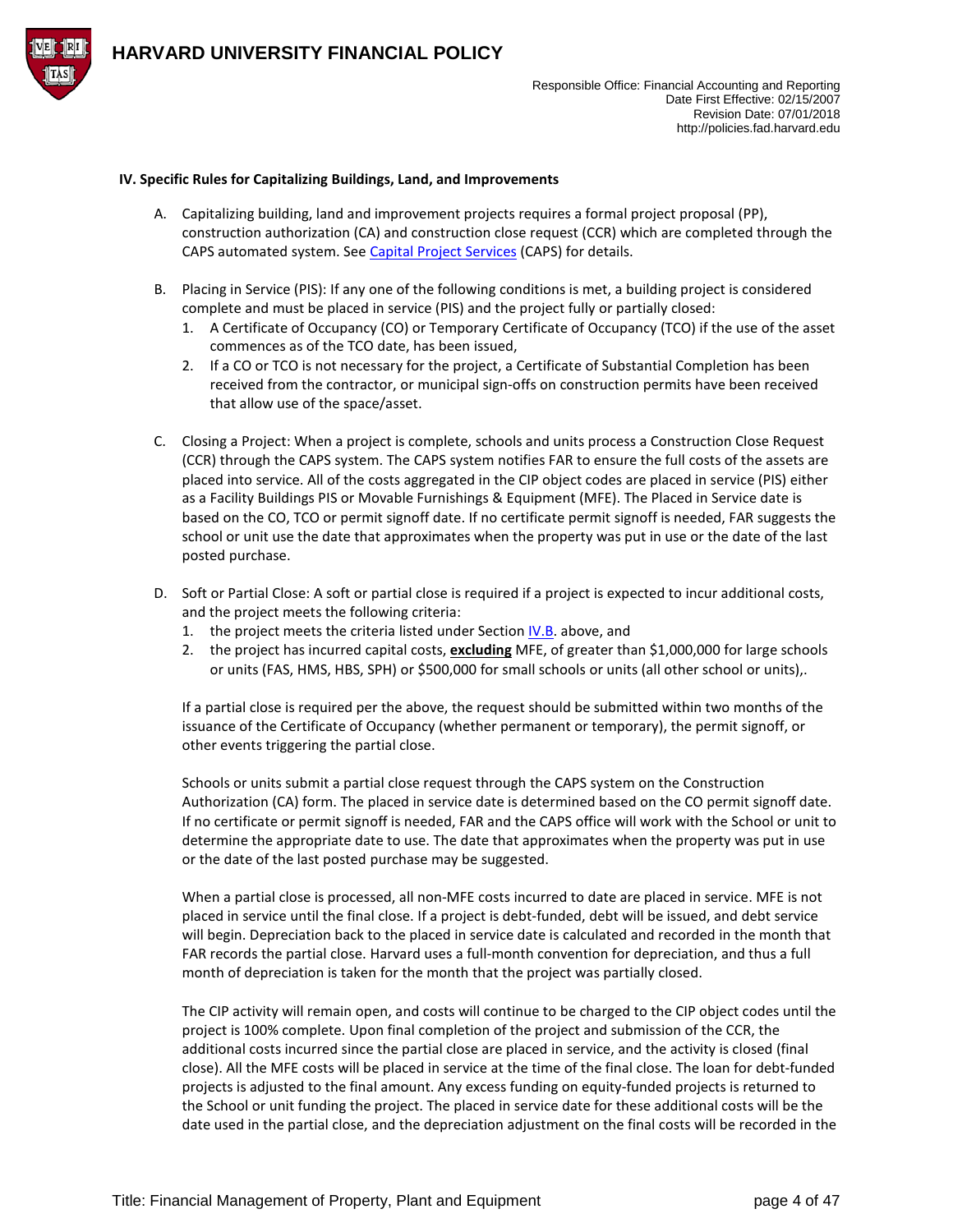### IV. Specific Rules for Capitalizing Buildings, Land, and Improvements

A. Capitalizing building, land and improvement projects requires a formal project proposal (PP), construction authorization (CA) and construction close request (CCR) which are completed through the CAPS automated system. See Capital Project Services (CAPS) for details.

B. Placing in Service (PIS): If any one of the following conditions is met, a building project is considered complete and must be placed in service (PIS) and the project fully or partially closed:
   1. A Certificate of Occupancy (CO) or Temporary Certificate of Occupancy (TCO) if the use of the asset commences as of the TCO date, has been issued,
   2. If a CO or TCO is not necessary for the project, a Certificate of Substantial Completion has been received from the contractor, or municipal sign-offs on construction permits have been received that allow use of the space/asset.

C. Closing a Project: When a project is complete, schools and units process a Construction Close Request (CCR) through the CAPS system. The CAPS system notifies FAR to ensure the full costs of the assets are placed into service. All of the costs aggregated in the CIP object codes are placed in service (PIS) either as a Facility Buildings PIS or Movable Furnishings & Equipment (MFE). The Placed in Service date is based on the CO, TCO or permit signoff date. If no certificate permit signoff is needed, FAR suggests the school or unit use the date that approximates when the property was put in use or the date of the last posted purchase.

D. Soft or Partial Close: A soft or partial close is required if a project is expected to incur additional costs, and the project meets the following criteria:
   1. the project meets the criteria listed under Section IV.B. above, and
   2. the project has incurred capital costs, **excluding** MFE, of greater than $1,000,000 for large schools or units (FAS, HMS, HBS, SPH) or $500,000 for small schools or units (all other school or units),.

   If a partial close is required per the above, the request should be submitted within two months of the issuance of the Certificate of Occupancy (whether permanent or temporary), the permit signoff, or other events triggering the partial close.

   Schools or units submit a partial close request through the CAPS system on the Construction Authorization (CA) form. The placed in service date is determined based on the CO permit signoff date. If no certificate or permit signoff is needed, FAR and the CAPS office will work with the School or unit to determine the appropriate date to use. The date that approximates when the property was put in use or the date of the last posted purchase may be suggested.

   When a partial close is processed, all non-MFE costs incurred to date are placed in service. MFE is not placed in service until the final close. If a project is debt-funded, debt will be issued, and debt service will begin. Depreciation back to the placed in service date is calculated and recorded in the month that FAR records the partial close. Harvard uses a full-month convention for depreciation, and thus a full month of depreciation is taken for the month that the project was partially closed.

   The CIP activity will remain open, and costs will continue to be charged to the CIP object codes until the project is 100% complete. Upon final completion of the project and submission of the CCR, the additional costs incurred since the partial close are placed in service, and the activity is closed (final close). All the MFE costs will be placed in service at the time of the final close. The loan for debt-funded projects is adjusted to the final amount. Any excess funding on equity-funded projects is returned to the School or unit funding the project. The placed in service date for these additional costs will be the date used in the partial close, and the depreciation adjustment on the final costs will be recorded in the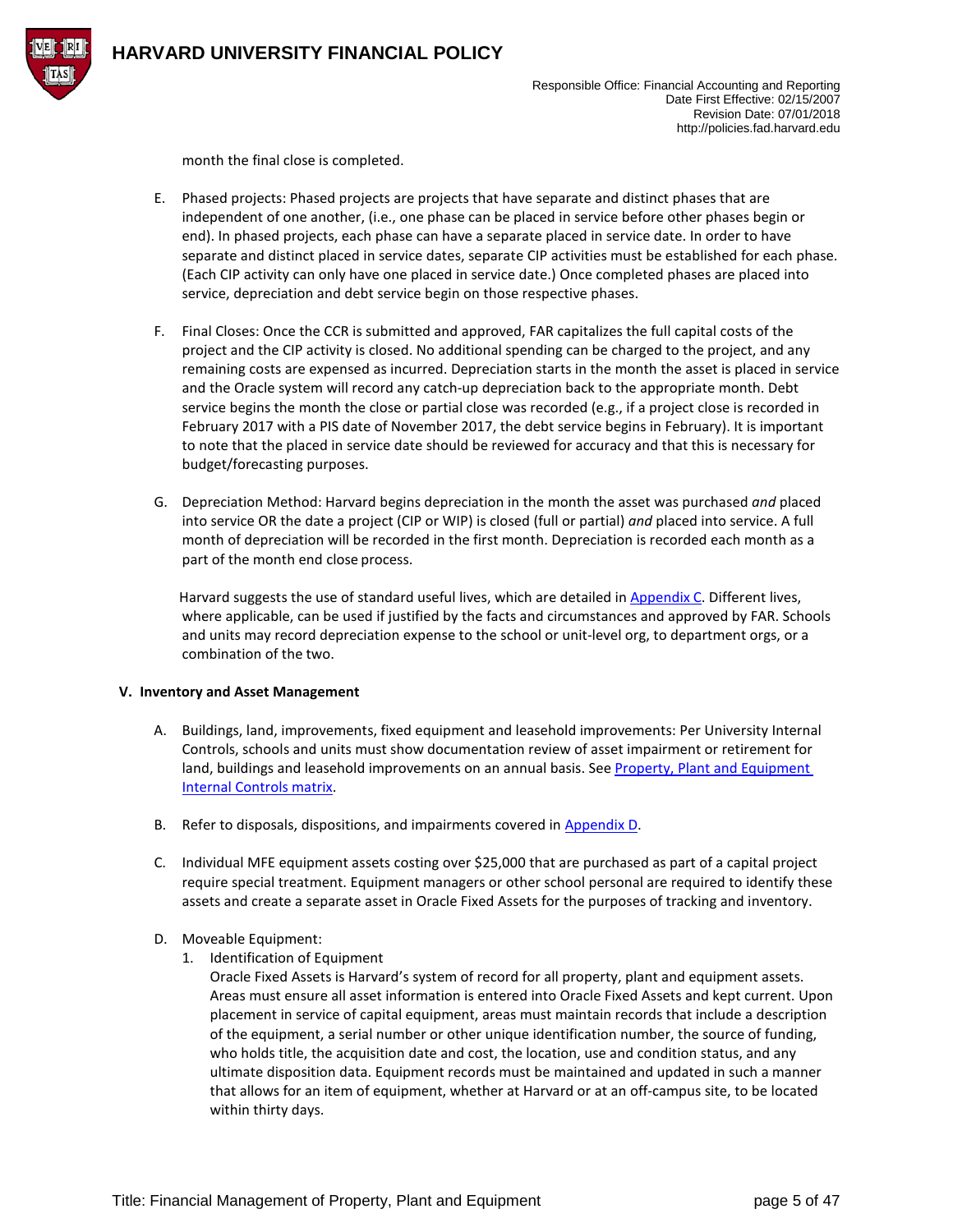month the final close is completed.

E. Phased projects: Phased projects are projects that have separate and distinct phases that are independent of one another, (i.e., one phase can be placed in service before other phases begin or end). In phased projects, each phase can have a separate placed in service date. In order to have separate and distinct placed in service dates, separate CIP activities must be established for each phase. (Each CIP activity can only have one placed in service date.) Once completed phases are placed into service, depreciation and debt service begin on those respective phases.

F. Final Closes: Once the CCR is submitted and approved, FAR capitalizes the full capital costs of the project and the CIP activity is closed. No additional spending can be charged to the project, and any remaining costs are expensed as incurred. Depreciation starts in the month the asset is placed in service and the Oracle system will record any catch-up depreciation back to the appropriate month. Debt service begins the month the close or partial close was recorded (e.g., if a project close is recorded in February 2017 with a PIS date of November 2017, the debt service begins in February). It is important to note that the placed in service date should be reviewed for accuracy and that this is necessary for budget/forecasting purposes.

G. Depreciation Method: Harvard begins depreciation in the month the asset was purchased *and* placed into service OR the date a project (CIP or WIP) is closed (full or partial) *and* placed into service. A full month of depreciation will be recorded in the first month. Depreciation is recorded each month as a part of the month end close process.

   Harvard suggests the use of standard useful lives, which are detailed in [Appendix C](). Different lives, where applicable, can be used if justified by the facts and circumstances and approved by FAR. Schools and units may record depreciation expense to the school or unit-level org, to department orgs, or a combination of the two.

## V. Inventory and Asset Management

A. Buildings, land, improvements, fixed equipment and leasehold improvements: Per University Internal Controls, schools and units must show documentation review of asset impairment or retirement for land, buildings and leasehold improvements on an annual basis. See [Property, Plant and Equipment Internal Controls matrix]().

B. Refer to disposals, dispositions, and impairments covered in [Appendix D]().

C. Individual MFE equipment assets costing over $25,000 that are purchased as part of a capital project require special treatment. Equipment managers or other school personal are required to identify these assets and create a separate asset in Oracle Fixed Assets for the purposes of tracking and inventory.

D. Moveable Equipment:
   1. Identification of Equipment
      Oracle Fixed Assets is Harvard's system of record for all property, plant and equipment assets. Areas must ensure all asset information is entered into Oracle Fixed Assets and kept current. Upon placement in service of capital equipment, areas must maintain records that include a description of the equipment, a serial number or other unique identification number, the source of funding, who holds title, the acquisition date and cost, the location, use and condition status, and any ultimate disposition data. Equipment records must be maintained and updated in such a manner that allows for an item of equipment, whether at Harvard or at an off-campus site, to be located within thirty days.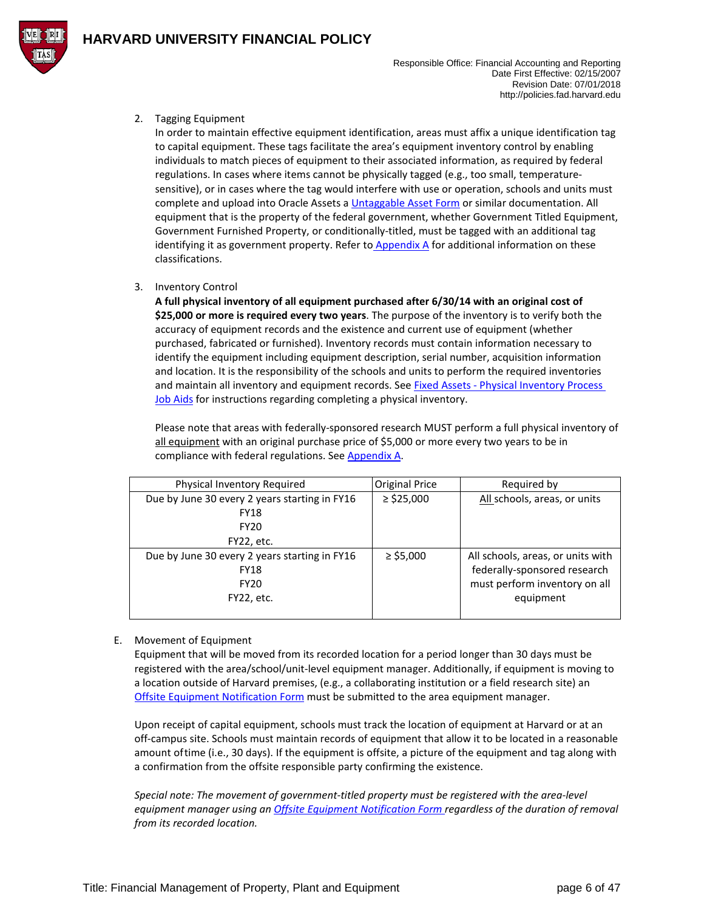2. Tagging Equipment
   In order to maintain effective equipment identification, areas must affix a unique identification tag to capital equipment. These tags facilitate the area's equipment inventory control by enabling individuals to match pieces of equipment to their associated information, as required by federal regulations. In cases where items cannot be physically tagged (e.g., too small, temperature-sensitive), or in cases where the tag would interfere with use or operation, schools and units must complete and upload into Oracle Assets a Untaggable Asset Form or similar documentation. All equipment that is the property of the federal government, whether Government Titled Equipment, Government Furnished Property, or conditionally-titled, must be tagged with an additional tag identifying it as government property. Refer to Appendix A for additional information on these classifications.

3. Inventory Control
   **A full physical inventory of all equipment purchased after 6/30/14 with an original cost of $25,000 or more is required every two years**. The purpose of the inventory is to verify both the accuracy of equipment records and the existence and current use of equipment (whether purchased, fabricated or furnished). Inventory records must contain information necessary to identify the equipment including equipment description, serial number, acquisition information and location. It is the responsibility of the schools and units to perform the required inventories and maintain all inventory and equipment records. See Fixed Assets - Physical Inventory Process Job Aids for instructions regarding completing a physical inventory.

   Please note that areas with federally-sponsored research MUST perform a full physical inventory of all equipment with an original purchase price of $5,000 or more every two years to be in compliance with federal regulations. See Appendix A.

| Physical Inventory Required | Original Price | Required by |
|---|---|---|
| Due by June 30 every 2 years starting in FY16<br>FY18<br>FY20<br>FY22, etc. | ≥ $25,000 | All schools, areas, or units |
| Due by June 30 every 2 years starting in FY16<br>FY18<br>FY20<br>FY22, etc. | ≥ $5,000 | All schools, areas, or units with federally-sponsored research must perform inventory on all equipment |

E. Movement of Equipment
   Equipment that will be moved from its recorded location for a period longer than 30 days must be registered with the area/school/unit-level equipment manager. Additionally, if equipment is moving to a location outside of Harvard premises, (e.g., a collaborating institution or a field research site) an Offsite Equipment Notification Form must be submitted to the area equipment manager.

   Upon receipt of capital equipment, schools must track the location of equipment at Harvard or at an off-campus site. Schools must maintain records of equipment that allow it to be located in a reasonable amount of time (i.e., 30 days). If the equipment is offsite, a picture of the equipment and tag along with a confirmation from the offsite responsible party confirming the existence.

   *Special note: The movement of government-titled property must be registered with the area-level equipment manager using an Offsite Equipment Notification Form regardless of the duration of removal from its recorded location.*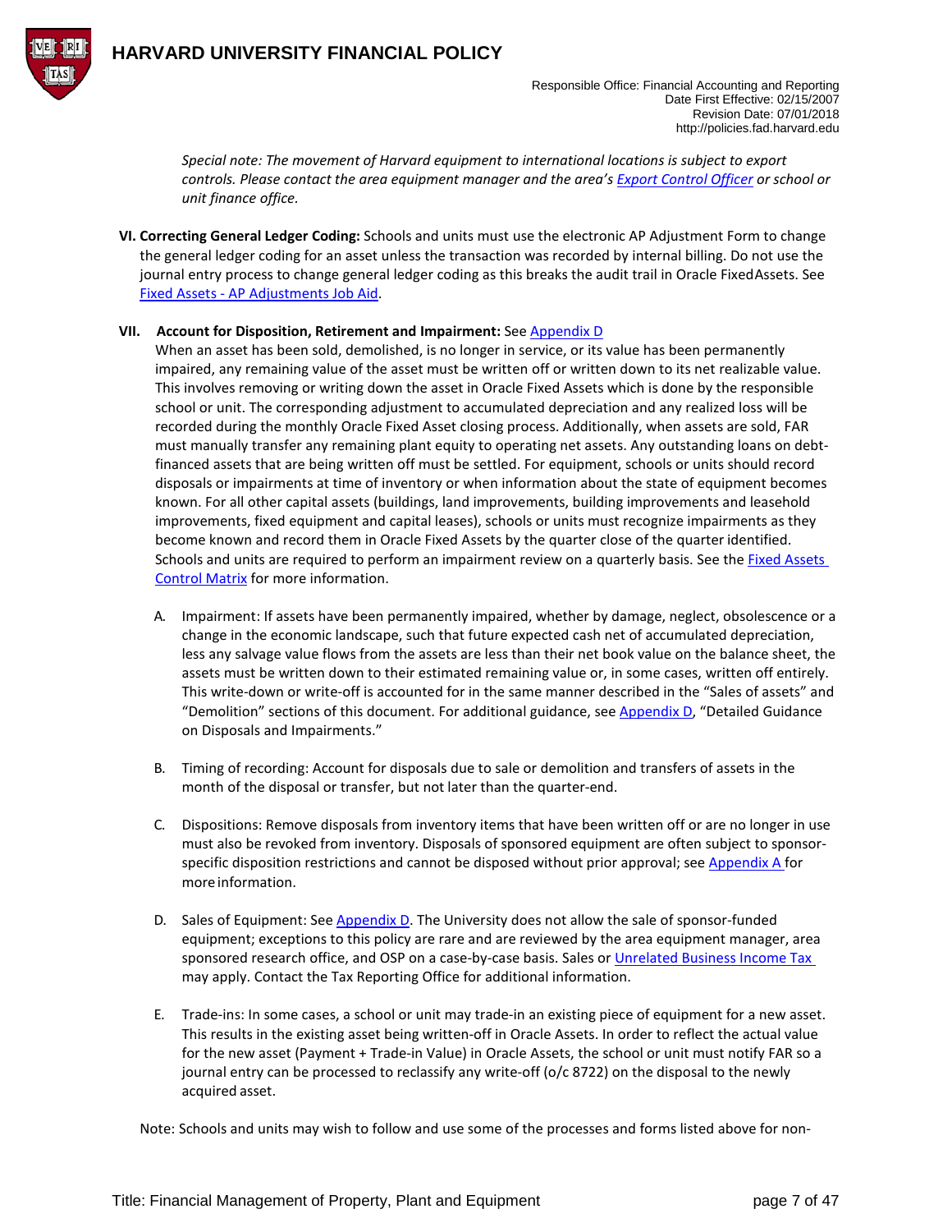*Special note: The movement of Harvard equipment to international locations is subject to export controls. Please contact the area equipment manager and the area's Export Control Officer or school or unit finance office.*

**VI. Correcting General Ledger Coding:** Schools and units must use the electronic AP Adjustment Form to change the general ledger coding for an asset unless the transaction was recorded by internal billing. Do not use the journal entry process to change general ledger coding as this breaks the audit trail in Oracle Fixed Assets. See Fixed Assets - AP Adjustments Job Aid.

**VII. Account for Disposition, Retirement and Impairment:** See Appendix D

When an asset has been sold, demolished, is no longer in service, or its value has been permanently impaired, any remaining value of the asset must be written off or written down to its net realizable value. This involves removing or writing down the asset in Oracle Fixed Assets which is done by the responsible school or unit. The corresponding adjustment to accumulated depreciation and any realized loss will be recorded during the monthly Oracle Fixed Asset closing process. Additionally, when assets are sold, FAR must manually transfer any remaining plant equity to operating net assets. Any outstanding loans on debt-financed assets that are being written off must be settled. For equipment, schools or units should record disposals or impairments at time of inventory or when information about the state of equipment becomes known. For all other capital assets (buildings, land improvements, building improvements and leasehold improvements, fixed equipment and capital leases), schools or units must recognize impairments as they become known and record them in Oracle Fixed Assets by the quarter close of the quarter identified. Schools and units are required to perform an impairment review on a quarterly basis. See the Fixed Assets Control Matrix for more information.

A. Impairment: If assets have been permanently impaired, whether by damage, neglect, obsolescence or a change in the economic landscape, such that future expected cash net of accumulated depreciation, less any salvage value flows from the assets are less than their net book value on the balance sheet, the assets must be written down to their estimated remaining value or, in some cases, written off entirely. This write-down or write-off is accounted for in the same manner described in the "Sales of assets" and "Demolition" sections of this document. For additional guidance, see Appendix D, "Detailed Guidance on Disposals and Impairments."

B. Timing of recording: Account for disposals due to sale or demolition and transfers of assets in the month of the disposal or transfer, but not later than the quarter-end.

C. Dispositions: Remove disposals from inventory items that have been written off or are no longer in use must also be revoked from inventory. Disposals of sponsored equipment are often subject to sponsor-specific disposition restrictions and cannot be disposed without prior approval; see Appendix A for more information.

D. Sales of Equipment: See Appendix D. The University does not allow the sale of sponsor-funded equipment; exceptions to this policy are rare and are reviewed by the area equipment manager, area sponsored research office, and OSP on a case-by-case basis. Sales or Unrelated Business Income Tax may apply. Contact the Tax Reporting Office for additional information.

E. Trade-ins: In some cases, a school or unit may trade-in an existing piece of equipment for a new asset. This results in the existing asset being written-off in Oracle Assets. In order to reflect the actual value for the new asset (Payment + Trade-in Value) in Oracle Assets, the school or unit must notify FAR so a journal entry can be processed to reclassify any write-off (o/c 8722) on the disposal to the newly acquired asset.

Note: Schools and units may wish to follow and use some of the processes and forms listed above for non-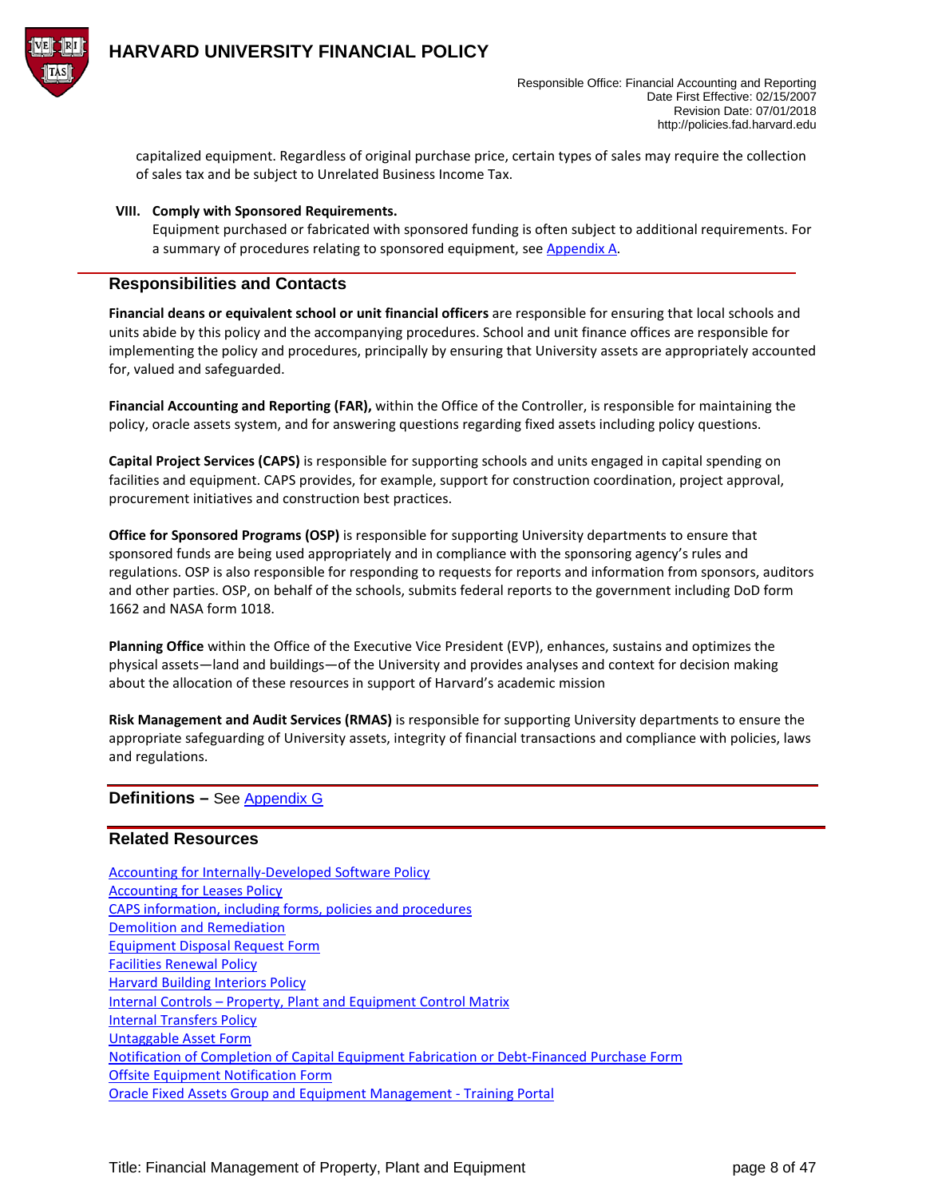capitalized equipment. Regardless of original purchase price, certain types of sales may require the collection of sales tax and be subject to Unrelated Business Income Tax.

**VIII. Comply with Sponsored Requirements.**

Equipment purchased or fabricated with sponsored funding is often subject to additional requirements. For a summary of procedures relating to sponsored equipment, see [Appendix A](#).

## Responsibilities and Contacts

**Financial deans or equivalent school or unit financial officers** are responsible for ensuring that local schools and units abide by this policy and the accompanying procedures. School and unit finance offices are responsible for implementing the policy and procedures, principally by ensuring that University assets are appropriately accounted for, valued and safeguarded.

**Financial Accounting and Reporting (FAR),** within the Office of the Controller, is responsible for maintaining the policy, oracle assets system, and for answering questions regarding fixed assets including policy questions.

**Capital Project Services (CAPS)** is responsible for supporting schools and units engaged in capital spending on facilities and equipment. CAPS provides, for example, support for construction coordination, project approval, procurement initiatives and construction best practices.

**Office for Sponsored Programs (OSP)** is responsible for supporting University departments to ensure that sponsored funds are being used appropriately and in compliance with the sponsoring agency's rules and regulations. OSP is also responsible for responding to requests for reports and information from sponsors, auditors and other parties. OSP, on behalf of the schools, submits federal reports to the government including DoD form 1662 and NASA form 1018.

**Planning Office** within the Office of the Executive Vice President (EVP), enhances, sustains and optimizes the physical assets—land and buildings—of the University and provides analyses and context for decision making about the allocation of these resources in support of Harvard's academic mission

**Risk Management and Audit Services (RMAS)** is responsible for supporting University departments to ensure the appropriate safeguarding of University assets, integrity of financial transactions and compliance with policies, laws and regulations.

## Definitions – See [Appendix G](#)

## Related Resources

[Accounting for Internally-Developed Software Policy](#)
[Accounting for Leases Policy](#)
[CAPS information, including forms, policies and procedures](#)
[Demolition and Remediation](#)
[Equipment Disposal Request Form](#)
[Facilities Renewal Policy](#)
[Harvard Building Interiors Policy](#)
[Internal Controls – Property, Plant and Equipment Control Matrix](#)
[Internal Transfers Policy](#)
[Untaggable Asset Form](#)
[Notification of Completion of Capital Equipment Fabrication or Debt-Financed Purchase Form](#)
[Offsite Equipment Notification Form](#)
[Oracle Fixed Assets Group and Equipment Management - Training Portal](#)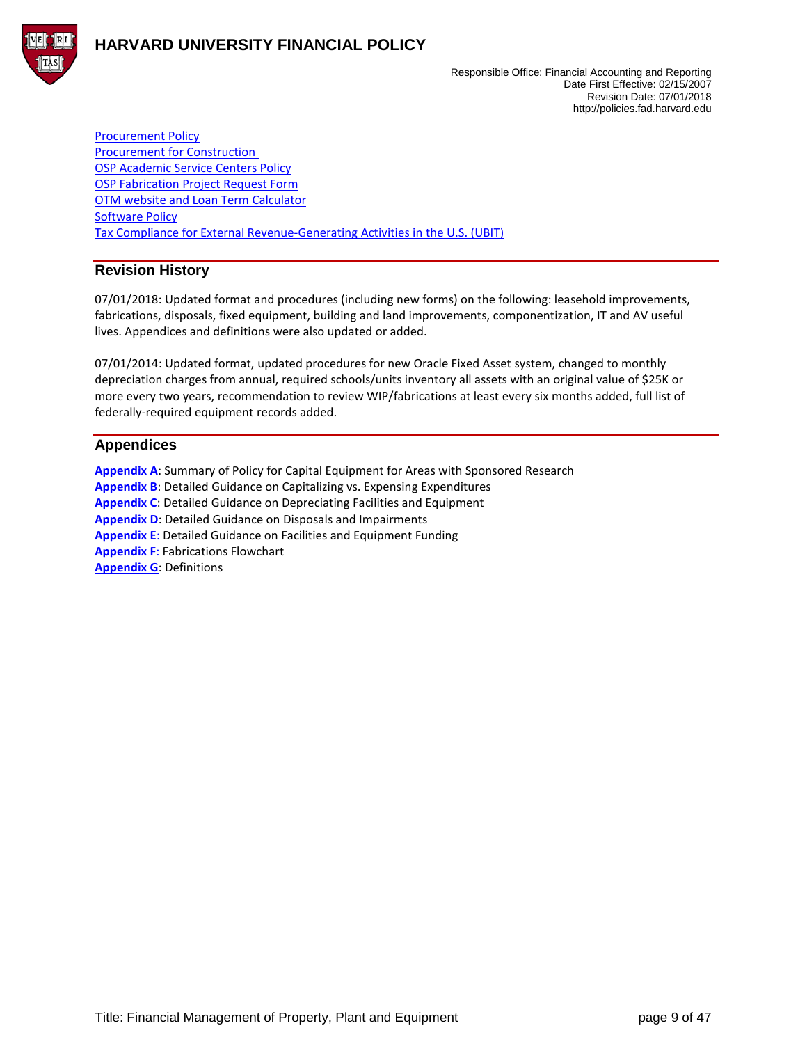Procurement Policy
Procurement for Construction
OSP Academic Service Centers Policy
OSP Fabrication Project Request Form
OTM website and Loan Term Calculator
Software Policy
Tax Compliance for External Revenue-Generating Activities in the U.S. (UBIT)

## Revision History

07/01/2018: Updated format and procedures (including new forms) on the following: leasehold improvements, fabrications, disposals, fixed equipment, building and land improvements, componentization, IT and AV useful lives. Appendices and definitions were also updated or added.

07/01/2014: Updated format, updated procedures for new Oracle Fixed Asset system, changed to monthly depreciation charges from annual, required schools/units inventory all assets with an original value of $25K or more every two years, recommendation to review WIP/fabrications at least every six months added, full list of federally-required equipment records added.

## Appendices

**Appendix A**: Summary of Policy for Capital Equipment for Areas with Sponsored Research
**Appendix B**: Detailed Guidance on Capitalizing vs. Expensing Expenditures
**Appendix C**: Detailed Guidance on Depreciating Facilities and Equipment
**Appendix D**: Detailed Guidance on Disposals and Impairments
**Appendix E**: Detailed Guidance on Facilities and Equipment Funding
**Appendix F**: Fabrications Flowchart
**Appendix G**: Definitions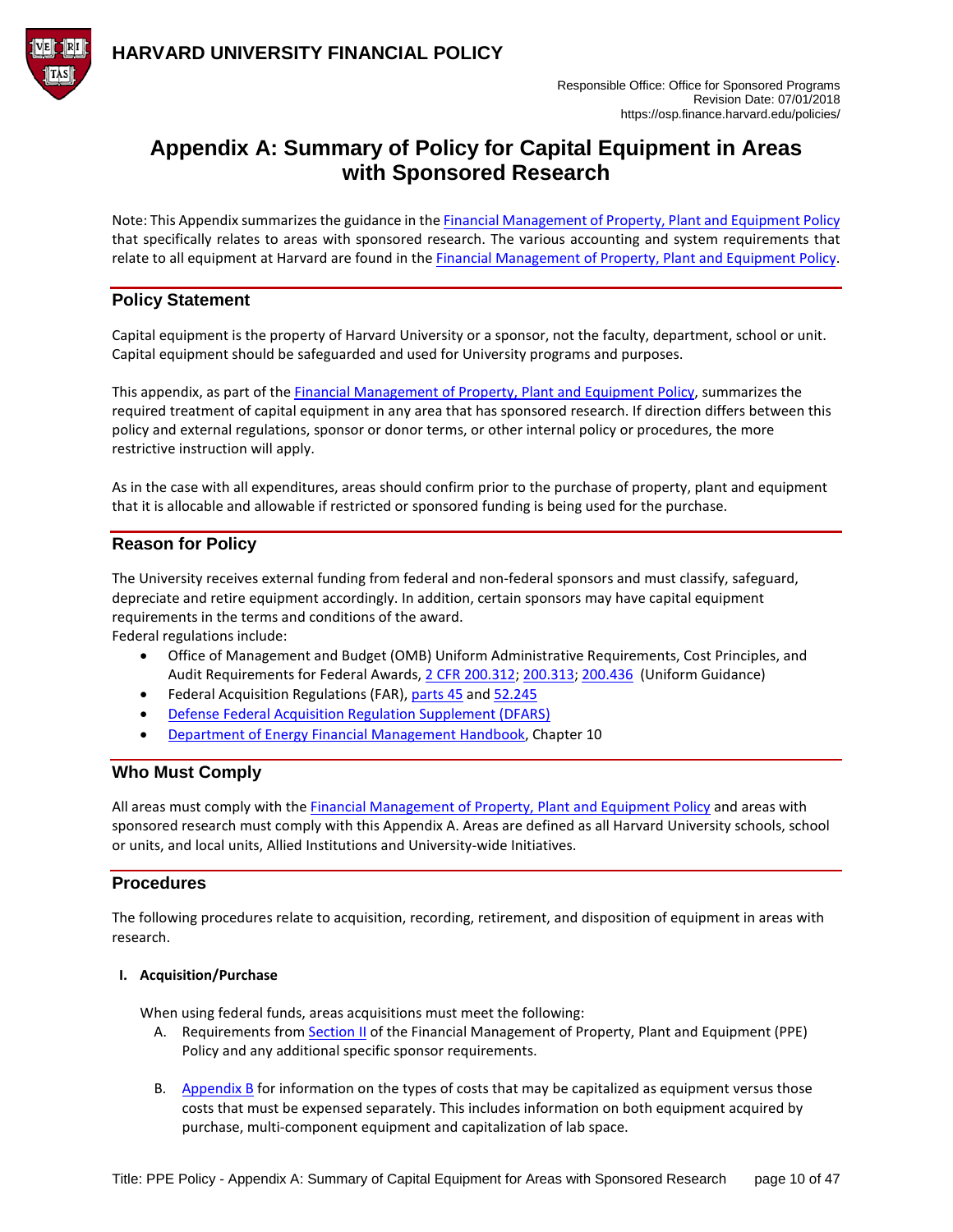# Appendix A: Summary of Policy for Capital Equipment in Areas with Sponsored Research

Note: This Appendix summarizes the guidance in the Financial Management of Property, Plant and Equipment Policy that specifically relates to areas with sponsored research. The various accounting and system requirements that relate to all equipment at Harvard are found in the Financial Management of Property, Plant and Equipment Policy.

## Policy Statement

Capital equipment is the property of Harvard University or a sponsor, not the faculty, department, school or unit. Capital equipment should be safeguarded and used for University programs and purposes.

This appendix, as part of the Financial Management of Property, Plant and Equipment Policy, summarizes the required treatment of capital equipment in any area that has sponsored research. If direction differs between this policy and external regulations, sponsor or donor terms, or other internal policy or procedures, the more restrictive instruction will apply.

As in the case with all expenditures, areas should confirm prior to the purchase of property, plant and equipment that it is allocable and allowable if restricted or sponsored funding is being used for the purchase.

## Reason for Policy

The University receives external funding from federal and non-federal sponsors and must classify, safeguard, depreciate and retire equipment accordingly. In addition, certain sponsors may have capital equipment requirements in the terms and conditions of the award.

Federal regulations include:

- Office of Management and Budget (OMB) Uniform Administrative Requirements, Cost Principles, and Audit Requirements for Federal Awards, 2 CFR 200.312; 200.313; 200.436 (Uniform Guidance)
- Federal Acquisition Regulations (FAR), parts 45 and 52.245
- Defense Federal Acquisition Regulation Supplement (DFARS)
- Department of Energy Financial Management Handbook, Chapter 10

## Who Must Comply

All areas must comply with the Financial Management of Property, Plant and Equipment Policy and areas with sponsored research must comply with this Appendix A. Areas are defined as all Harvard University schools, school or units, and local units, Allied Institutions and University-wide Initiatives.

## Procedures

The following procedures relate to acquisition, recording, retirement, and disposition of equipment in areas with research.

**I. Acquisition/Purchase**

When using federal funds, areas acquisitions must meet the following:

A. Requirements from Section II of the Financial Management of Property, Plant and Equipment (PPE) Policy and any additional specific sponsor requirements.

B. Appendix B for information on the types of costs that may be capitalized as equipment versus those costs that must be expensed separately. This includes information on both equipment acquired by purchase, multi-component equipment and capitalization of lab space.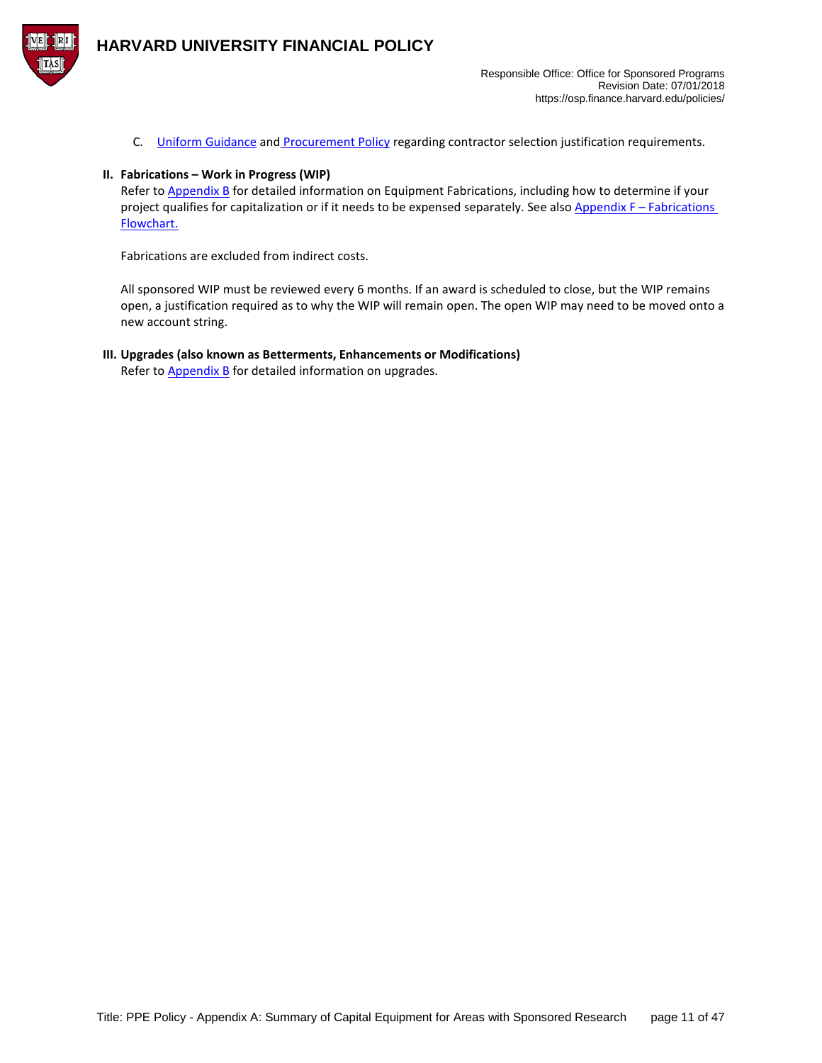C. Uniform Guidance and Procurement Policy regarding contractor selection justification requirements.

**II. Fabrications – Work in Progress (WIP)**

Refer to Appendix B for detailed information on Equipment Fabrications, including how to determine if your project qualifies for capitalization or if it needs to be expensed separately. See also Appendix F – Fabrications Flowchart.

Fabrications are excluded from indirect costs.

All sponsored WIP must be reviewed every 6 months. If an award is scheduled to close, but the WIP remains open, a justification required as to why the WIP will remain open. The open WIP may need to be moved onto a new account string.

**III. Upgrades (also known as Betterments, Enhancements or Modifications)**

Refer to Appendix B for detailed information on upgrades.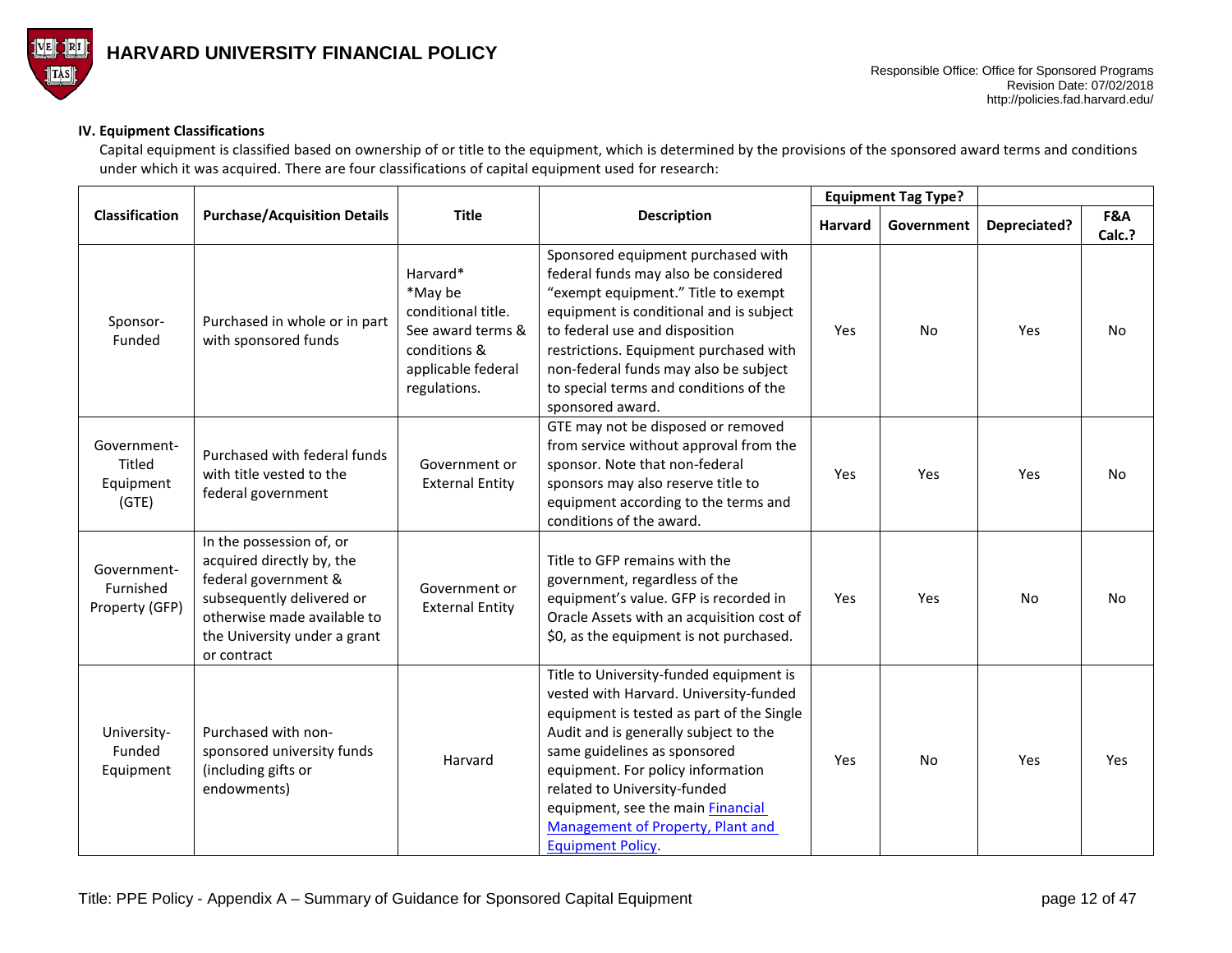### IV. Equipment Classifications

Capital equipment is classified based on ownership of or title to the equipment, which is determined by the provisions of the sponsored award terms and conditions under which it was acquired. There are four classifications of capital equipment used for research:

| Classification | Purchase/Acquisition Details | Title | Description | Equipment Tag Type? | | | |
|---|---|---|---|---|---|---|---|
| | | | | Harvard | Government | Depreciated? | F&A Calc.? |
| Sponsor-Funded | Purchased in whole or in part with sponsored funds | Harvard* *May be conditional title. See award terms & conditions & applicable federal regulations. | Sponsored equipment purchased with federal funds may also be considered "exempt equipment." Title to exempt equipment is conditional and is subject to federal use and disposition restrictions. Equipment purchased with non-federal funds may also be subject to special terms and conditions of the sponsored award. | Yes | No | Yes | No |
| Government-Titled Equipment (GTE) | Purchased with federal funds with title vested to the federal government | Government or External Entity | GTE may not be disposed or removed from service without approval from the sponsor. Note that non-federal sponsors may also reserve title to equipment according to the terms and conditions of the award. | Yes | Yes | Yes | No |
| Government-Furnished Property (GFP) | In the possession of, or acquired directly by, the federal government & subsequently delivered or otherwise made available to the University under a grant or contract | Government or External Entity | Title to GFP remains with the government, regardless of the equipment's value. GFP is recorded in Oracle Assets with an acquisition cost of $0, as the equipment is not purchased. | Yes | Yes | No | No |
| University-Funded Equipment | Purchased with non-sponsored university funds (including gifts or endowments) | Harvard | Title to University-funded equipment is vested with Harvard. University-funded equipment is tested as part of the Single Audit and is generally subject to the same guidelines as sponsored equipment. For policy information related to University-funded equipment, see the main Financial Management of Property, Plant and Equipment Policy. | Yes | No | Yes | Yes |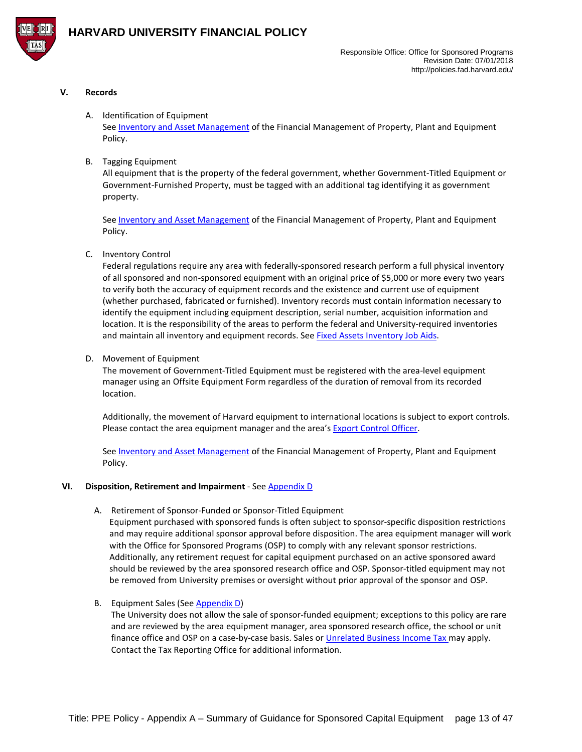## V. Records

A. Identification of Equipment
See Inventory and Asset Management of the Financial Management of Property, Plant and Equipment Policy.

B. Tagging Equipment
All equipment that is the property of the federal government, whether Government-Titled Equipment or Government-Furnished Property, must be tagged with an additional tag identifying it as government property.

See Inventory and Asset Management of the Financial Management of Property, Plant and Equipment Policy.

C. Inventory Control
Federal regulations require any area with federally-sponsored research perform a full physical inventory of all sponsored and non-sponsored equipment with an original price of $5,000 or more every two years to verify both the accuracy of equipment records and the existence and current use of equipment (whether purchased, fabricated or furnished). Inventory records must contain information necessary to identify the equipment including equipment description, serial number, acquisition information and location. It is the responsibility of the areas to perform the federal and University-required inventories and maintain all inventory and equipment records. See Fixed Assets Inventory Job Aids.

D. Movement of Equipment
The movement of Government-Titled Equipment must be registered with the area-level equipment manager using an Offsite Equipment Form regardless of the duration of removal from its recorded location.

Additionally, the movement of Harvard equipment to international locations is subject to export controls. Please contact the area equipment manager and the area's Export Control Officer.

See Inventory and Asset Management of the Financial Management of Property, Plant and Equipment Policy.

## VI. Disposition, Retirement and Impairment - See Appendix D

A. Retirement of Sponsor-Funded or Sponsor-Titled Equipment
Equipment purchased with sponsored funds is often subject to sponsor-specific disposition restrictions and may require additional sponsor approval before disposition. The area equipment manager will work with the Office for Sponsored Programs (OSP) to comply with any relevant sponsor restrictions. Additionally, any retirement request for capital equipment purchased on an active sponsored award should be reviewed by the area sponsored research office and OSP. Sponsor-titled equipment may not be removed from University premises or oversight without prior approval of the sponsor and OSP.

B. Equipment Sales (See Appendix D)
The University does not allow the sale of sponsor-funded equipment; exceptions to this policy are rare and are reviewed by the area equipment manager, area sponsored research office, the school or unit finance office and OSP on a case-by-case basis. Sales or Unrelated Business Income Tax may apply. Contact the Tax Reporting Office for additional information.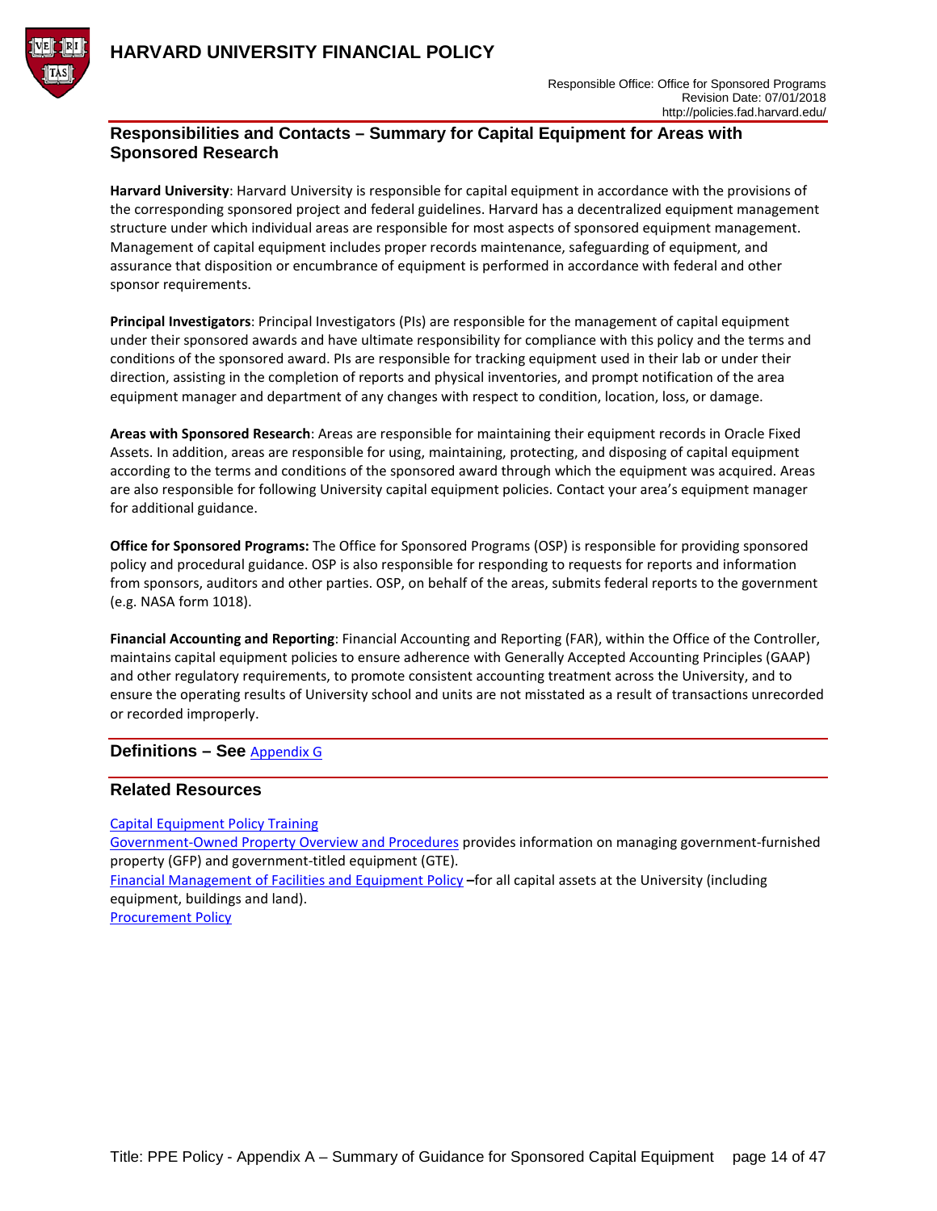## Responsibilities and Contacts – Summary for Capital Equipment for Areas with Sponsored Research

**Harvard University**: Harvard University is responsible for capital equipment in accordance with the provisions of the corresponding sponsored project and federal guidelines. Harvard has a decentralized equipment management structure under which individual areas are responsible for most aspects of sponsored equipment management. Management of capital equipment includes proper records maintenance, safeguarding of equipment, and assurance that disposition or encumbrance of equipment is performed in accordance with federal and other sponsor requirements.

**Principal Investigators**: Principal Investigators (PIs) are responsible for the management of capital equipment under their sponsored awards and have ultimate responsibility for compliance with this policy and the terms and conditions of the sponsored award. PIs are responsible for tracking equipment used in their lab or under their direction, assisting in the completion of reports and physical inventories, and prompt notification of the area equipment manager and department of any changes with respect to condition, location, loss, or damage.

**Areas with Sponsored Research**: Areas are responsible for maintaining their equipment records in Oracle Fixed Assets. In addition, areas are responsible for using, maintaining, protecting, and disposing of capital equipment according to the terms and conditions of the sponsored award through which the equipment was acquired. Areas are also responsible for following University capital equipment policies. Contact your area's equipment manager for additional guidance.

**Office for Sponsored Programs:** The Office for Sponsored Programs (OSP) is responsible for providing sponsored policy and procedural guidance. OSP is also responsible for responding to requests for reports and information from sponsors, auditors and other parties. OSP, on behalf of the areas, submits federal reports to the government (e.g. NASA form 1018).

**Financial Accounting and Reporting**: Financial Accounting and Reporting (FAR), within the Office of the Controller, maintains capital equipment policies to ensure adherence with Generally Accepted Accounting Principles (GAAP) and other regulatory requirements, to promote consistent accounting treatment across the University, and to ensure the operating results of University school and units are not misstated as a result of transactions unrecorded or recorded improperly.

## Definitions – See Appendix G

## Related Resources

Capital Equipment Policy Training

Government-Owned Property Overview and Procedures provides information on managing government-furnished property (GFP) and government-titled equipment (GTE).

Financial Management of Facilities and Equipment Policy **–**for all capital assets at the University (including equipment, buildings and land).

Procurement Policy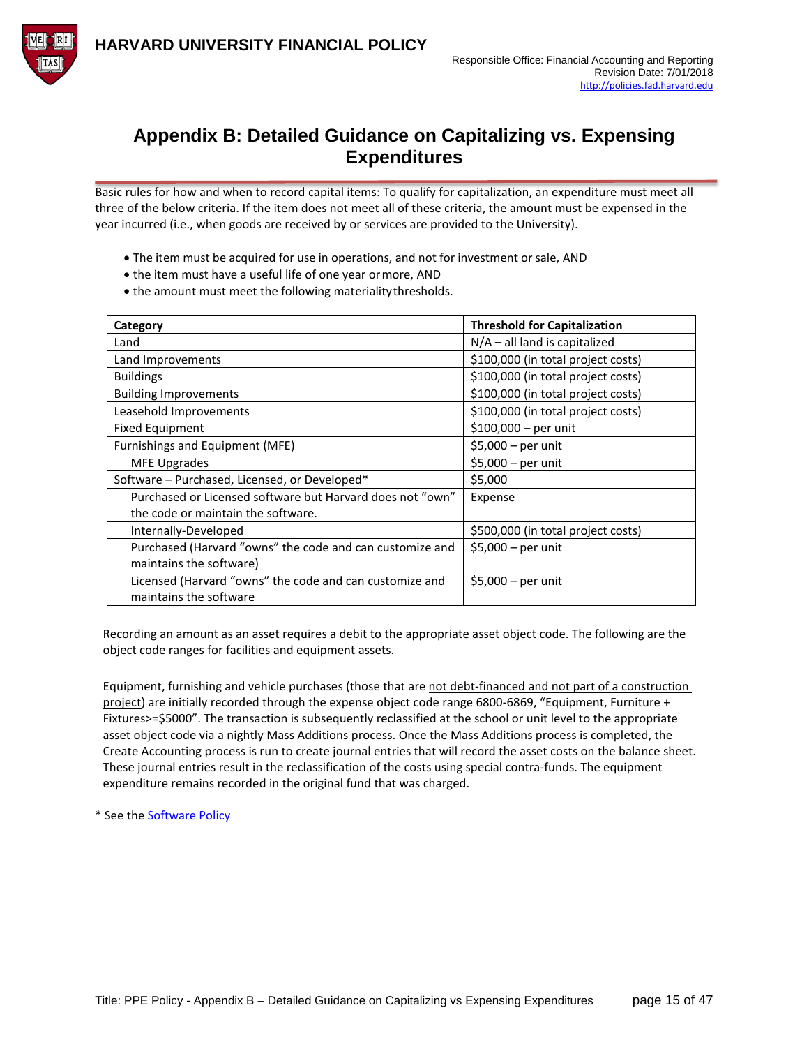# Appendix B: Detailed Guidance on Capitalizing vs. Expensing Expenditures

Basic rules for how and when to record capital items: To qualify for capitalization, an expenditure must meet all three of the below criteria. If the item does not meet all of these criteria, the amount must be expensed in the year incurred (i.e., when goods are received by or services are provided to the University).

- The item must be acquired for use in operations, and not for investment or sale, AND
- the item must have a useful life of one year or more, AND
- the amount must meet the following materiality thresholds.

| Category | Threshold for Capitalization |
| --- | --- |
| Land | N/A – all land is capitalized |
| Land Improvements | $100,000 (in total project costs) |
| Buildings | $100,000 (in total project costs) |
| Building Improvements | $100,000 (in total project costs) |
| Leasehold Improvements | $100,000 (in total project costs) |
| Fixed Equipment | $100,000 – per unit |
| Furnishings and Equipment (MFE) | $5,000 – per unit |
| MFE Upgrades | $5,000 – per unit |
| Software – Purchased, Licensed, or Developed* | $5,000 |
| Purchased or Licensed software but Harvard does not "own" the code or maintain the software. | Expense |
| Internally-Developed | $500,000 (in total project costs) |
| Purchased (Harvard "owns" the code and can customize and maintains the software) | $5,000 – per unit |
| Licensed (Harvard "owns" the code and can customize and maintains the software | $5,000 – per unit |

Recording an amount as an asset requires a debit to the appropriate asset object code. The following are the object code ranges for facilities and equipment assets.

Equipment, furnishing and vehicle purchases (those that are not debt-financed and not part of a construction project) are initially recorded through the expense object code range 6800-6869, "Equipment, Furniture + Fixtures>=$5000". The transaction is subsequently reclassified at the school or unit level to the appropriate asset object code via a nightly Mass Additions process. Once the Mass Additions process is completed, the Create Accounting process is run to create journal entries that will record the asset costs on the balance sheet. These journal entries result in the reclassification of the costs using special contra-funds. The equipment expenditure remains recorded in the original fund that was charged.

* See the Software Policy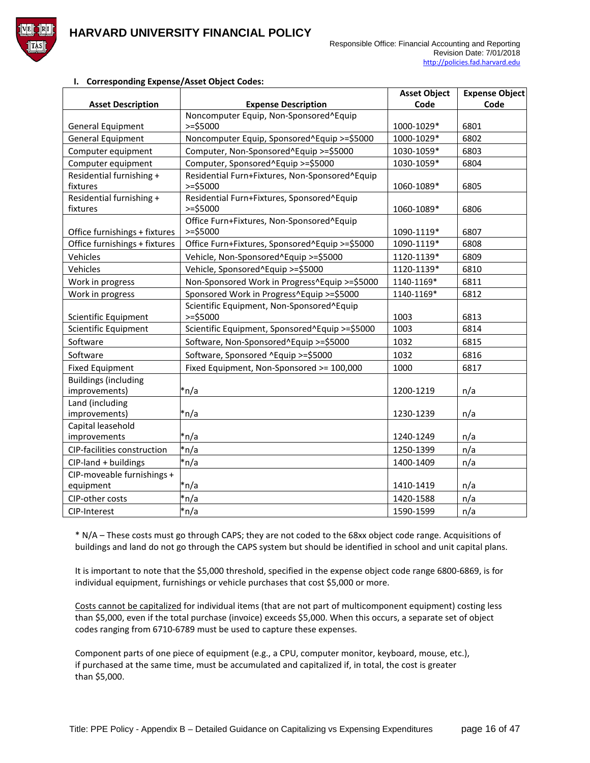## I. Corresponding Expense/Asset Object Codes:

| Asset Description | Expense Description | Asset Object Code | Expense Object Code |
|---|---|---|---|
| General Equipment | Noncomputer Equip, Non-Sponsored^Equip >=$5000 | 1000-1029* | 6801 |
| General Equipment | Noncomputer Equip, Sponsored^Equip >=$5000 | 1000-1029* | 6802 |
| Computer equipment | Computer, Non-Sponsored^Equip >=$5000 | 1030-1059* | 6803 |
| Computer equipment | Computer, Sponsored^Equip >=$5000 | 1030-1059* | 6804 |
| Residential furnishing + fixtures | Residential Furn+Fixtures, Non-Sponsored^Equip >=$5000 | 1060-1089* | 6805 |
| Residential furnishing + fixtures | Residential Furn+Fixtures, Sponsored^Equip >=$5000 | 1060-1089* | 6806 |
| Office furnishings + fixtures | Office Furn+Fixtures, Non-Sponsored^Equip >=$5000 | 1090-1119* | 6807 |
| Office furnishings + fixtures | Office Furn+Fixtures, Sponsored^Equip >=$5000 | 1090-1119* | 6808 |
| Vehicles | Vehicle, Non-Sponsored^Equip >=$5000 | 1120-1139* | 6809 |
| Vehicles | Vehicle, Sponsored^Equip >=$5000 | 1120-1139* | 6810 |
| Work in progress | Non-Sponsored Work in Progress^Equip >=$5000 | 1140-1169* | 6811 |
| Work in progress | Sponsored Work in Progress^Equip >=$5000 | 1140-1169* | 6812 |
| Scientific Equipment | Scientific Equipment, Non-Sponsored^Equip >=$5000 | 1003 | 6813 |
| Scientific Equipment | Scientific Equipment, Sponsored^Equip >=$5000 | 1003 | 6814 |
| Software | Software, Non-Sponsored^Equip >=$5000 | 1032 | 6815 |
| Software | Software, Sponsored ^Equip >=$5000 | 1032 | 6816 |
| Fixed Equipment | Fixed Equipment, Non-Sponsored >= 100,000 | 1000 | 6817 |
| Buildings (including improvements) | *n/a | 1200-1219 | n/a |
| Land (including improvements) | *n/a | 1230-1239 | n/a |
| Capital leasehold improvements | *n/a | 1240-1249 | n/a |
| CIP-facilities construction | *n/a | 1250-1399 | n/a |
| CIP-land + buildings | *n/a | 1400-1409 | n/a |
| CIP-moveable furnishings + equipment | *n/a | 1410-1419 | n/a |
| CIP-other costs | *n/a | 1420-1588 | n/a |
| CIP-Interest | *n/a | 1590-1599 | n/a |

* N/A – These costs must go through CAPS; they are not coded to the 68xx object code range. Acquisitions of buildings and land do not go through the CAPS system but should be identified in school and unit capital plans.

It is important to note that the $5,000 threshold, specified in the expense object code range 6800-6869, is for individual equipment, furnishings or vehicle purchases that cost $5,000 or more.

Costs cannot be capitalized for individual items (that are not part of multicomponent equipment) costing less than $5,000, even if the total purchase (invoice) exceeds $5,000. When this occurs, a separate set of object codes ranging from 6710-6789 must be used to capture these expenses.

Component parts of one piece of equipment (e.g., a CPU, computer monitor, keyboard, mouse, etc.), if purchased at the same time, must be accumulated and capitalized if, in total, the cost is greater than $5,000.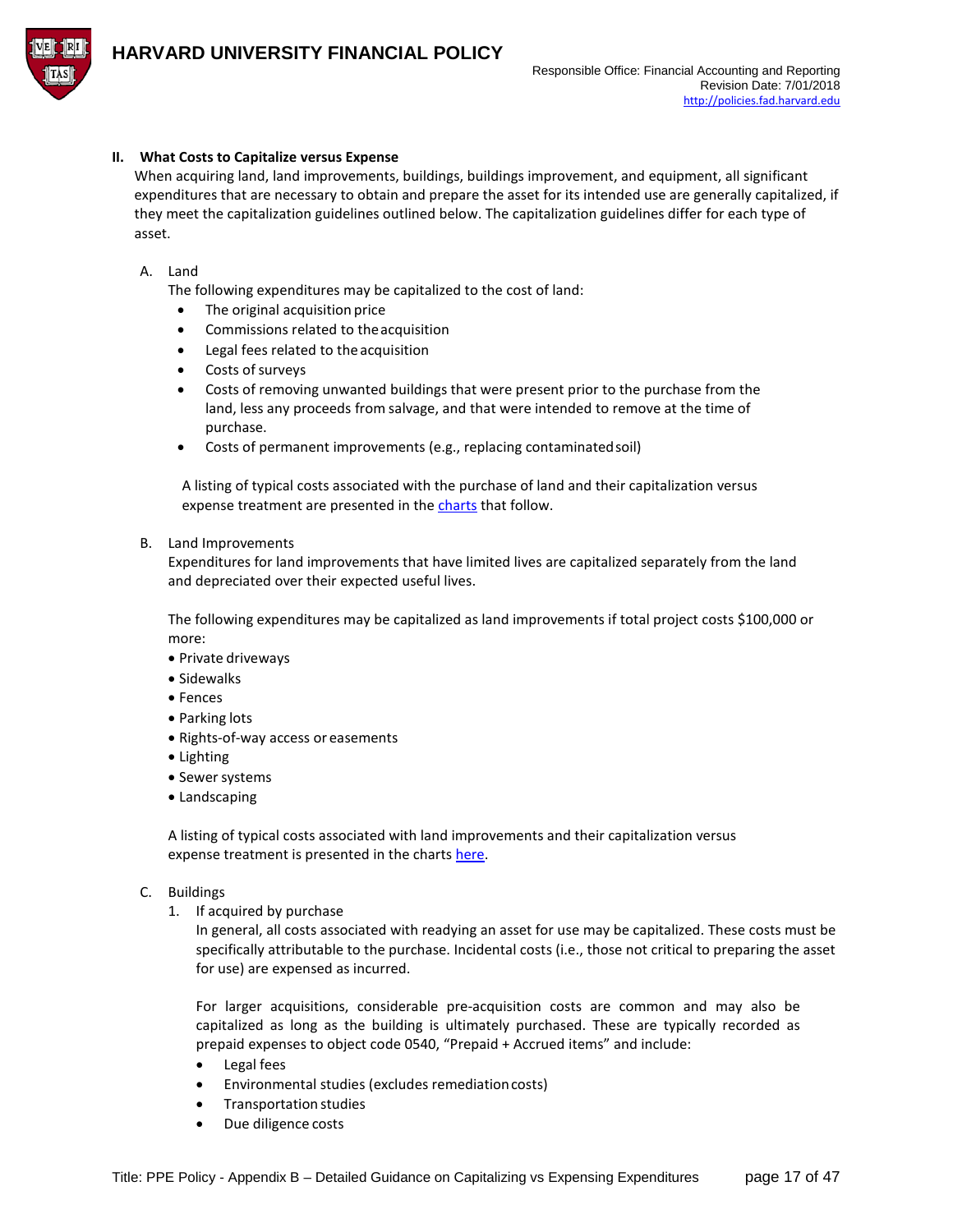## II. What Costs to Capitalize versus Expense

When acquiring land, land improvements, buildings, buildings improvement, and equipment, all significant expenditures that are necessary to obtain and prepare the asset for its intended use are generally capitalized, if they meet the capitalization guidelines outlined below. The capitalization guidelines differ for each type of asset.

A. Land

The following expenditures may be capitalized to the cost of land:

- The original acquisition price
- Commissions related to the acquisition
- Legal fees related to the acquisition
- Costs of surveys
- Costs of removing unwanted buildings that were present prior to the purchase from the land, less any proceeds from salvage, and that were intended to remove at the time of purchase.
- Costs of permanent improvements (e.g., replacing contaminated soil)

A listing of typical costs associated with the purchase of land and their capitalization versus expense treatment are presented in the charts that follow.

B. Land Improvements

Expenditures for land improvements that have limited lives are capitalized separately from the land and depreciated over their expected useful lives.

The following expenditures may be capitalized as land improvements if total project costs $100,000 or more:

- Private driveways
- Sidewalks
- Fences
- Parking lots
- Rights-of-way access or easements
- Lighting
- Sewer systems
- Landscaping

A listing of typical costs associated with land improvements and their capitalization versus expense treatment is presented in the charts here.

C. Buildings

1. If acquired by purchase

   In general, all costs associated with readying an asset for use may be capitalized. These costs must be specifically attributable to the purchase. Incidental costs (i.e., those not critical to preparing the asset for use) are expensed as incurred.

   For larger acquisitions, considerable pre-acquisition costs are common and may also be capitalized as long as the building is ultimately purchased. These are typically recorded as prepaid expenses to object code 0540, "Prepaid + Accrued items" and include:

   - Legal fees
   - Environmental studies (excludes remediation costs)
   - Transportation studies
   - Due diligence costs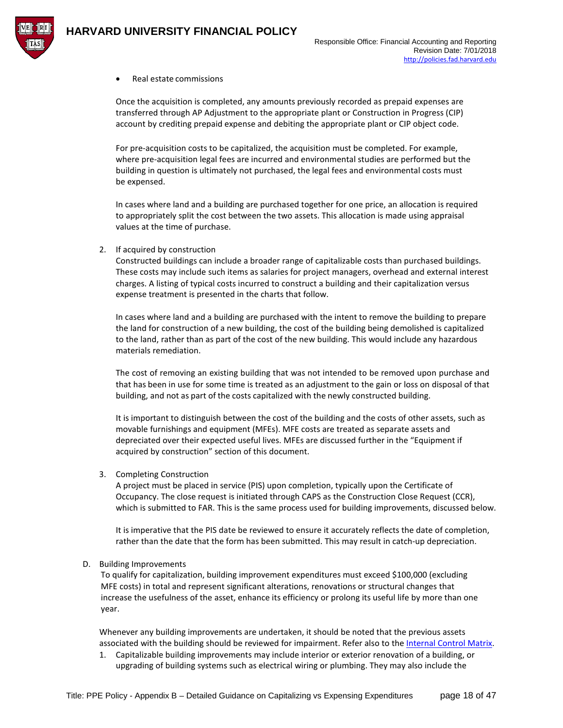- Real estate commissions

Once the acquisition is completed, any amounts previously recorded as prepaid expenses are transferred through AP Adjustment to the appropriate plant or Construction in Progress (CIP) account by crediting prepaid expense and debiting the appropriate plant or CIP object code.

For pre-acquisition costs to be capitalized, the acquisition must be completed. For example, where pre-acquisition legal fees are incurred and environmental studies are performed but the building in question is ultimately not purchased, the legal fees and environmental costs must be expensed.

In cases where land and a building are purchased together for one price, an allocation is required to appropriately split the cost between the two assets. This allocation is made using appraisal values at the time of purchase.

2. If acquired by construction

   Constructed buildings can include a broader range of capitalizable costs than purchased buildings. These costs may include such items as salaries for project managers, overhead and external interest charges. A listing of typical costs incurred to construct a building and their capitalization versus expense treatment is presented in the charts that follow.

   In cases where land and a building are purchased with the intent to remove the building to prepare the land for construction of a new building, the cost of the building being demolished is capitalized to the land, rather than as part of the cost of the new building. This would include any hazardous materials remediation.

   The cost of removing an existing building that was not intended to be removed upon purchase and that has been in use for some time is treated as an adjustment to the gain or loss on disposal of that building, and not as part of the costs capitalized with the newly constructed building.

   It is important to distinguish between the cost of the building and the costs of other assets, such as movable furnishings and equipment (MFEs). MFE costs are treated as separate assets and depreciated over their expected useful lives. MFEs are discussed further in the "Equipment if acquired by construction" section of this document.

3. Completing Construction

   A project must be placed in service (PIS) upon completion, typically upon the Certificate of Occupancy. The close request is initiated through CAPS as the Construction Close Request (CCR), which is submitted to FAR. This is the same process used for building improvements, discussed below.

   It is imperative that the PIS date be reviewed to ensure it accurately reflects the date of completion, rather than the date that the form has been submitted. This may result in catch-up depreciation.

D. Building Improvements

   To qualify for capitalization, building improvement expenditures must exceed $100,000 (excluding MFE costs) in total and represent significant alterations, renovations or structural changes that increase the usefulness of the asset, enhance its efficiency or prolong its useful life by more than one year.

   Whenever any building improvements are undertaken, it should be noted that the previous assets associated with the building should be reviewed for impairment. Refer also to the Internal Control Matrix.

   1. Capitalizable building improvements may include interior or exterior renovation of a building, or upgrading of building systems such as electrical wiring or plumbing. They may also include the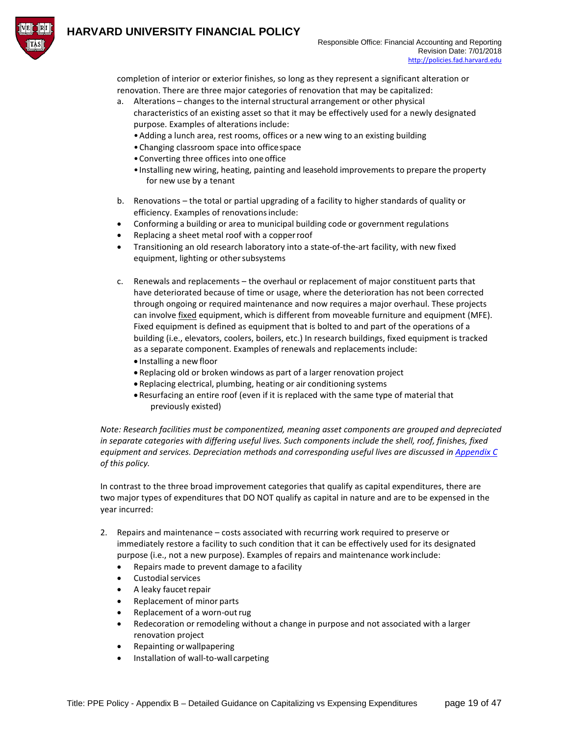completion of interior or exterior finishes, so long as they represent a significant alteration or renovation. There are three major categories of renovation that may be capitalized:

a. Alterations – changes to the internal structural arrangement or other physical characteristics of an existing asset so that it may be effectively used for a newly designated purpose. Examples of alterations include:
   - Adding a lunch area, rest rooms, offices or a new wing to an existing building
   - Changing classroom space into office space
   - Converting three offices into one office
   - Installing new wiring, heating, painting and leasehold improvements to prepare the property for new use by a tenant

b. Renovations – the total or partial upgrading of a facility to higher standards of quality or efficiency. Examples of renovations include:
   - Conforming a building or area to municipal building code or government regulations
   - Replacing a sheet metal roof with a copper roof
   - Transitioning an old research laboratory into a state-of-the-art facility, with new fixed equipment, lighting or other subsystems

c. Renewals and replacements – the overhaul or replacement of major constituent parts that have deteriorated because of time or usage, where the deterioration has not been corrected through ongoing or required maintenance and now requires a major overhaul. These projects can involve fixed equipment, which is different from moveable furniture and equipment (MFE). Fixed equipment is defined as equipment that is bolted to and part of the operations of a building (i.e., elevators, coolers, boilers, etc.) In research buildings, fixed equipment is tracked as a separate component. Examples of renewals and replacements include:
   - Installing a new floor
   - Replacing old or broken windows as part of a larger renovation project
   - Replacing electrical, plumbing, heating or air conditioning systems
   - Resurfacing an entire roof (even if it is replaced with the same type of material that previously existed)

*Note: Research facilities must be componentized, meaning asset components are grouped and depreciated in separate categories with differing useful lives. Such components include the shell, roof, finishes, fixed equipment and services. Depreciation methods and corresponding useful lives are discussed in Appendix C of this policy.*

In contrast to the three broad improvement categories that qualify as capital expenditures, there are two major types of expenditures that DO NOT qualify as capital in nature and are to be expensed in the year incurred:

2. Repairs and maintenance – costs associated with recurring work required to preserve or immediately restore a facility to such condition that it can be effectively used for its designated purpose (i.e., not a new purpose). Examples of repairs and maintenance work include:
   - Repairs made to prevent damage to a facility
   - Custodial services
   - A leaky faucet repair
   - Replacement of minor parts
   - Replacement of a worn-out rug
   - Redecoration or remodeling without a change in purpose and not associated with a larger renovation project
   - Repainting or wallpapering
   - Installation of wall-to-wall carpeting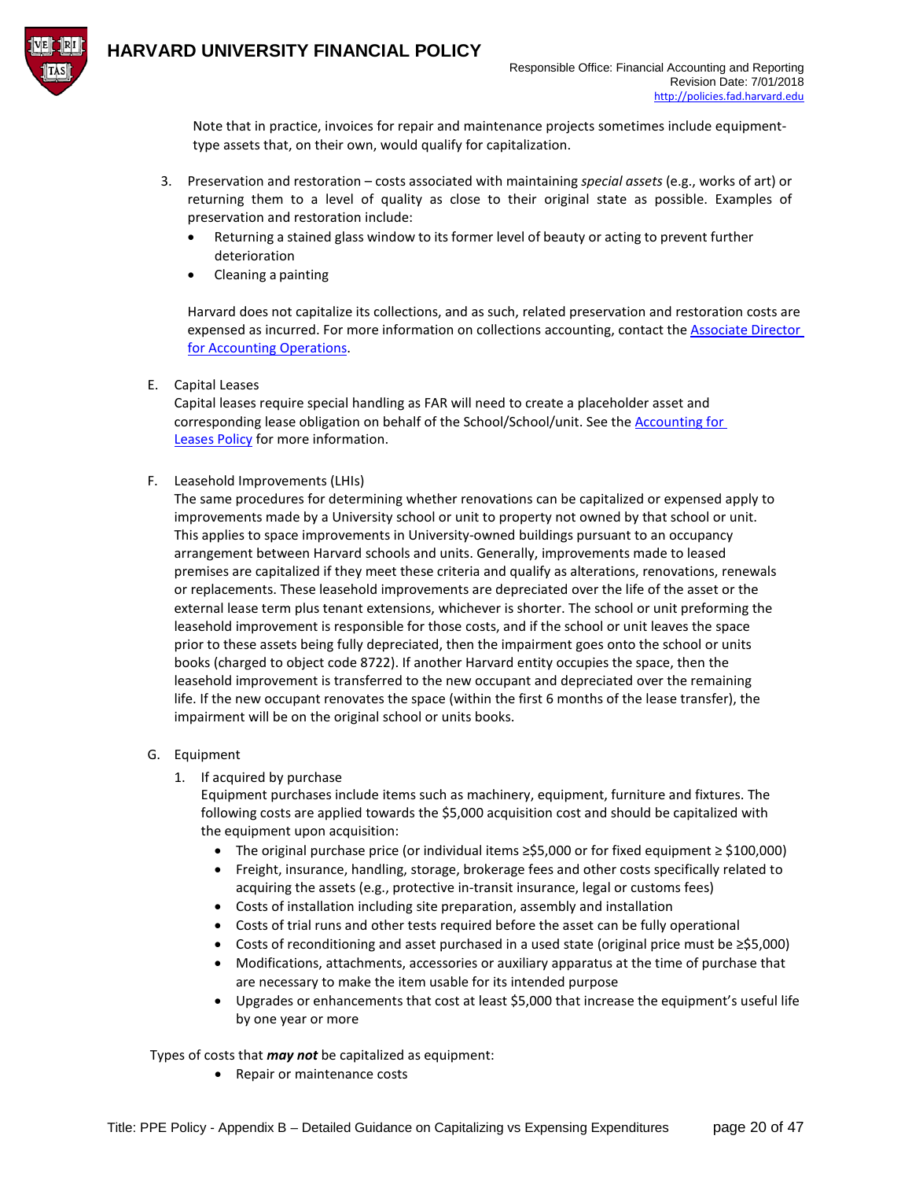Note that in practice, invoices for repair and maintenance projects sometimes include equipment-type assets that, on their own, would qualify for capitalization.

3. Preservation and restoration – costs associated with maintaining *special assets* (e.g., works of art) or returning them to a level of quality as close to their original state as possible. Examples of preservation and restoration include:
   - Returning a stained glass window to its former level of beauty or acting to prevent further deterioration
   - Cleaning a painting

   Harvard does not capitalize its collections, and as such, related preservation and restoration costs are expensed as incurred. For more information on collections accounting, contact the Associate Director for Accounting Operations.

E. Capital Leases

Capital leases require special handling as FAR will need to create a placeholder asset and corresponding lease obligation on behalf of the School/School/unit. See the Accounting for Leases Policy for more information.

F. Leasehold Improvements (LHIs)

The same procedures for determining whether renovations can be capitalized or expensed apply to improvements made by a University school or unit to property not owned by that school or unit. This applies to space improvements in University-owned buildings pursuant to an occupancy arrangement between Harvard schools and units. Generally, improvements made to leased premises are capitalized if they meet these criteria and qualify as alterations, renovations, renewals or replacements. These leasehold improvements are depreciated over the life of the asset or the external lease term plus tenant extensions, whichever is shorter. The school or unit preforming the leasehold improvement is responsible for those costs, and if the school or unit leaves the space prior to these assets being fully depreciated, then the impairment goes onto the school or units books (charged to object code 8722). If another Harvard entity occupies the space, then the leasehold improvement is transferred to the new occupant and depreciated over the remaining life. If the new occupant renovates the space (within the first 6 months of the lease transfer), the impairment will be on the original school or units books.

G. Equipment

1. If acquired by purchase

   Equipment purchases include items such as machinery, equipment, furniture and fixtures. The following costs are applied towards the $5,000 acquisition cost and should be capitalized with the equipment upon acquisition:
   - The original purchase price (or individual items ≥$5,000 or for fixed equipment ≥ $100,000)
   - Freight, insurance, handling, storage, brokerage fees and other costs specifically related to acquiring the assets (e.g., protective in-transit insurance, legal or customs fees)
   - Costs of installation including site preparation, assembly and installation
   - Costs of trial runs and other tests required before the asset can be fully operational
   - Costs of reconditioning and asset purchased in a used state (original price must be ≥$5,000)
   - Modifications, attachments, accessories or auxiliary apparatus at the time of purchase that are necessary to make the item usable for its intended purpose
   - Upgrades or enhancements that cost at least $5,000 that increase the equipment's useful life by one year or more

Types of costs that ***may not*** be capitalized as equipment:

- Repair or maintenance costs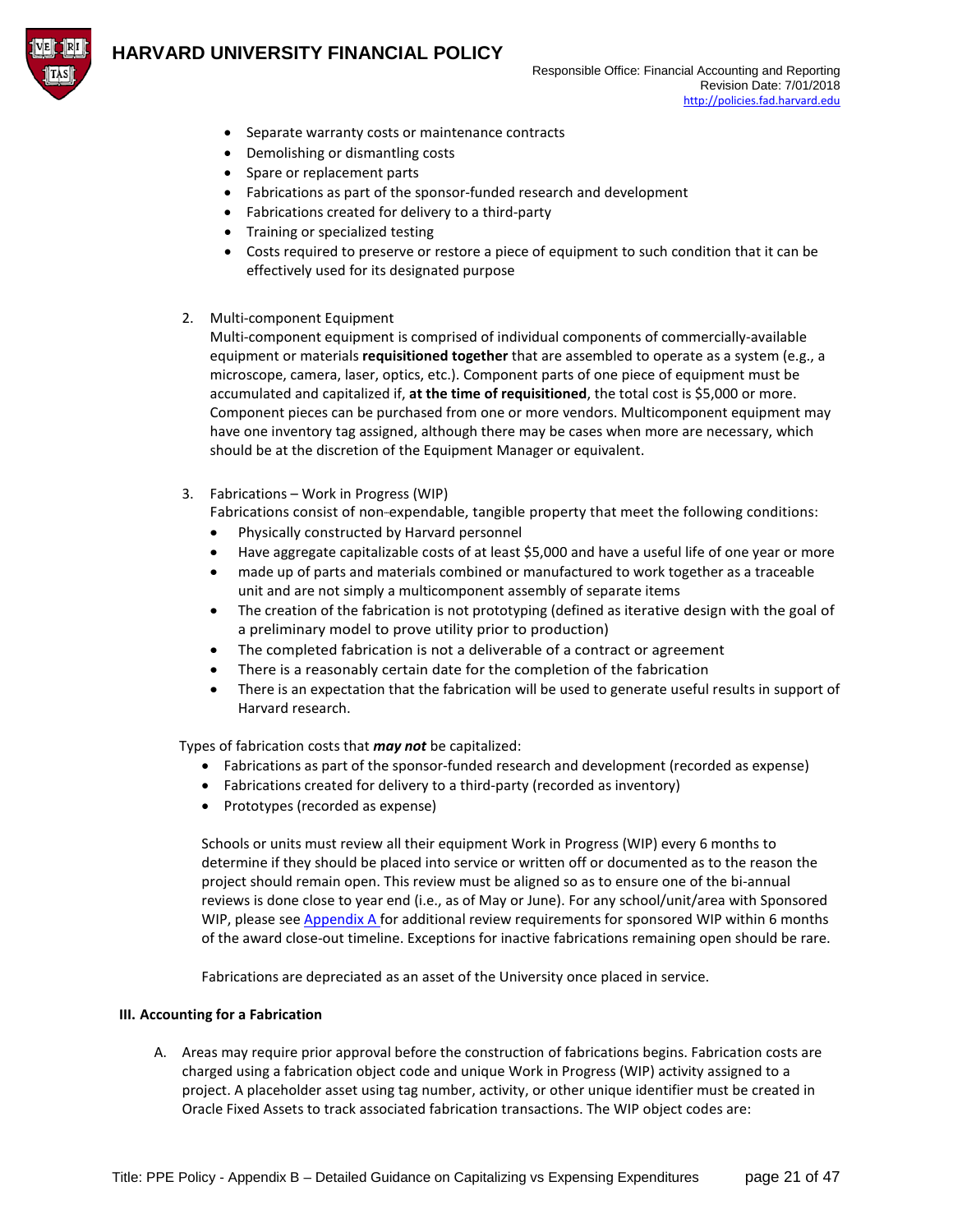- Separate warranty costs or maintenance contracts
- Demolishing or dismantling costs
- Spare or replacement parts
- Fabrications as part of the sponsor-funded research and development
- Fabrications created for delivery to a third-party
- Training or specialized testing
- Costs required to preserve or restore a piece of equipment to such condition that it can be effectively used for its designated purpose

2. Multi-component Equipment

   Multi-component equipment is comprised of individual components of commercially-available equipment or materials **requisitioned together** that are assembled to operate as a system (e.g., a microscope, camera, laser, optics, etc.). Component parts of one piece of equipment must be accumulated and capitalized if, **at the time of requisitioned**, the total cost is $5,000 or more. Component pieces can be purchased from one or more vendors. Multicomponent equipment may have one inventory tag assigned, although there may be cases when more are necessary, which should be at the discretion of the Equipment Manager or equivalent.

3. Fabrications – Work in Progress (WIP)

   Fabrications consist of non-expendable, tangible property that meet the following conditions:
   - Physically constructed by Harvard personnel
   - Have aggregate capitalizable costs of at least $5,000 and have a useful life of one year or more
   - made up of parts and materials combined or manufactured to work together as a traceable unit and are not simply a multicomponent assembly of separate items
   - The creation of the fabrication is not prototyping (defined as iterative design with the goal of a preliminary model to prove utility prior to production)
   - The completed fabrication is not a deliverable of a contract or agreement
   - There is a reasonably certain date for the completion of the fabrication
   - There is an expectation that the fabrication will be used to generate useful results in support of Harvard research.

Types of fabrication costs that ***may not*** be capitalized:
- Fabrications as part of the sponsor-funded research and development (recorded as expense)
- Fabrications created for delivery to a third-party (recorded as inventory)
- Prototypes (recorded as expense)

Schools or units must review all their equipment Work in Progress (WIP) every 6 months to determine if they should be placed into service or written off or documented as to the reason the project should remain open. This review must be aligned so as to ensure one of the bi-annual reviews is done close to year end (i.e., as of May or June). For any school/unit/area with Sponsored WIP, please see Appendix A for additional review requirements for sponsored WIP within 6 months of the award close-out timeline. Exceptions for inactive fabrications remaining open should be rare.

Fabrications are depreciated as an asset of the University once placed in service.

**III. Accounting for a Fabrication**

A. Areas may require prior approval before the construction of fabrications begins. Fabrication costs are charged using a fabrication object code and unique Work in Progress (WIP) activity assigned to a project. A placeholder asset using tag number, activity, or other unique identifier must be created in Oracle Fixed Assets to track associated fabrication transactions. The WIP object codes are: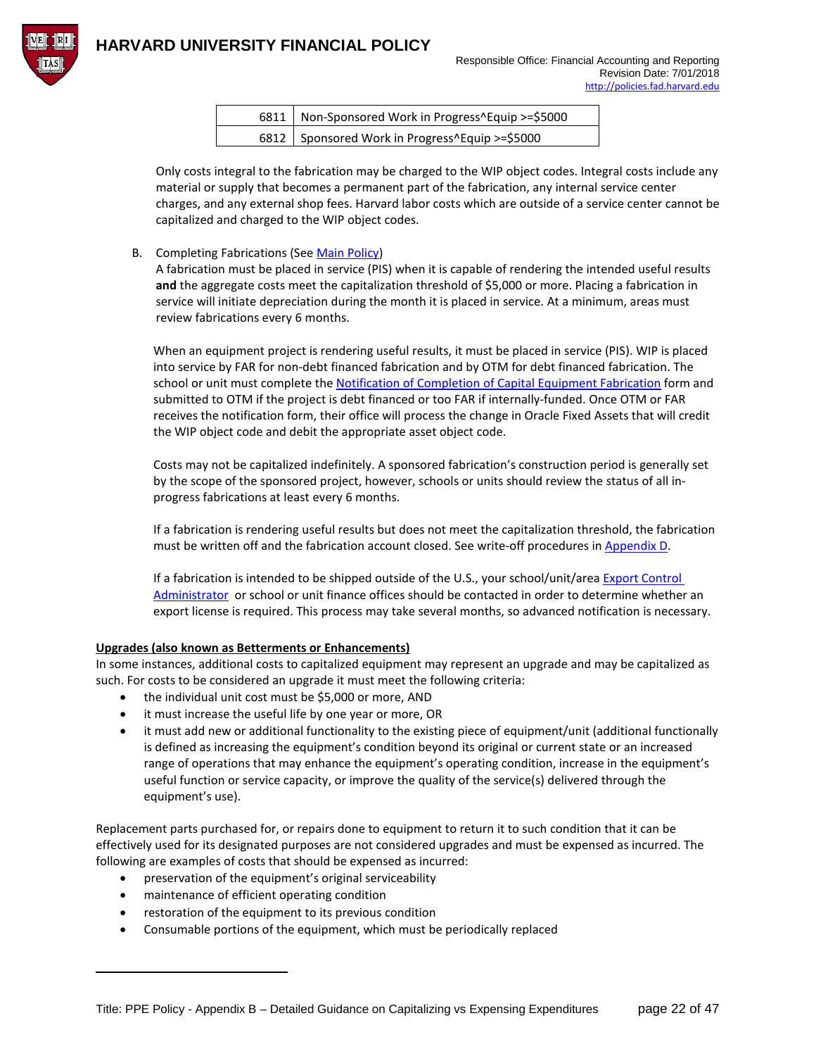| | |
|---|---|
| 6811 | Non-Sponsored Work in Progress^Equip >=$5000 |
| 6812 | Sponsored Work in Progress^Equip >=$5000 |

Only costs integral to the fabrication may be charged to the WIP object codes. Integral costs include any material or supply that becomes a permanent part of the fabrication, any internal service center charges, and any external shop fees. Harvard labor costs which are outside of a service center cannot be capitalized and charged to the WIP object codes.

B. Completing Fabrications (See Main Policy)
A fabrication must be placed in service (PIS) when it is capable of rendering the intended useful results **and** the aggregate costs meet the capitalization threshold of $5,000 or more. Placing a fabrication in service will initiate depreciation during the month it is placed in service. At a minimum, areas must review fabrications every 6 months.

When an equipment project is rendering useful results, it must be placed in service (PIS). WIP is placed into service by FAR for non-debt financed fabrication and by OTM for debt financed fabrication. The school or unit must complete the Notification of Completion of Capital Equipment Fabrication form and submitted to OTM if the project is debt financed or too FAR if internally-funded. Once OTM or FAR receives the notification form, their office will process the change in Oracle Fixed Assets that will credit the WIP object code and debit the appropriate asset object code.

Costs may not be capitalized indefinitely. A sponsored fabrication's construction period is generally set by the scope of the sponsored project, however, schools or units should review the status of all in-progress fabrications at least every 6 months.

If a fabrication is rendering useful results but does not meet the capitalization threshold, the fabrication must be written off and the fabrication account closed. See write-off procedures in Appendix D.

If a fabrication is intended to be shipped outside of the U.S., your school/unit/area Export Control Administrator or school or unit finance offices should be contacted in order to determine whether an export license is required. This process may take several months, so advanced notification is necessary.

**Upgrades (also known as Betterments or Enhancements)**

In some instances, additional costs to capitalized equipment may represent an upgrade and may be capitalized as such. For costs to be considered an upgrade it must meet the following criteria:

- the individual unit cost must be $5,000 or more, AND
- it must increase the useful life by one year or more, OR
- it must add new or additional functionality to the existing piece of equipment/unit (additional functionally is defined as increasing the equipment's condition beyond its original or current state or an increased range of operations that may enhance the equipment's operating condition, increase in the equipment's useful function or service capacity, or improve the quality of the service(s) delivered through the equipment's use).

Replacement parts purchased for, or repairs done to equipment to return it to such condition that it can be effectively used for its designated purposes are not considered upgrades and must be expensed as incurred. The following are examples of costs that should be expensed as incurred:

- preservation of the equipment's original serviceability
- maintenance of efficient operating condition
- restoration of the equipment to its previous condition
- Consumable portions of the equipment, which must be periodically replaced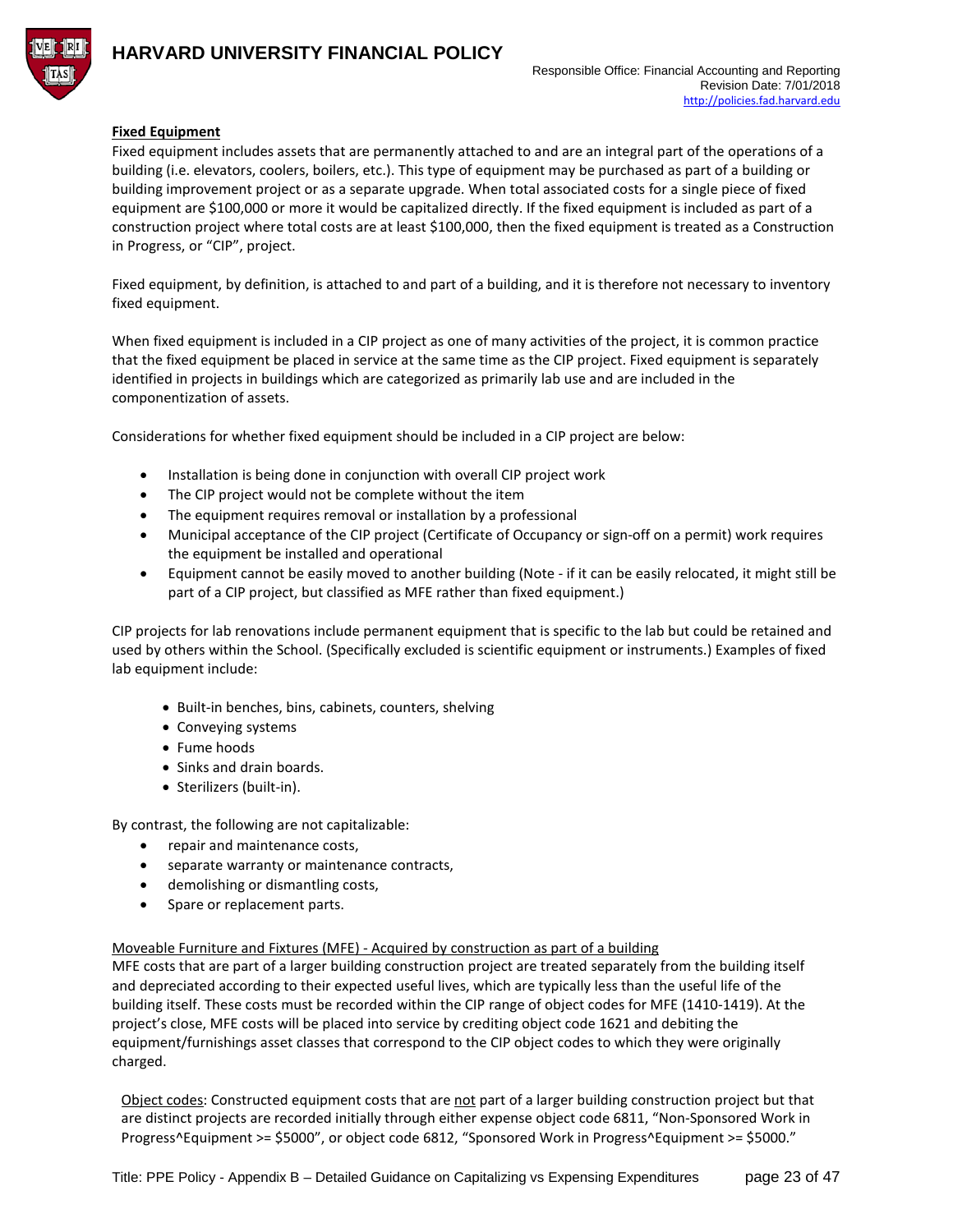**Fixed Equipment**

Fixed equipment includes assets that are permanently attached to and are an integral part of the operations of a building (i.e. elevators, coolers, boilers, etc.). This type of equipment may be purchased as part of a building or building improvement project or as a separate upgrade. When total associated costs for a single piece of fixed equipment are $100,000 or more it would be capitalized directly. If the fixed equipment is included as part of a construction project where total costs are at least $100,000, then the fixed equipment is treated as a Construction in Progress, or "CIP", project.

Fixed equipment, by definition, is attached to and part of a building, and it is therefore not necessary to inventory fixed equipment.

When fixed equipment is included in a CIP project as one of many activities of the project, it is common practice that the fixed equipment be placed in service at the same time as the CIP project. Fixed equipment is separately identified in projects in buildings which are categorized as primarily lab use and are included in the componentization of assets.

Considerations for whether fixed equipment should be included in a CIP project are below:

- Installation is being done in conjunction with overall CIP project work
- The CIP project would not be complete without the item
- The equipment requires removal or installation by a professional
- Municipal acceptance of the CIP project (Certificate of Occupancy or sign-off on a permit) work requires the equipment be installed and operational
- Equipment cannot be easily moved to another building (Note - if it can be easily relocated, it might still be part of a CIP project, but classified as MFE rather than fixed equipment.)

CIP projects for lab renovations include permanent equipment that is specific to the lab but could be retained and used by others within the School. (Specifically excluded is scientific equipment or instruments.) Examples of fixed lab equipment include:

- Built-in benches, bins, cabinets, counters, shelving
- Conveying systems
- Fume hoods
- Sinks and drain boards.
- Sterilizers (built-in).

By contrast, the following are not capitalizable:

- repair and maintenance costs,
- separate warranty or maintenance contracts,
- demolishing or dismantling costs,
- Spare or replacement parts.

Moveable Furniture and Fixtures (MFE) - Acquired by construction as part of a building

MFE costs that are part of a larger building construction project are treated separately from the building itself and depreciated according to their expected useful lives, which are typically less than the useful life of the building itself. These costs must be recorded within the CIP range of object codes for MFE (1410-1419). At the project's close, MFE costs will be placed into service by crediting object code 1621 and debiting the equipment/furnishings asset classes that correspond to the CIP object codes to which they were originally charged.

Object codes: Constructed equipment costs that are not part of a larger building construction project but that are distinct projects are recorded initially through either expense object code 6811, "Non-Sponsored Work in Progress^Equipment >= $5000", or object code 6812, "Sponsored Work in Progress^Equipment >= $5000."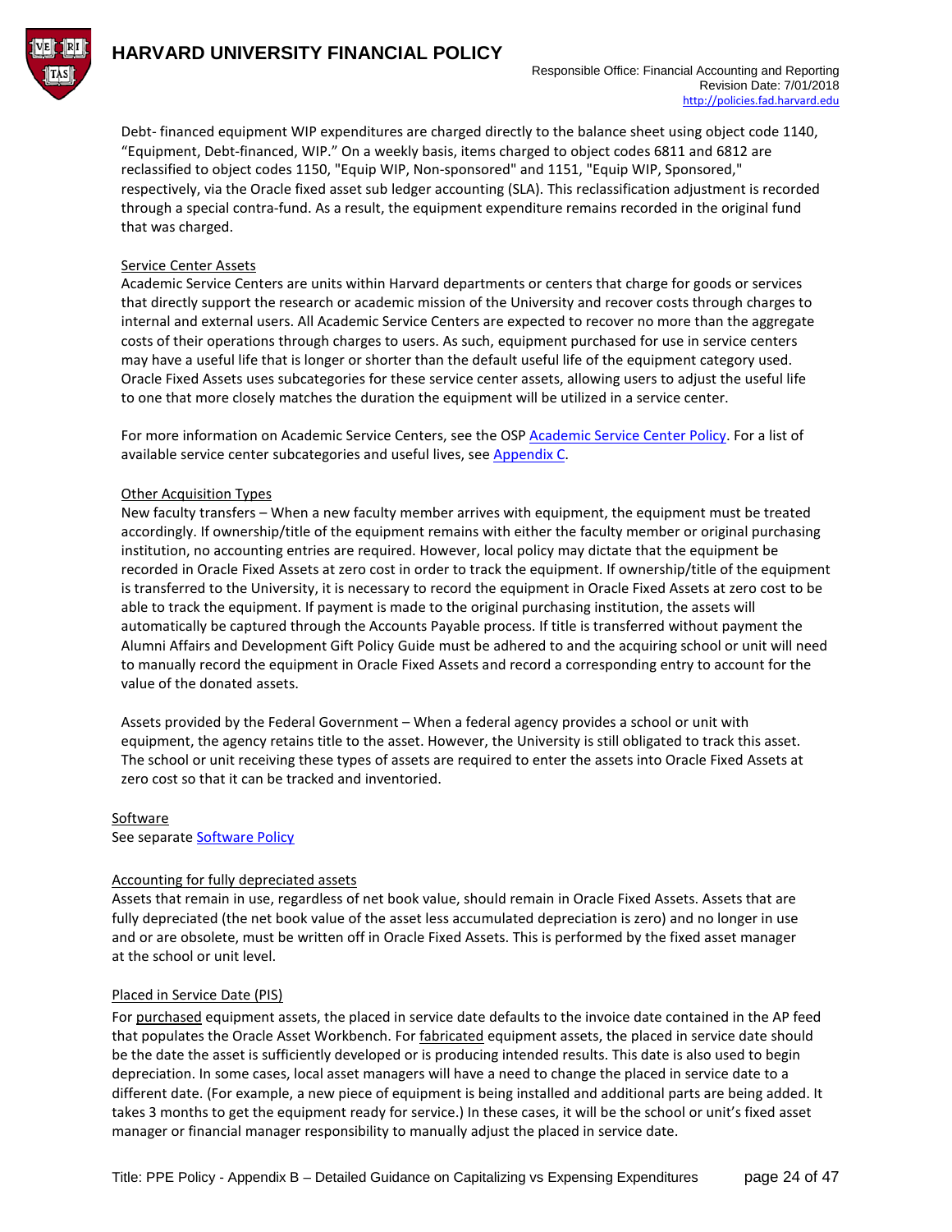Debt- financed equipment WIP expenditures are charged directly to the balance sheet using object code 1140, "Equipment, Debt-financed, WIP." On a weekly basis, items charged to object codes 6811 and 6812 are reclassified to object codes 1150, "Equip WIP, Non-sponsored" and 1151, "Equip WIP, Sponsored," respectively, via the Oracle fixed asset sub ledger accounting (SLA). This reclassification adjustment is recorded through a special contra-fund. As a result, the equipment expenditure remains recorded in the original fund that was charged.

Service Center Assets

Academic Service Centers are units within Harvard departments or centers that charge for goods or services that directly support the research or academic mission of the University and recover costs through charges to internal and external users. All Academic Service Centers are expected to recover no more than the aggregate costs of their operations through charges to users. As such, equipment purchased for use in service centers may have a useful life that is longer or shorter than the default useful life of the equipment category used. Oracle Fixed Assets uses subcategories for these service center assets, allowing users to adjust the useful life to one that more closely matches the duration the equipment will be utilized in a service center.

For more information on Academic Service Centers, see the OSP Academic Service Center Policy. For a list of available service center subcategories and useful lives, see Appendix C.

Other Acquisition Types

New faculty transfers – When a new faculty member arrives with equipment, the equipment must be treated accordingly. If ownership/title of the equipment remains with either the faculty member or original purchasing institution, no accounting entries are required. However, local policy may dictate that the equipment be recorded in Oracle Fixed Assets at zero cost in order to track the equipment. If ownership/title of the equipment is transferred to the University, it is necessary to record the equipment in Oracle Fixed Assets at zero cost to be able to track the equipment. If payment is made to the original purchasing institution, the assets will automatically be captured through the Accounts Payable process. If title is transferred without payment the Alumni Affairs and Development Gift Policy Guide must be adhered to and the acquiring school or unit will need to manually record the equipment in Oracle Fixed Assets and record a corresponding entry to account for the value of the donated assets.

Assets provided by the Federal Government – When a federal agency provides a school or unit with equipment, the agency retains title to the asset. However, the University is still obligated to track this asset. The school or unit receiving these types of assets are required to enter the assets into Oracle Fixed Assets at zero cost so that it can be tracked and inventoried.

Software

See separate Software Policy

Accounting for fully depreciated assets

Assets that remain in use, regardless of net book value, should remain in Oracle Fixed Assets. Assets that are fully depreciated (the net book value of the asset less accumulated depreciation is zero) and no longer in use and or are obsolete, must be written off in Oracle Fixed Assets. This is performed by the fixed asset manager at the school or unit level.

Placed in Service Date (PIS)

For purchased equipment assets, the placed in service date defaults to the invoice date contained in the AP feed that populates the Oracle Asset Workbench. For fabricated equipment assets, the placed in service date should be the date the asset is sufficiently developed or is producing intended results. This date is also used to begin depreciation. In some cases, local asset managers will have a need to change the placed in service date to a different date. (For example, a new piece of equipment is being installed and additional parts are being added. It takes 3 months to get the equipment ready for service.) In these cases, it will be the school or unit's fixed asset manager or financial manager responsibility to manually adjust the placed in service date.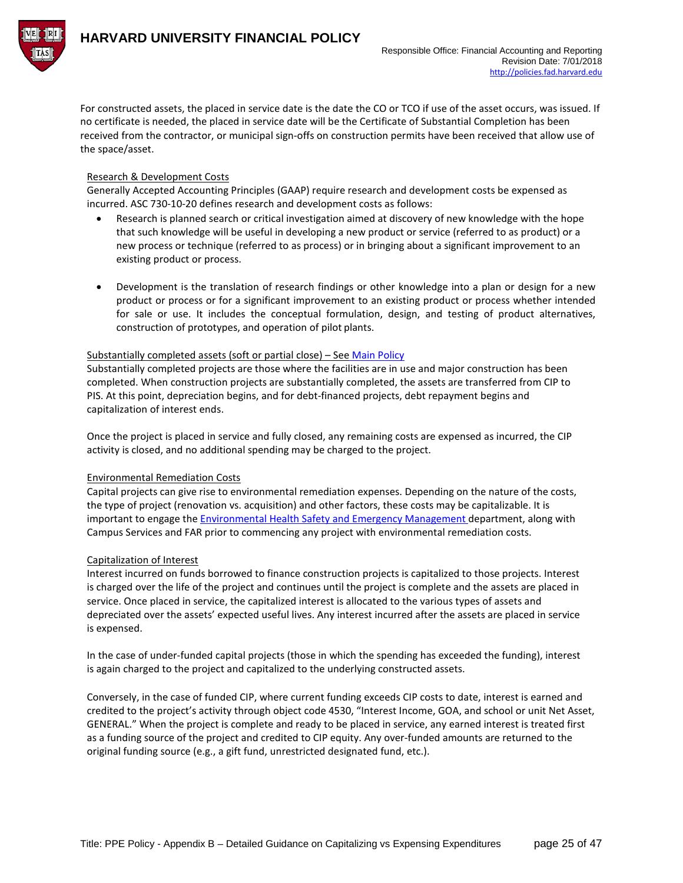For constructed assets, the placed in service date is the date the CO or TCO if use of the asset occurs, was issued. If no certificate is needed, the placed in service date will be the Certificate of Substantial Completion has been received from the contractor, or municipal sign-offs on construction permits have been received that allow use of the space/asset.

Research & Development Costs

Generally Accepted Accounting Principles (GAAP) require research and development costs be expensed as incurred. ASC 730-10-20 defines research and development costs as follows:

- Research is planned search or critical investigation aimed at discovery of new knowledge with the hope that such knowledge will be useful in developing a new product or service (referred to as product) or a new process or technique (referred to as process) or in bringing about a significant improvement to an existing product or process.

- Development is the translation of research findings or other knowledge into a plan or design for a new product or process or for a significant improvement to an existing product or process whether intended for sale or use. It includes the conceptual formulation, design, and testing of product alternatives, construction of prototypes, and operation of pilot plants.

Substantially completed assets (soft or partial close) – See Main Policy

Substantially completed projects are those where the facilities are in use and major construction has been completed. When construction projects are substantially completed, the assets are transferred from CIP to PIS. At this point, depreciation begins, and for debt-financed projects, debt repayment begins and capitalization of interest ends.

Once the project is placed in service and fully closed, any remaining costs are expensed as incurred, the CIP activity is closed, and no additional spending may be charged to the project.

Environmental Remediation Costs

Capital projects can give rise to environmental remediation expenses. Depending on the nature of the costs, the type of project (renovation vs. acquisition) and other factors, these costs may be capitalizable. It is important to engage the Environmental Health Safety and Emergency Management department, along with Campus Services and FAR prior to commencing any project with environmental remediation costs.

Capitalization of Interest

Interest incurred on funds borrowed to finance construction projects is capitalized to those projects. Interest is charged over the life of the project and continues until the project is complete and the assets are placed in service. Once placed in service, the capitalized interest is allocated to the various types of assets and depreciated over the assets' expected useful lives. Any interest incurred after the assets are placed in service is expensed.

In the case of under-funded capital projects (those in which the spending has exceeded the funding), interest is again charged to the project and capitalized to the underlying constructed assets.

Conversely, in the case of funded CIP, where current funding exceeds CIP costs to date, interest is earned and credited to the project's activity through object code 4530, "Interest Income, GOA, and school or unit Net Asset, GENERAL." When the project is complete and ready to be placed in service, any earned interest is treated first as a funding source of the project and credited to CIP equity. Any over-funded amounts are returned to the original funding source (e.g., a gift fund, unrestricted designated fund, etc.).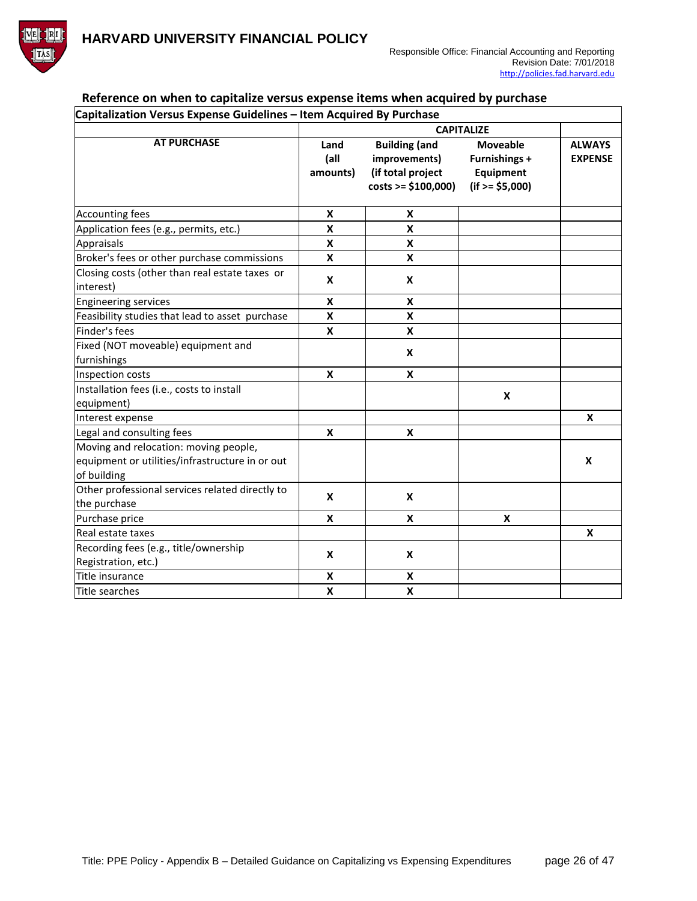## Reference on when to capitalize versus expense items when acquired by purchase

**Capitalization Versus Expense Guidelines – Item Acquired By Purchase**

| AT PURCHASE | CAPITALIZE | | | |
|---|---|---|---|---|
| | **Land (all amounts)** | **Building (and improvements) (if total project costs >= $100,000)** | **Moveable Furnishings + Equipment (if >= $5,000)** | **ALWAYS EXPENSE** |
| Accounting fees | X | X | | |
| Application fees (e.g., permits, etc.) | X | X | | |
| Appraisals | X | X | | |
| Broker's fees or other purchase commissions | X | X | | |
| Closing costs (other than real estate taxes or interest) | X | X | | |
| Engineering services | X | X | | |
| Feasibility studies that lead to asset purchase | X | X | | |
| Finder's fees | X | X | | |
| Fixed (NOT moveable) equipment and furnishings | | X | | |
| Inspection costs | X | X | | |
| Installation fees (i.e., costs to install equipment) | | | X | |
| Interest expense | | | | X |
| Legal and consulting fees | X | X | | |
| Moving and relocation: moving people, equipment or utilities/infrastructure in or out of building | | | | X |
| Other professional services related directly to the purchase | X | X | | |
| Purchase price | X | X | X | |
| Real estate taxes | | | | X |
| Recording fees (e.g., title/ownership Registration, etc.) | X | X | | |
| Title insurance | X | X | | |
| Title searches | X | X | | |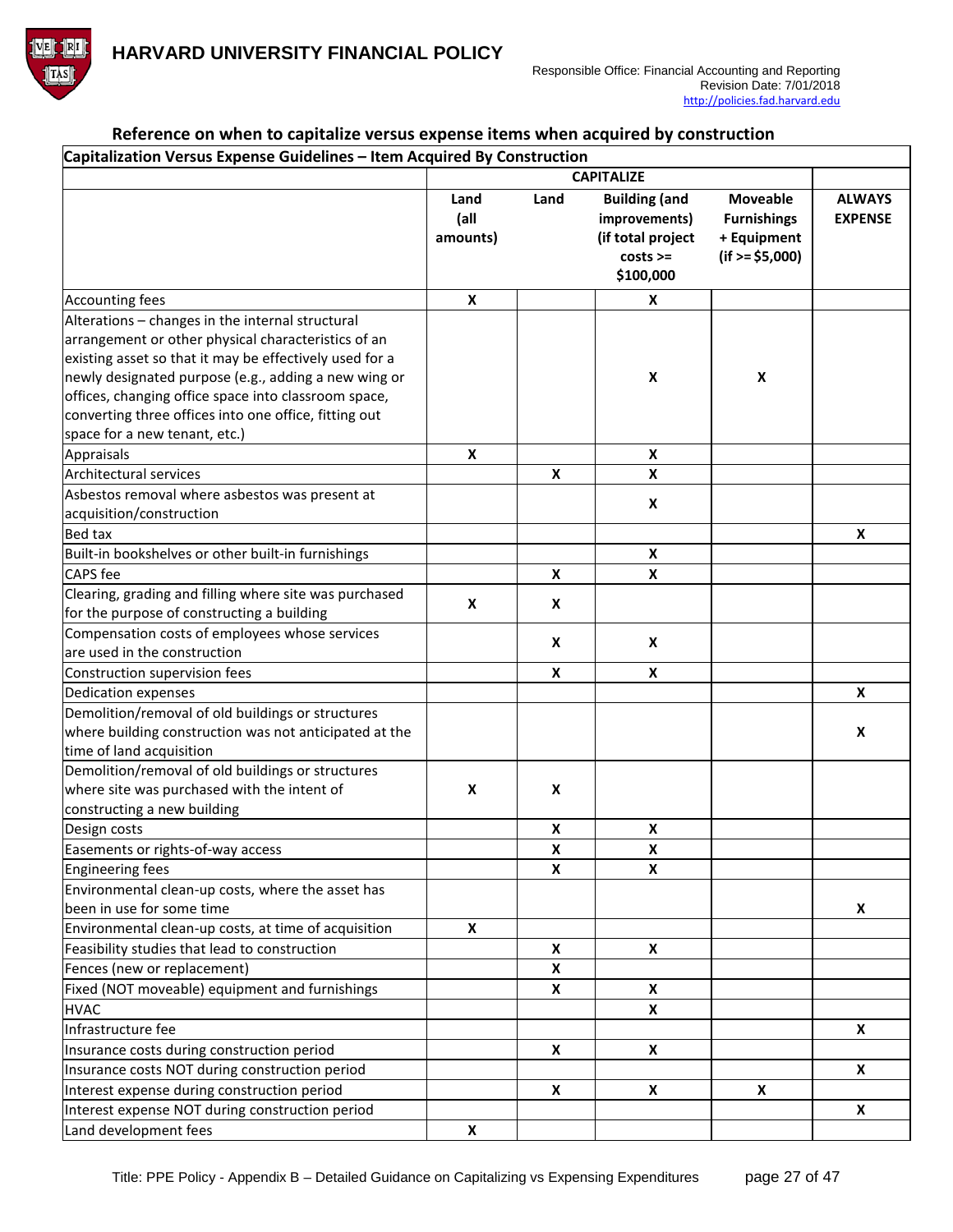## Reference on when to capitalize versus expense items when acquired by construction

| Capitalization Versus Expense Guidelines – Item Acquired By Construction | | | | | |
|---|---|---|---|---|---|
| | CAPITALIZE | | | | |
| | Land (all amounts) | Land | Building (and improvements) (if total project costs >= $100,000 | Moveable Furnishings + Equipment (if >= $5,000) | ALWAYS EXPENSE |
| Accounting fees | X | | X | | |
| Alterations – changes in the internal structural arrangement or other physical characteristics of an existing asset so that it may be effectively used for a newly designated purpose (e.g., adding a new wing or offices, changing office space into classroom space, converting three offices into one office, fitting out space for a new tenant, etc.) | | | X | X | |
| Appraisals | X | | X | | |
| Architectural services | | X | X | | |
| Asbestos removal where asbestos was present at acquisition/construction | | | X | | |
| Bed tax | | | | | X |
| Built-in bookshelves or other built-in furnishings | | | X | | |
| CAPS fee | | X | X | | |
| Clearing, grading and filling where site was purchased for the purpose of constructing a building | X | X | | | |
| Compensation costs of employees whose services are used in the construction | | X | X | | |
| Construction supervision fees | | X | X | | |
| Dedication expenses | | | | | X |
| Demolition/removal of old buildings or structures where building construction was not anticipated at the time of land acquisition | | | | | X |
| Demolition/removal of old buildings or structures where site was purchased with the intent of constructing a new building | X | X | | | |
| Design costs | | X | X | | |
| Easements or rights-of-way access | | X | X | | |
| Engineering fees | | X | X | | |
| Environmental clean-up costs, where the asset has been in use for some time | | | | | X |
| Environmental clean-up costs, at time of acquisition | X | | | | |
| Feasibility studies that lead to construction | | X | X | | |
| Fences (new or replacement) | | X | | | |
| Fixed (NOT moveable) equipment and furnishings | | X | X | | |
| HVAC | | | X | | |
| Infrastructure fee | | | | | X |
| Insurance costs during construction period | | X | X | | |
| Insurance costs NOT during construction period | | | | | X |
| Interest expense during construction period | | X | X | X | |
| Interest expense NOT during construction period | | | | | X |
| Land development fees | X | | | | |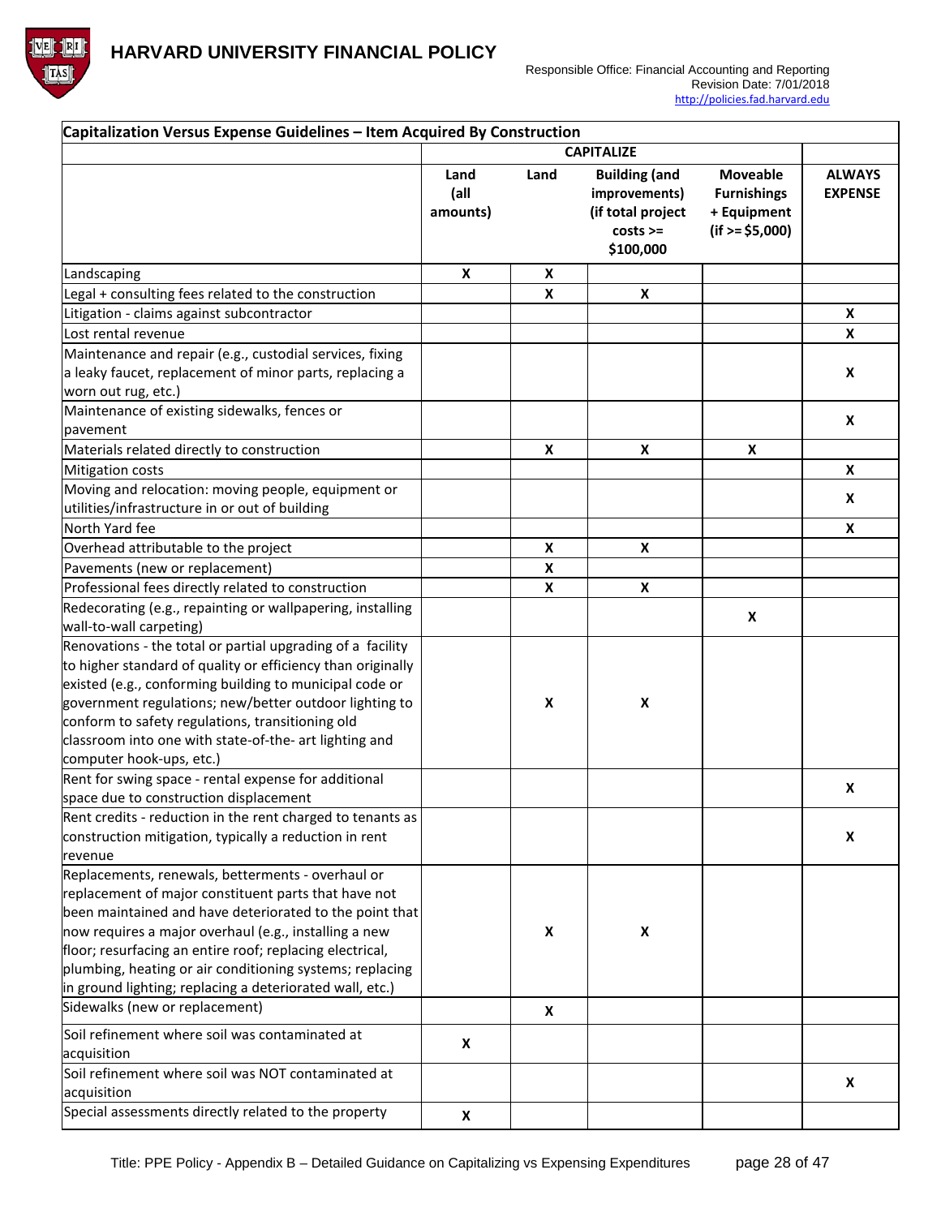| Capitalization Versus Expense Guidelines – Item Acquired By Construction | | | | | |
|---|---|---|---|---|---|
| | CAPITALIZE | | | | |
| | Land (all amounts) | Land | Building (and improvements) (if total project costs >= $100,000 | Moveable Furnishings + Equipment (if >= $5,000) | ALWAYS EXPENSE |
| Landscaping | X | X | | | |
| Legal + consulting fees related to the construction | | X | X | | |
| Litigation - claims against subcontractor | | | | | X |
| Lost rental revenue | | | | | X |
| Maintenance and repair (e.g., custodial services, fixing a leaky faucet, replacement of minor parts, replacing a worn out rug, etc.) | | | | | X |
| Maintenance of existing sidewalks, fences or pavement | | | | | X |
| Materials related directly to construction | | X | X | X | |
| Mitigation costs | | | | | X |
| Moving and relocation: moving people, equipment or utilities/infrastructure in or out of building | | | | | X |
| North Yard fee | | | | | X |
| Overhead attributable to the project | | X | X | | |
| Pavements (new or replacement) | | X | | | |
| Professional fees directly related to construction | | X | X | | |
| Redecorating (e.g., repainting or wallpapering, installing wall-to-wall carpeting) | | | | X | |
| Renovations - the total or partial upgrading of a facility to higher standard of quality or efficiency than originally existed (e.g., conforming building to municipal code or government regulations; new/better outdoor lighting to conform to safety regulations, transitioning old classroom into one with state-of-the- art lighting and computer hook-ups, etc.) | | X | X | | |
| Rent for swing space - rental expense for additional space due to construction displacement | | | | | X |
| Rent credits - reduction in the rent charged to tenants as construction mitigation, typically a reduction in rent revenue | | | | | X |
| Replacements, renewals, betterments - overhaul or replacement of major constituent parts that have not been maintained and have deteriorated to the point that now requires a major overhaul (e.g., installing a new floor; resurfacing an entire roof; replacing electrical, plumbing, heating or air conditioning systems; replacing in ground lighting; replacing a deteriorated wall, etc.) | | X | X | | |
| Sidewalks (new or replacement) | | X | | | |
| Soil refinement where soil was contaminated at acquisition | X | | | | |
| Soil refinement where soil was NOT contaminated at acquisition | | | | | X |
| Special assessments directly related to the property | X | | | | |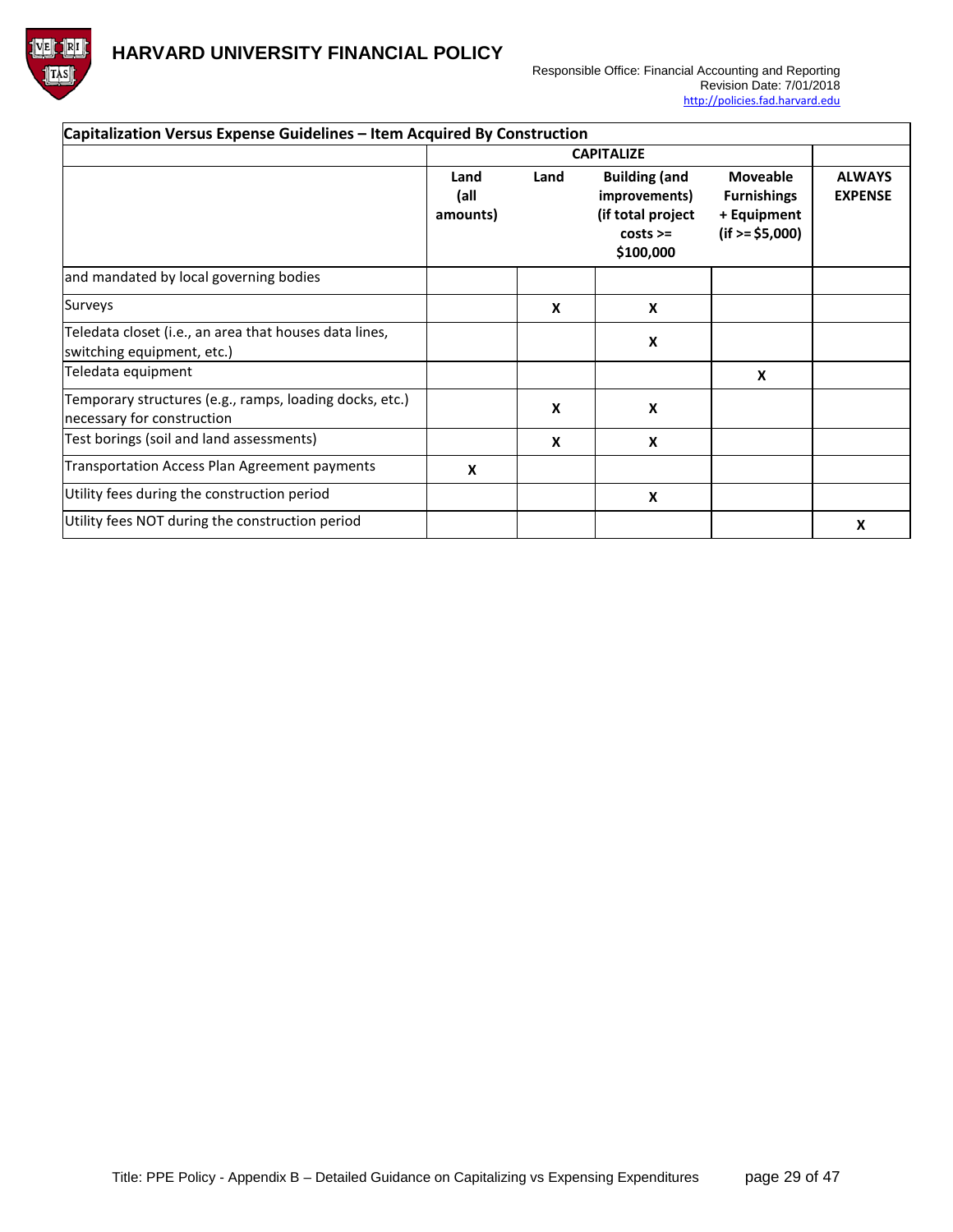| Capitalization Versus Expense Guidelines – Item Acquired By Construction | | | | | |
|---|---|---|---|---|---|
| | CAPITALIZE | | | | |
| | Land (all amounts) | Land | Building (and improvements) (if total project costs >= $100,000 | Moveable Furnishings + Equipment (if >= $5,000) | ALWAYS EXPENSE |
| and mandated by local governing bodies | | | | | |
| Surveys | | X | X | | |
| Teledata closet (i.e., an area that houses data lines, switching equipment, etc.) | | | X | | |
| Teledata equipment | | | | X | |
| Temporary structures (e.g., ramps, loading docks, etc.) necessary for construction | | X | X | | |
| Test borings (soil and land assessments) | | X | X | | |
| Transportation Access Plan Agreement payments | X | | | | |
| Utility fees during the construction period | | | X | | |
| Utility fees NOT during the construction period | | | | | X |

Title: PPE Policy - Appendix B – Detailed Guidance on Capitalizing vs Expensing Expenditures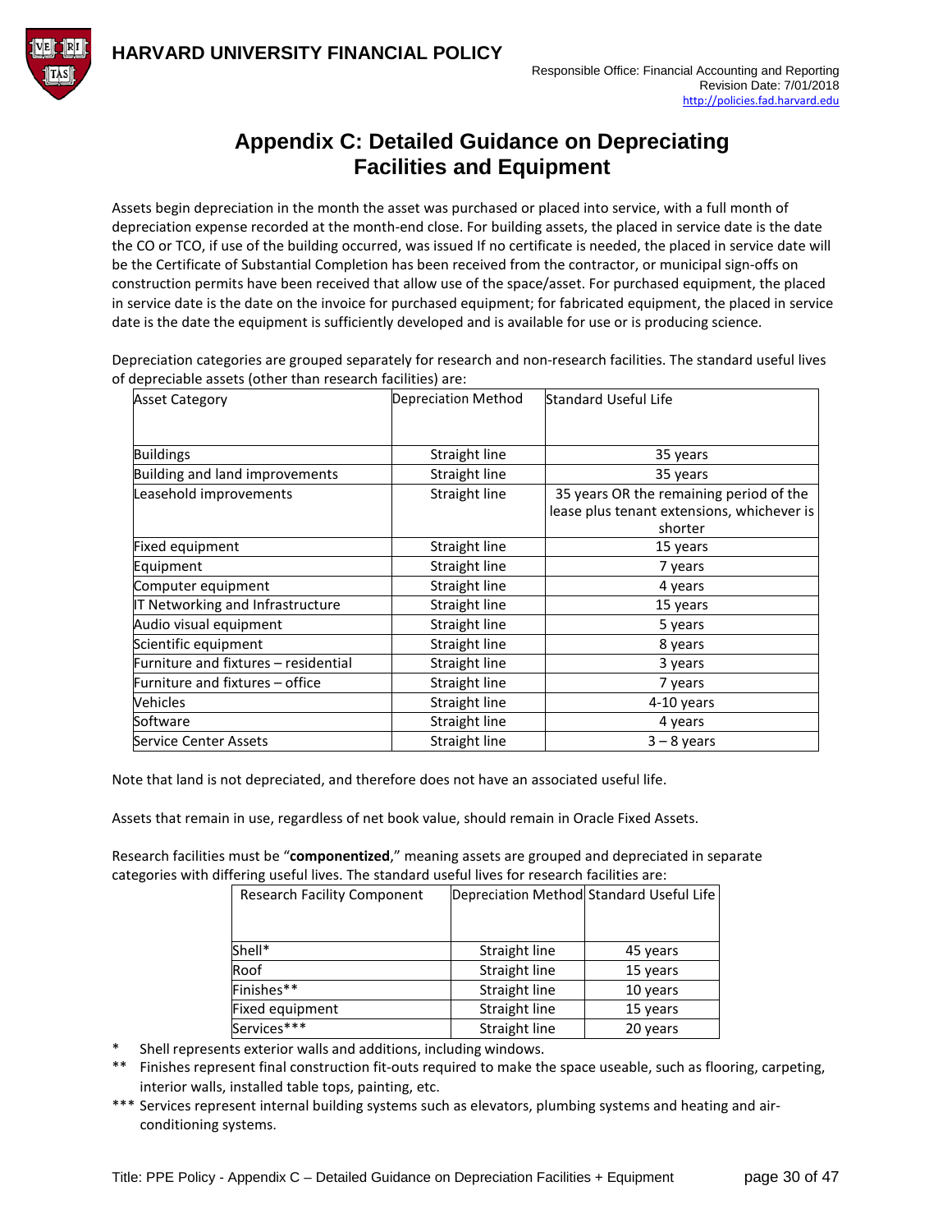# Appendix C: Detailed Guidance on Depreciating Facilities and Equipment

Assets begin depreciation in the month the asset was purchased or placed into service, with a full month of depreciation expense recorded at the month-end close. For building assets, the placed in service date is the date the CO or TCO, if use of the building occurred, was issued If no certificate is needed, the placed in service date will be the Certificate of Substantial Completion has been received from the contractor, or municipal sign-offs on construction permits have been received that allow use of the space/asset. For purchased equipment, the placed in service date is the date on the invoice for purchased equipment; for fabricated equipment, the placed in service date is the date the equipment is sufficiently developed and is available for use or is producing science.

Depreciation categories are grouped separately for research and non-research facilities. The standard useful lives of depreciable assets (other than research facilities) are:

| Asset Category | Depreciation Method | Standard Useful Life |
|---|---|---|
| Buildings | Straight line | 35 years |
| Building and land improvements | Straight line | 35 years |
| Leasehold improvements | Straight line | 35 years OR the remaining period of the lease plus tenant extensions, whichever is shorter |
| Fixed equipment | Straight line | 15 years |
| Equipment | Straight line | 7 years |
| Computer equipment | Straight line | 4 years |
| IT Networking and Infrastructure | Straight line | 15 years |
| Audio visual equipment | Straight line | 5 years |
| Scientific equipment | Straight line | 8 years |
| Furniture and fixtures – residential | Straight line | 3 years |
| Furniture and fixtures – office | Straight line | 7 years |
| Vehicles | Straight line | 4-10 years |
| Software | Straight line | 4 years |
| Service Center Assets | Straight line | 3 – 8 years |

Note that land is not depreciated, and therefore does not have an associated useful life.

Assets that remain in use, regardless of net book value, should remain in Oracle Fixed Assets.

Research facilities must be "**componentized**," meaning assets are grouped and depreciated in separate categories with differing useful lives. The standard useful lives for research facilities are:

| Research Facility Component | Depreciation Method | Standard Useful Life |
|---|---|---|
| Shell* | Straight line | 45 years |
| Roof | Straight line | 15 years |
| Finishes** | Straight line | 10 years |
| Fixed equipment | Straight line | 15 years |
| Services*** | Straight line | 20 years |

\* Shell represents exterior walls and additions, including windows.

\*\* Finishes represent final construction fit-outs required to make the space useable, such as flooring, carpeting, interior walls, installed table tops, painting, etc.

\*\*\* Services represent internal building systems such as elevators, plumbing systems and heating and air-conditioning systems.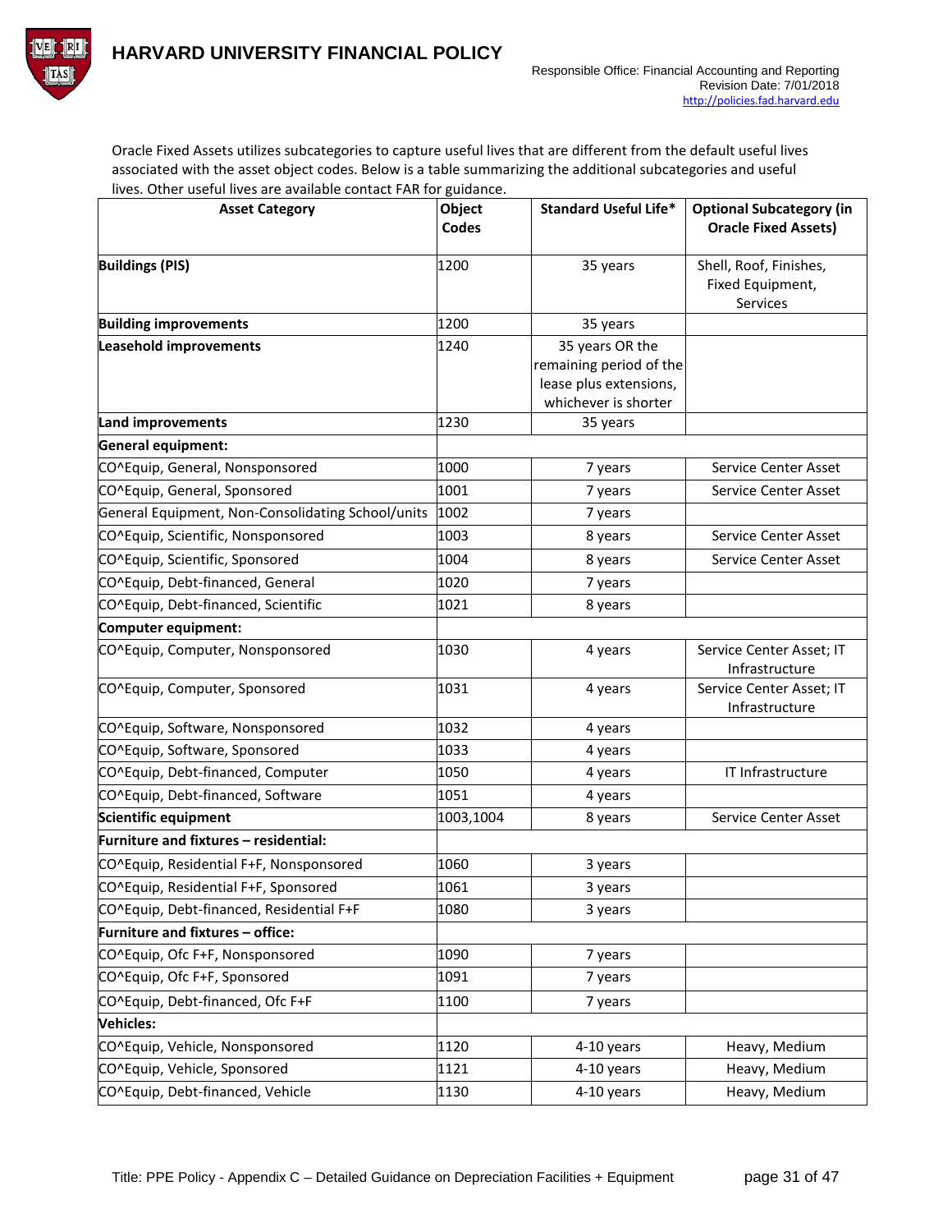Oracle Fixed Assets utilizes subcategories to capture useful lives that are different from the default useful lives associated with the asset object codes. Below is a table summarizing the additional subcategories and useful lives. Other useful lives are available contact FAR for guidance.

| Asset Category | Object Codes | Standard Useful Life* | Optional Subcategory (in Oracle Fixed Assets) |
|---|---|---|---|
| **Buildings (PIS)** | 1200 | 35 years | Shell, Roof, Finishes, Fixed Equipment, Services |
| **Building improvements** | 1200 | 35 years | |
| **Leasehold improvements** | 1240 | 35 years OR the remaining period of the lease plus extensions, whichever is shorter | |
| **Land improvements** | 1230 | 35 years | |
| **General equipment:** | | | |
| CO^Equip, General, Nonsponsored | 1000 | 7 years | Service Center Asset |
| CO^Equip, General, Sponsored | 1001 | 7 years | Service Center Asset |
| General Equipment, Non-Consolidating School/units | 1002 | 7 years | |
| CO^Equip, Scientific, Nonsponsored | 1003 | 8 years | Service Center Asset |
| CO^Equip, Scientific, Sponsored | 1004 | 8 years | Service Center Asset |
| CO^Equip, Debt-financed, General | 1020 | 7 years | |
| CO^Equip, Debt-financed, Scientific | 1021 | 8 years | |
| **Computer equipment:** | | | |
| CO^Equip, Computer, Nonsponsored | 1030 | 4 years | Service Center Asset; IT Infrastructure |
| CO^Equip, Computer, Sponsored | 1031 | 4 years | Service Center Asset; IT Infrastructure |
| CO^Equip, Software, Nonsponsored | 1032 | 4 years | |
| CO^Equip, Software, Sponsored | 1033 | 4 years | |
| CO^Equip, Debt-financed, Computer | 1050 | 4 years | IT Infrastructure |
| CO^Equip, Debt-financed, Software | 1051 | 4 years | |
| **Scientific equipment** | 1003,1004 | 8 years | Service Center Asset |
| **Furniture and fixtures – residential:** | | | |
| CO^Equip, Residential F+F, Nonsponsored | 1060 | 3 years | |
| CO^Equip, Residential F+F, Sponsored | 1061 | 3 years | |
| CO^Equip, Debt-financed, Residential F+F | 1080 | 3 years | |
| **Furniture and fixtures – office:** | | | |
| CO^Equip, Ofc F+F, Nonsponsored | 1090 | 7 years | |
| CO^Equip, Ofc F+F, Sponsored | 1091 | 7 years | |
| CO^Equip, Debt-financed, Ofc F+F | 1100 | 7 years | |
| **Vehicles:** | | | |
| CO^Equip, Vehicle, Nonsponsored | 1120 | 4-10 years | Heavy, Medium |
| CO^Equip, Vehicle, Sponsored | 1121 | 4-10 years | Heavy, Medium |
| CO^Equip, Debt-financed, Vehicle | 1130 | 4-10 years | Heavy, Medium |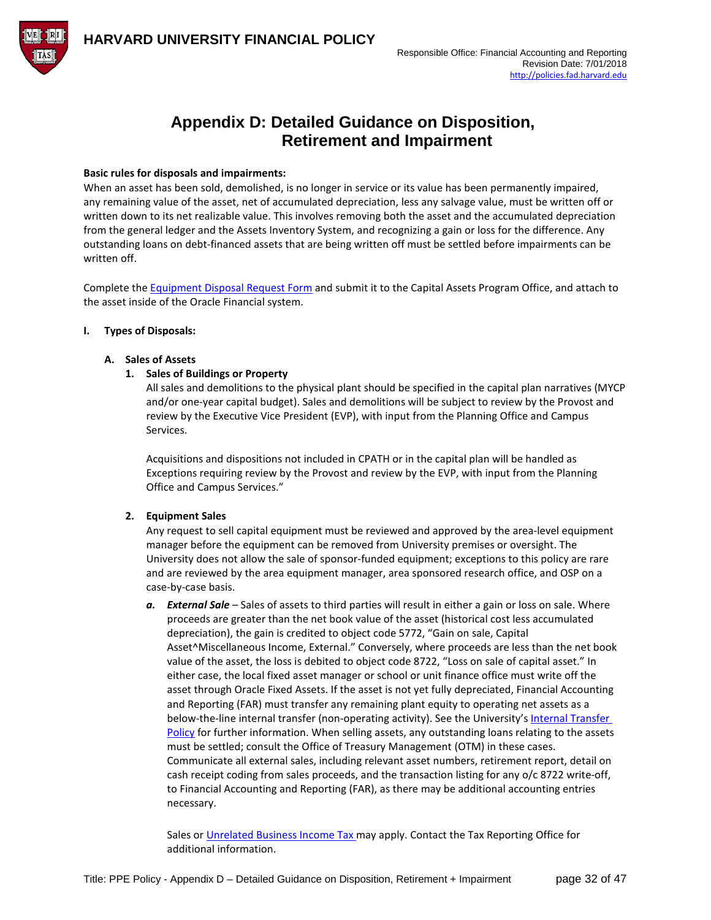# Appendix D: Detailed Guidance on Disposition, Retirement and Impairment

**Basic rules for disposals and impairments:**

When an asset has been sold, demolished, is no longer in service or its value has been permanently impaired, any remaining value of the asset, net of accumulated depreciation, less any salvage value, must be written off or written down to its net realizable value. This involves removing both the asset and the accumulated depreciation from the general ledger and the Assets Inventory System, and recognizing a gain or loss for the difference. Any outstanding loans on debt-financed assets that are being written off must be settled before impairments can be written off.

Complete the Equipment Disposal Request Form and submit it to the Capital Assets Program Office, and attach to the asset inside of the Oracle Financial system.

## I. Types of Disposals:

### A. Sales of Assets

#### 1. Sales of Buildings or Property

All sales and demolitions to the physical plant should be specified in the capital plan narratives (MYCP and/or one-year capital budget). Sales and demolitions will be subject to review by the Provost and review by the Executive Vice President (EVP), with input from the Planning Office and Campus Services.

Acquisitions and dispositions not included in CPATH or in the capital plan will be handled as Exceptions requiring review by the Provost and review by the EVP, with input from the Planning Office and Campus Services."

#### 2. Equipment Sales

Any request to sell capital equipment must be reviewed and approved by the area-level equipment manager before the equipment can be removed from University premises or oversight. The University does not allow the sale of sponsor-funded equipment; exceptions to this policy are rare and are reviewed by the area equipment manager, area sponsored research office, and OSP on a case-by-case basis.

***a. External Sale*** – Sales of assets to third parties will result in either a gain or loss on sale. Where proceeds are greater than the net book value of the asset (historical cost less accumulated depreciation), the gain is credited to object code 5772, "Gain on sale, Capital Asset^Miscellaneous Income, External." Conversely, where proceeds are less than the net book value of the asset, the loss is debited to object code 8722, "Loss on sale of capital asset." In either case, the local fixed asset manager or school or unit finance office must write off the asset through Oracle Fixed Assets. If the asset is not yet fully depreciated, Financial Accounting and Reporting (FAR) must transfer any remaining plant equity to operating net assets as a below-the-line internal transfer (non-operating activity). See the University's Internal Transfer Policy for further information. When selling assets, any outstanding loans relating to the assets must be settled; consult the Office of Treasury Management (OTM) in these cases. Communicate all external sales, including relevant asset numbers, retirement report, detail on cash receipt coding from sales proceeds, and the transaction listing for any o/c 8722 write-off, to Financial Accounting and Reporting (FAR), as there may be additional accounting entries necessary.

Sales or Unrelated Business Income Tax may apply. Contact the Tax Reporting Office for additional information.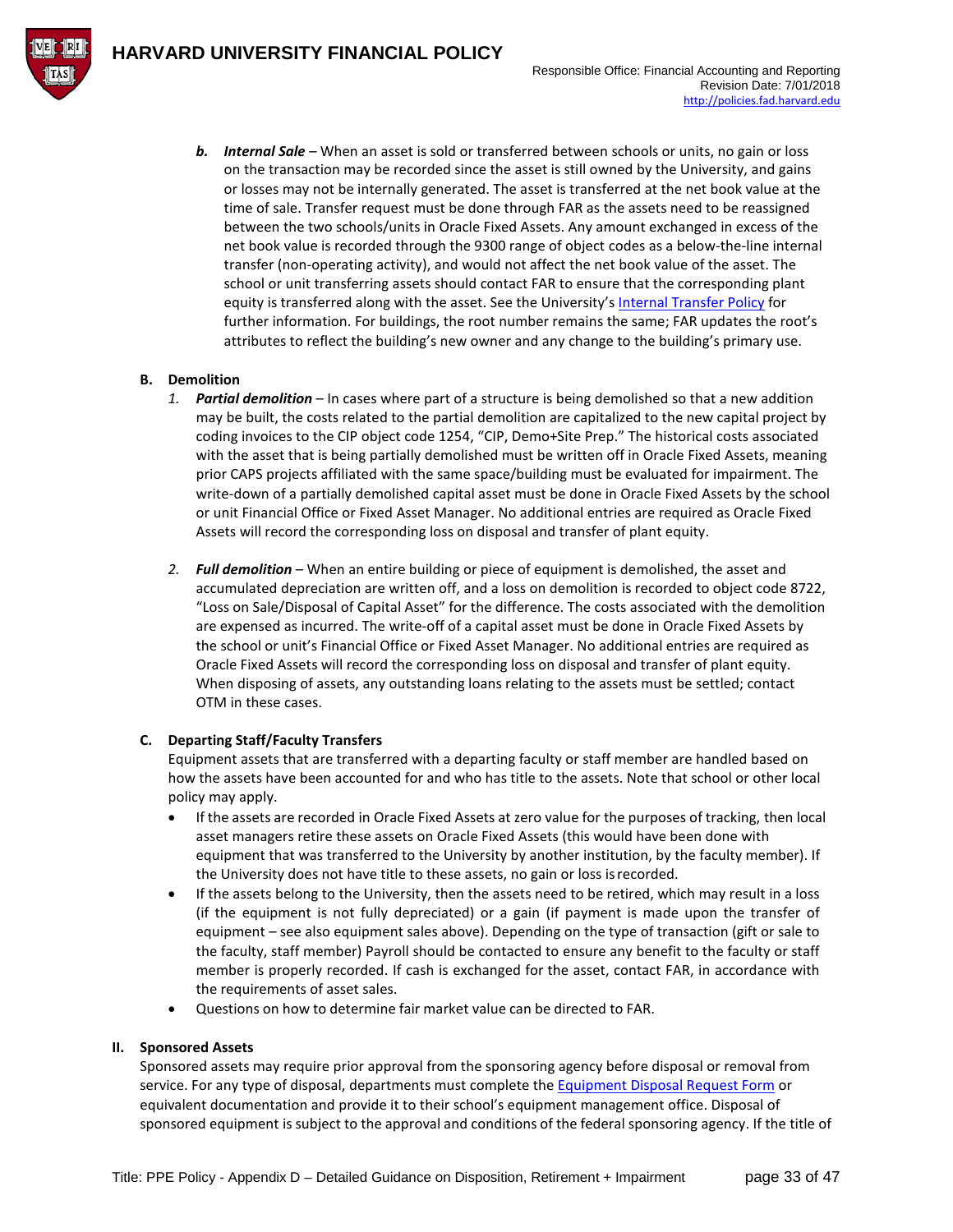*b.* ***Internal Sale*** – When an asset is sold or transferred between schools or units, no gain or loss on the transaction may be recorded since the asset is still owned by the University, and gains or losses may not be internally generated. The asset is transferred at the net book value at the time of sale. Transfer request must be done through FAR as the assets need to be reassigned between the two schools/units in Oracle Fixed Assets. Any amount exchanged in excess of the net book value is recorded through the 9300 range of object codes as a below-the-line internal transfer (non-operating activity), and would not affect the net book value of the asset. The school or unit transferring assets should contact FAR to ensure that the corresponding plant equity is transferred along with the asset. See the University's Internal Transfer Policy for further information. For buildings, the root number remains the same; FAR updates the root's attributes to reflect the building's new owner and any change to the building's primary use.

**B. Demolition**

1. ***Partial demolition*** – In cases where part of a structure is being demolished so that a new addition may be built, the costs related to the partial demolition are capitalized to the new capital project by coding invoices to the CIP object code 1254, "CIP, Demo+Site Prep." The historical costs associated with the asset that is being partially demolished must be written off in Oracle Fixed Assets, meaning prior CAPS projects affiliated with the same space/building must be evaluated for impairment. The write-down of a partially demolished capital asset must be done in Oracle Fixed Assets by the school or unit Financial Office or Fixed Asset Manager. No additional entries are required as Oracle Fixed Assets will record the corresponding loss on disposal and transfer of plant equity.

2. ***Full demolition*** – When an entire building or piece of equipment is demolished, the asset and accumulated depreciation are written off, and a loss on demolition is recorded to object code 8722, "Loss on Sale/Disposal of Capital Asset" for the difference. The costs associated with the demolition are expensed as incurred. The write-off of a capital asset must be done in Oracle Fixed Assets by the school or unit's Financial Office or Fixed Asset Manager. No additional entries are required as Oracle Fixed Assets will record the corresponding loss on disposal and transfer of plant equity. When disposing of assets, any outstanding loans relating to the assets must be settled; contact OTM in these cases.

**C. Departing Staff/Faculty Transfers**

Equipment assets that are transferred with a departing faculty or staff member are handled based on how the assets have been accounted for and who has title to the assets. Note that school or other local policy may apply.

- If the assets are recorded in Oracle Fixed Assets at zero value for the purposes of tracking, then local asset managers retire these assets on Oracle Fixed Assets (this would have been done with equipment that was transferred to the University by another institution, by the faculty member). If the University does not have title to these assets, no gain or loss is recorded.
- If the assets belong to the University, then the assets need to be retired, which may result in a loss (if the equipment is not fully depreciated) or a gain (if payment is made upon the transfer of equipment – see also equipment sales above). Depending on the type of transaction (gift or sale to the faculty, staff member) Payroll should be contacted to ensure any benefit to the faculty or staff member is properly recorded. If cash is exchanged for the asset, contact FAR, in accordance with the requirements of asset sales.
- Questions on how to determine fair market value can be directed to FAR.

**II. Sponsored Assets**

Sponsored assets may require prior approval from the sponsoring agency before disposal or removal from service. For any type of disposal, departments must complete the Equipment Disposal Request Form or equivalent documentation and provide it to their school's equipment management office. Disposal of sponsored equipment is subject to the approval and conditions of the federal sponsoring agency. If the title of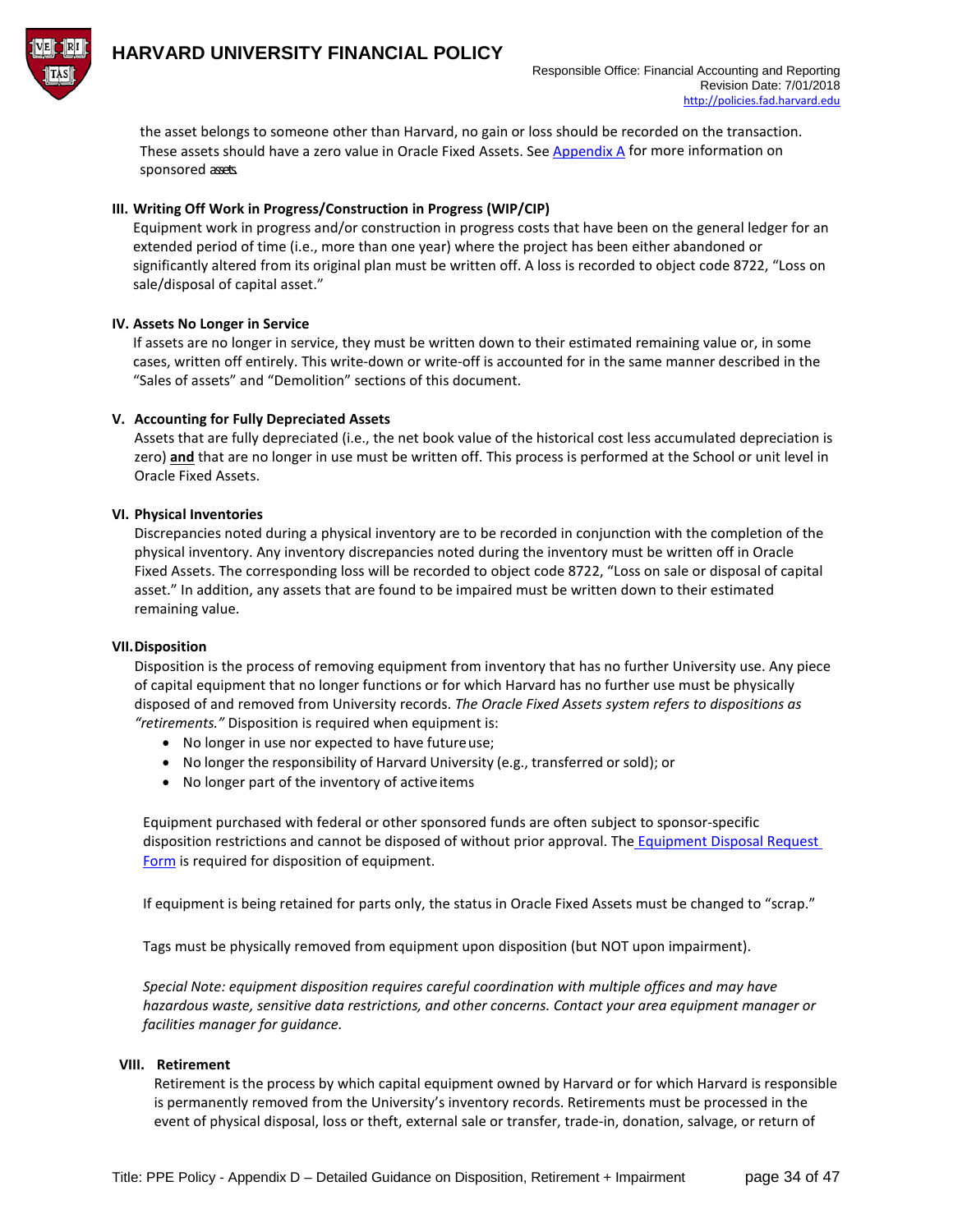the asset belongs to someone other than Harvard, no gain or loss should be recorded on the transaction. These assets should have a zero value in Oracle Fixed Assets. See Appendix A for more information on sponsored assets.

### III. Writing Off Work in Progress/Construction in Progress (WIP/CIP)

Equipment work in progress and/or construction in progress costs that have been on the general ledger for an extended period of time (i.e., more than one year) where the project has been either abandoned or significantly altered from its original plan must be written off. A loss is recorded to object code 8722, "Loss on sale/disposal of capital asset."

### IV. Assets No Longer in Service

If assets are no longer in service, they must be written down to their estimated remaining value or, in some cases, written off entirely. This write-down or write-off is accounted for in the same manner described in the "Sales of assets" and "Demolition" sections of this document.

### V. Accounting for Fully Depreciated Assets

Assets that are fully depreciated (i.e., the net book value of the historical cost less accumulated depreciation is zero) **and** that are no longer in use must be written off. This process is performed at the School or unit level in Oracle Fixed Assets.

### VI. Physical Inventories

Discrepancies noted during a physical inventory are to be recorded in conjunction with the completion of the physical inventory. Any inventory discrepancies noted during the inventory must be written off in Oracle Fixed Assets. The corresponding loss will be recorded to object code 8722, "Loss on sale or disposal of capital asset." In addition, any assets that are found to be impaired must be written down to their estimated remaining value.

### VII. Disposition

Disposition is the process of removing equipment from inventory that has no further University use. Any piece of capital equipment that no longer functions or for which Harvard has no further use must be physically disposed of and removed from University records. *The Oracle Fixed Assets system refers to dispositions as "retirements."* Disposition is required when equipment is:

- No longer in use nor expected to have future use;
- No longer the responsibility of Harvard University (e.g., transferred or sold); or
- No longer part of the inventory of active items

Equipment purchased with federal or other sponsored funds are often subject to sponsor-specific disposition restrictions and cannot be disposed of without prior approval. The Equipment Disposal Request Form is required for disposition of equipment.

If equipment is being retained for parts only, the status in Oracle Fixed Assets must be changed to "scrap."

Tags must be physically removed from equipment upon disposition (but NOT upon impairment).

*Special Note: equipment disposition requires careful coordination with multiple offices and may have hazardous waste, sensitive data restrictions, and other concerns. Contact your area equipment manager or facilities manager for guidance.*

### VIII. Retirement

Retirement is the process by which capital equipment owned by Harvard or for which Harvard is responsible is permanently removed from the University's inventory records. Retirements must be processed in the event of physical disposal, loss or theft, external sale or transfer, trade-in, donation, salvage, or return of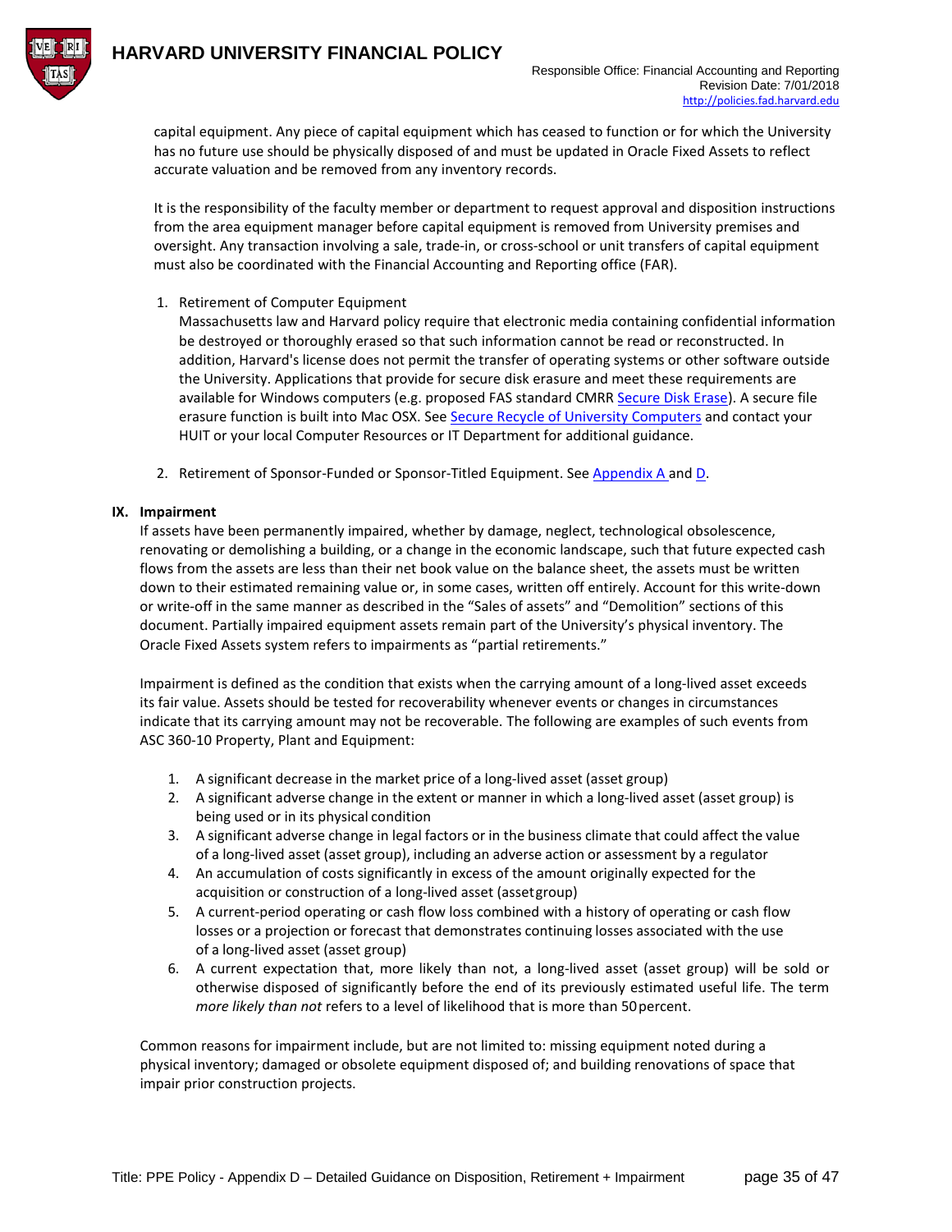capital equipment. Any piece of capital equipment which has ceased to function or for which the University has no future use should be physically disposed of and must be updated in Oracle Fixed Assets to reflect accurate valuation and be removed from any inventory records.

It is the responsibility of the faculty member or department to request approval and disposition instructions from the area equipment manager before capital equipment is removed from University premises and oversight. Any transaction involving a sale, trade-in, or cross-school or unit transfers of capital equipment must also be coordinated with the Financial Accounting and Reporting office (FAR).

1. Retirement of Computer Equipment
   Massachusetts law and Harvard policy require that electronic media containing confidential information be destroyed or thoroughly erased so that such information cannot be read or reconstructed. In addition, Harvard's license does not permit the transfer of operating systems or other software outside the University. Applications that provide for secure disk erasure and meet these requirements are available for Windows computers (e.g. proposed FAS standard CMRR Secure Disk Erase). A secure file erasure function is built into Mac OSX. See Secure Recycle of University Computers and contact your HUIT or your local Computer Resources or IT Department for additional guidance.

2. Retirement of Sponsor-Funded or Sponsor-Titled Equipment. See Appendix A and D.

## IX. Impairment

If assets have been permanently impaired, whether by damage, neglect, technological obsolescence, renovating or demolishing a building, or a change in the economic landscape, such that future expected cash flows from the assets are less than their net book value on the balance sheet, the assets must be written down to their estimated remaining value or, in some cases, written off entirely. Account for this write-down or write-off in the same manner as described in the "Sales of assets" and "Demolition" sections of this document. Partially impaired equipment assets remain part of the University's physical inventory. The Oracle Fixed Assets system refers to impairments as "partial retirements."

Impairment is defined as the condition that exists when the carrying amount of a long-lived asset exceeds its fair value. Assets should be tested for recoverability whenever events or changes in circumstances indicate that its carrying amount may not be recoverable. The following are examples of such events from ASC 360-10 Property, Plant and Equipment:

1. A significant decrease in the market price of a long-lived asset (asset group)
2. A significant adverse change in the extent or manner in which a long-lived asset (asset group) is being used or in its physical condition
3. A significant adverse change in legal factors or in the business climate that could affect the value of a long-lived asset (asset group), including an adverse action or assessment by a regulator
4. An accumulation of costs significantly in excess of the amount originally expected for the acquisition or construction of a long-lived asset (asset group)
5. A current-period operating or cash flow loss combined with a history of operating or cash flow losses or a projection or forecast that demonstrates continuing losses associated with the use of a long-lived asset (asset group)
6. A current expectation that, more likely than not, a long-lived asset (asset group) will be sold or otherwise disposed of significantly before the end of its previously estimated useful life. The term *more likely than not* refers to a level of likelihood that is more than 50 percent.

Common reasons for impairment include, but are not limited to: missing equipment noted during a physical inventory; damaged or obsolete equipment disposed of; and building renovations of space that impair prior construction projects.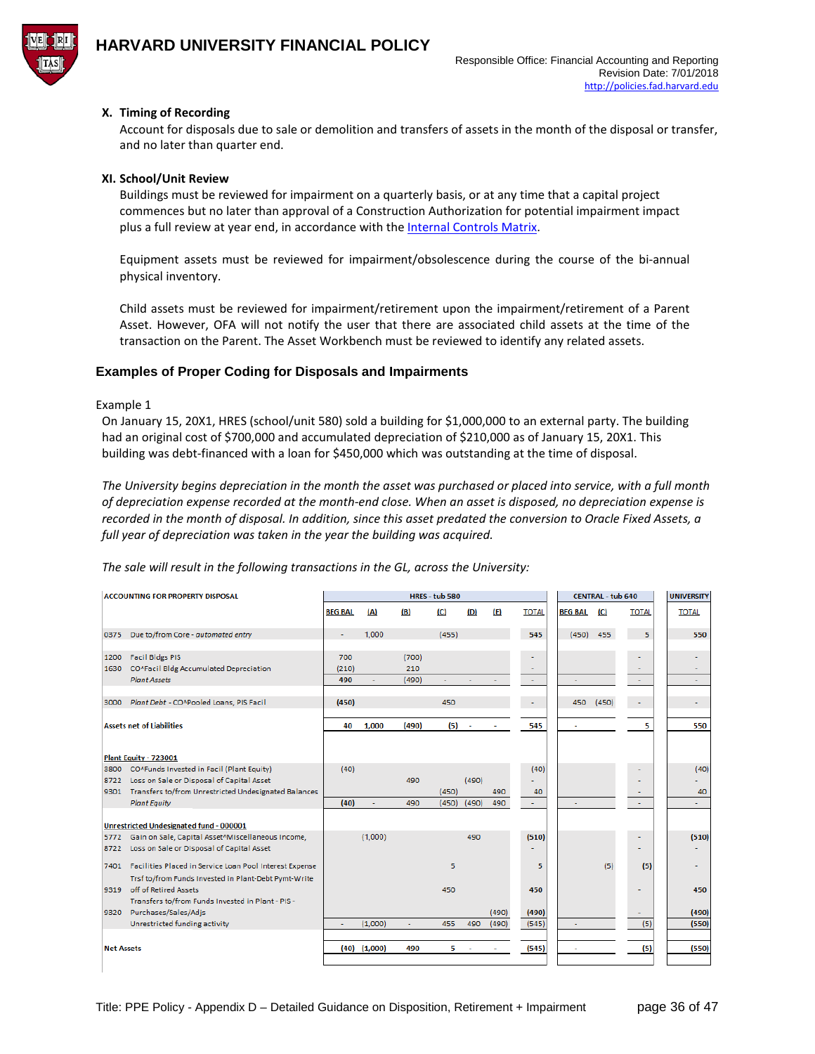### X. Timing of Recording

Account for disposals due to sale or demolition and transfers of assets in the month of the disposal or transfer, and no later than quarter end.

### XI. School/Unit Review

Buildings must be reviewed for impairment on a quarterly basis, or at any time that a capital project commences but no later than approval of a Construction Authorization for potential impairment impact plus a full review at year end, in accordance with the Internal Controls Matrix.

Equipment assets must be reviewed for impairment/obsolescence during the course of the bi-annual physical inventory.

Child assets must be reviewed for impairment/retirement upon the impairment/retirement of a Parent Asset. However, OFA will not notify the user that there are associated child assets at the time of the transaction on the Parent. The Asset Workbench must be reviewed to identify any related assets.

## Examples of Proper Coding for Disposals and Impairments

Example 1

On January 15, 20X1, HRES (school/unit 580) sold a building for $1,000,000 to an external party. The building had an original cost of $700,000 and accumulated depreciation of $210,000 as of January 15, 20X1. This building was debt-financed with a loan for $450,000 which was outstanding at the time of disposal.

*The University begins depreciation in the month the asset was purchased or placed into service, with a full month of depreciation expense recorded at the month-end close. When an asset is disposed, no depreciation expense is recorded in the month of disposal. In addition, since this asset predated the conversion to Oracle Fixed Assets, a full year of depreciation was taken in the year the building was acquired.*

*The sale will result in the following transactions in the GL, across the University:*

| ACCOUNTING FOR PROPERTY DISPOSAL | | HRES - tub 580 | | | | | | | CENTRAL - tub 640 | | | UNIVERSITY |
|---|---|---|---|---|---|---|---|---|---|---|---|---|
| | | BEG BAL | (A) | (B) | (C) | (D) | (E) | TOTAL | BEG BAL | (C) | TOTAL | TOTAL |
| 0375 | Due to/from Core - *automated entry* | - | 1,000 | | (455) | | | 545 | (450) | 455 | 5 | 550 |
| 1200 | Facil Bldgs PIS | 700 | | (700) | | | | - | | | - | - |
| 1630 | CO^Facil Bldg Accumulated Depreciation | (210) | | 210 | | | | - | | | - | - |
| | *Plant Assets* | 490 | - | (490) | - | - | - | - | - | | - | - |
| 3000 | *Plant Debt* - CO^Pooled Loans, PIS Facil | (450) | | | 450 | | | - | 450 | (450) | - | - |
| **Assets net of Liabilities** | | 40 | 1,000 | (490) | (5) | - | - | 545 | - | | 5 | 550 |
| **Plant Equity - 723001** | | | | | | | | | | | | |
| 3800 | CO^Funds Invested in Facil (Plant Equity) | (40) | | | | | | (40) | | | - | (40) |
| 8722 | Loss on Sale or Disposal of Capital Asset | | | 490 | | (490) | | - | | | - | - |
| 9301 | Transfers to/from Unrestricted Undesignated Balances | | | | (450) | | 490 | 40 | | | - | 40 |
| | *Plant Equity* | (40) | - | 490 | (450) | (490) | 490 | - | - | | - | - |
| **Unrestricted Undesignated fund - 000001** | | | | | | | | | | | | |
| 5772 | Gain on Sale, Capital Asset^Miscellaneous Income, | | (1,000) | | | 490 | | (510) | | | - | (510) |
| 8722 | Loss on Sale or Disposal of Capital Asset | | | | | | | - | | | - | - |
| 7401 | Facilities Placed in Service Loan Pool Interest Expense | | | | 5 | | | 5 | | (5) | (5) | - |
| 9319 | Trsf to/from Funds Invested in Plant-Debt Pymt-Write off of Retired Assets | | | | 450 | | | 450 | | | - | 450 |
| 9820 | Transfers to/from Funds Invested in Plant - PIS - Purchases/Sales/Adjs | | | | | | (490) | (490) | | | - | (490) |
| | Unrestricted funding activity | - | (1,000) | - | 455 | 490 | (490) | (545) | - | | (5) | (550) |
| **Net Assets** | | (40) | (1,000) | 490 | 5 | - | - | (545) | - | | (5) | (550) |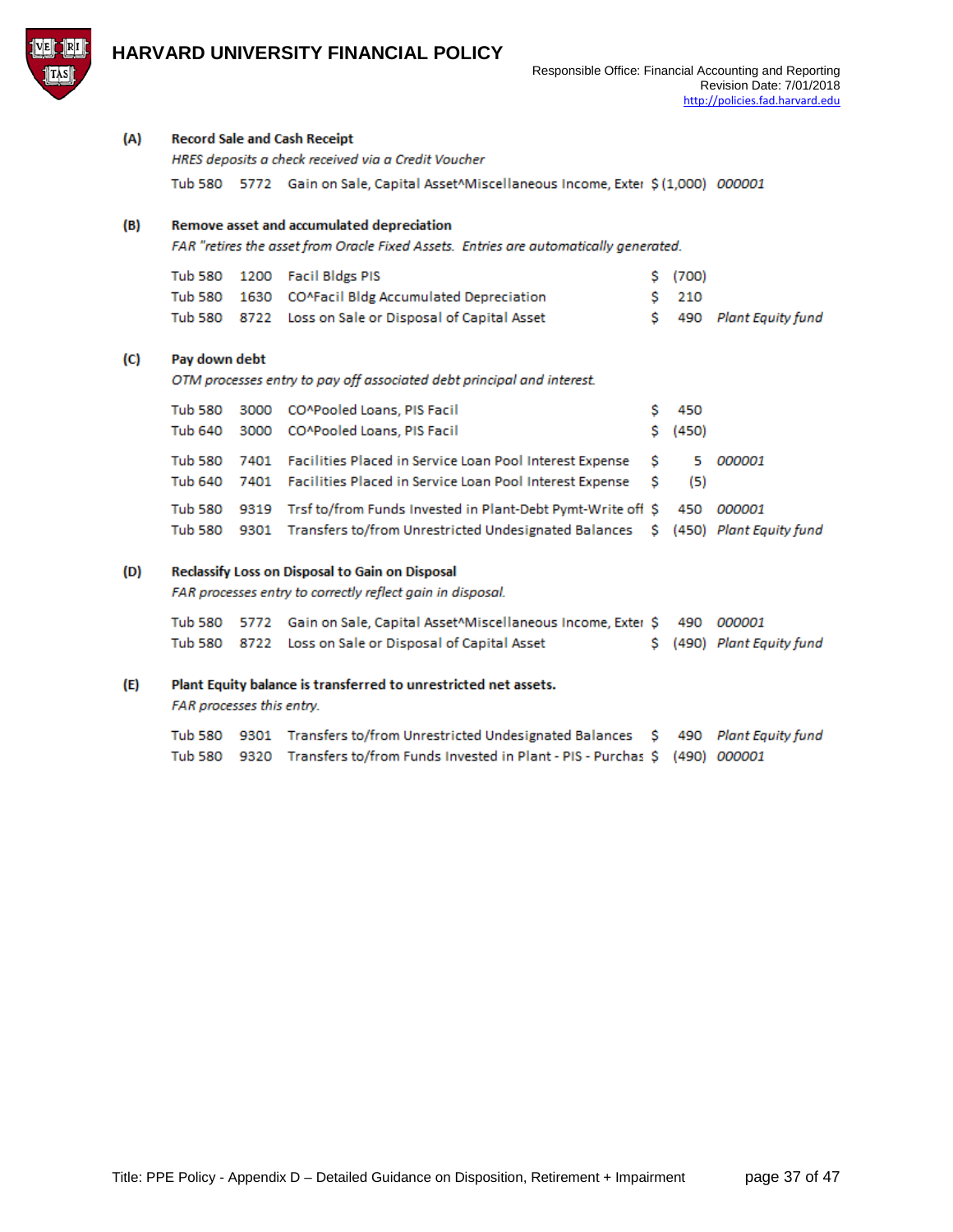**(A) Record Sale and Cash Receipt**

*HRES deposits a check received via a Credit Voucher*

| | | | | |
|---|---|---|---|---|
| Tub 580 | 5772 | Gain on Sale, Capital Asset^Miscellaneous Income, Exter | $ (1,000) | *000001* |

**(B) Remove asset and accumulated depreciation**

*FAR "retires the asset from Oracle Fixed Assets. Entries are automatically generated.*

| | | | | |
|---|---|---|---|---|
| Tub 580 | 1200 | Facil Bldgs PIS | $ (700) | |
| Tub 580 | 1630 | CO^Facil Bldg Accumulated Depreciation | $ 210 | |
| Tub 580 | 8722 | Loss on Sale or Disposal of Capital Asset | $ 490 | *Plant Equity fund* |

**(C) Pay down debt**

*OTM processes entry to pay off associated debt principal and interest.*

| | | | | |
|---|---|---|---|---|
| Tub 580 | 3000 | CO^Pooled Loans, PIS Facil | $ 450 | |
| Tub 640 | 3000 | CO^Pooled Loans, PIS Facil | $ (450) | |
| Tub 580 | 7401 | Facilities Placed in Service Loan Pool Interest Expense | $ 5 | *000001* |
| Tub 640 | 7401 | Facilities Placed in Service Loan Pool Interest Expense | $ (5) | |
| Tub 580 | 9319 | Trsf to/from Funds Invested in Plant-Debt Pymt-Write off | $ 450 | *000001* |
| Tub 580 | 9301 | Transfers to/from Unrestricted Undesignated Balances | $ (450) | *Plant Equity fund* |

**(D) Reclassify Loss on Disposal to Gain on Disposal**

*FAR processes entry to correctly reflect gain in disposal.*

| | | | | |
|---|---|---|---|---|
| Tub 580 | 5772 | Gain on Sale, Capital Asset^Miscellaneous Income, Exter | $ 490 | *000001* |
| Tub 580 | 8722 | Loss on Sale or Disposal of Capital Asset | $ (490) | *Plant Equity fund* |

**(E) Plant Equity balance is transferred to unrestricted net assets.**

*FAR processes this entry.*

| | | | | |
|---|---|---|---|---|
| Tub 580 | 9301 | Transfers to/from Unrestricted Undesignated Balances | $ 490 | *Plant Equity fund* |
| Tub 580 | 9320 | Transfers to/from Funds Invested in Plant - PIS - Purchas | $ (490) | *000001* |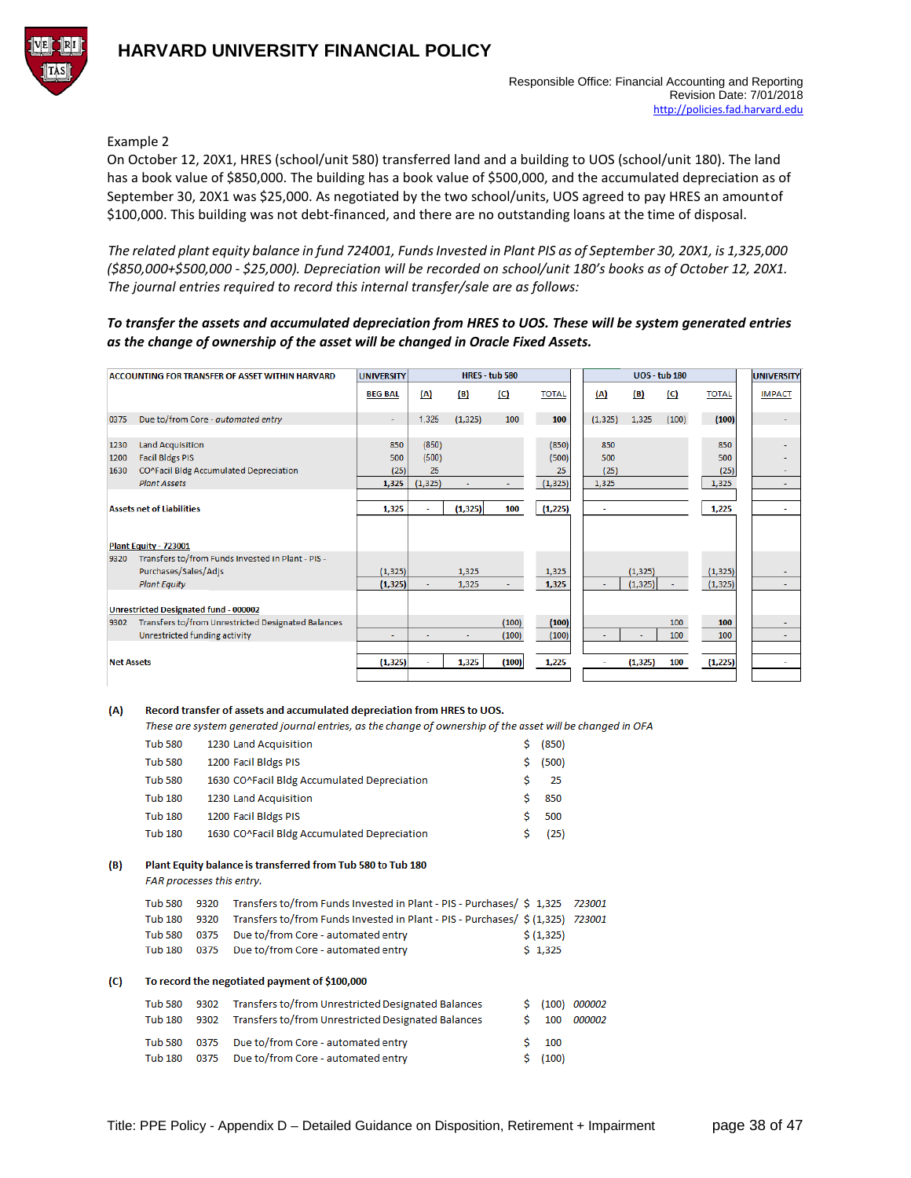Example 2

On October 12, 20X1, HRES (school/unit 580) transferred land and a building to UOS (school/unit 180). The land has a book value of $850,000. The building has a book value of $500,000, and the accumulated depreciation as of September 30, 20X1 was $25,000. As negotiated by the two school/units, UOS agreed to pay HRES an amountof $100,000. This building was not debt-financed, and there are no outstanding loans at the time of disposal.

*The related plant equity balance in fund 724001, Funds Invested in Plant PIS as of September 30, 20X1, is 1,325,000 ($850,000+$500,000 - $25,000). Depreciation will be recorded on school/unit 180's books as of October 12, 20X1. The journal entries required to record this internal transfer/sale are as follows:*

***To transfer the assets and accumulated depreciation from HRES to UOS. These will be system generated entries as the change of ownership of the asset will be changed in Oracle Fixed Assets.***

| ACCOUNTING FOR TRANSFER OF ASSET WITHIN HARVARD | UNIVERSITY | HRES - tub 580 | | | | UOS - tub 180 | | | | UNIVERSITY |
|---|---|---|---|---|---|---|---|---|---|---|
| | BEG BAL | (A) | (B) | (C) | TOTAL | (A) | (B) | (C) | TOTAL | IMPACT |
| 0375 Due to/from Core - *automated entry* | - | 1,325 | (1,325) | 100 | **100** | (1,325) | 1,325 | (100) | **(100)** | - |
| 1230 Land Acquisition | 850 | (850) | | | (850) | 850 | | | 850 | - |
| 1200 Facil Bldgs PIS | 500 | (500) | | | (500) | 500 | | | 500 | - |
| 1630 CO^Facil Bldg Accumulated Depreciation | (25) | 25 | | | 25 | (25) | | | (25) | - |
| *Plant Assets* | 1,325 | (1,325) | - | - | (1,325) | 1,325 | | | 1,325 | - |
| **Assets net of Liabilities** | 1,325 | - | (1,325) | 100 | (1,225) | - | | | 1,225 | - |
| **Plant Equity - 723001** | | | | | | | | | | |
| 9320 Transfers to/from Funds Invested in Plant - PIS - Purchases/Sales/Adjs | (1,325) | | 1,325 | | 1,325 | | (1,325) | | (1,325) | - |
| *Plant Equity* | (1,325) | - | 1,325 | - | 1,325 | - | (1,325) | - | (1,325) | - |
| **Unrestricted Designated fund - 000002** | | | | | | | | | | |
| 9302 Transfers to/from Unrestricted Designated Balances | | | | (100) | **(100)** | | | 100 | **100** | - |
| Unrestricted funding activity | - | - | - | (100) | (100) | - | - | 100 | 100 | - |
| **Net Assets** | (1,325) | - | 1,325 | (100) | 1,225 | - | (1,325) | 100 | (1,225) | - |

**(A) Record transfer of assets and accumulated depreciation from HRES to UOS.**

*These are system generated journal entries, as the change of ownership of the asset will be changed in OFA*

| | | |
|---|---|---|
| Tub 580 | 1230 Land Acquisition | $ (850) |
| Tub 580 | 1200 Facil Bldgs PIS | $ (500) |
| Tub 580 | 1630 CO^Facil Bldg Accumulated Depreciation | $ 25 |
| Tub 180 | 1230 Land Acquisition | $ 850 |
| Tub 180 | 1200 Facil Bldgs PIS | $ 500 |
| Tub 180 | 1630 CO^Facil Bldg Accumulated Depreciation | $ (25) |

**(B) Plant Equity balance is transferred from Tub 580 to Tub 180**

*FAR processes this entry.*

| | | | | |
|---|---|---|---|---|
| Tub 580 | 9320 | Transfers to/from Funds Invested in Plant - PIS - Purchases/ | $ 1,325 | *723001* |
| Tub 180 | 9320 | Transfers to/from Funds Invested in Plant - PIS - Purchases/ | $ (1,325) | *723001* |
| Tub 580 | 0375 | Due to/from Core - automated entry | $ (1,325) | |
| Tub 180 | 0375 | Due to/from Core - automated entry | $ 1,325 | |

**(C) To record the negotiated payment of $100,000**

| | | | | |
|---|---|---|---|---|
| Tub 580 | 9302 | Transfers to/from Unrestricted Designated Balances | $ (100) | *000002* |
| Tub 180 | 9302 | Transfers to/from Unrestricted Designated Balances | $ 100 | *000002* |
| Tub 580 | 0375 | Due to/from Core - automated entry | $ 100 | |
| Tub 180 | 0375 | Due to/from Core - automated entry | $ (100) | |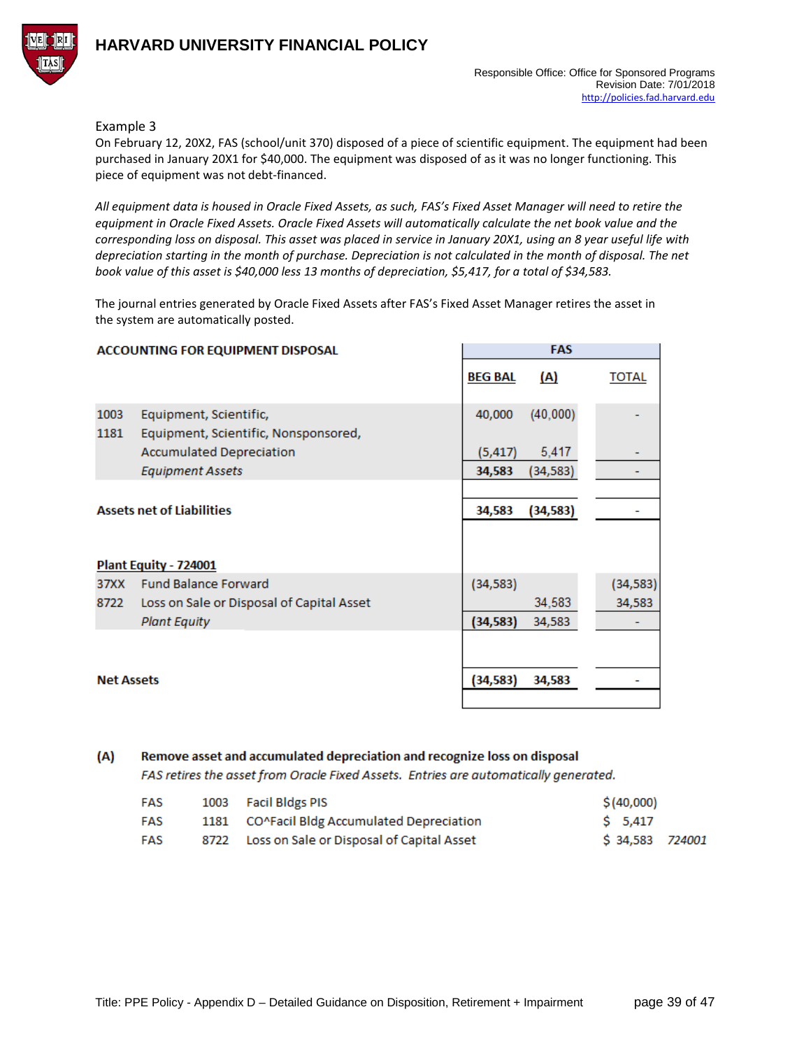Example 3

On February 12, 20X2, FAS (school/unit 370) disposed of a piece of scientific equipment. The equipment had been purchased in January 20X1 for $40,000. The equipment was disposed of as it was no longer functioning. This piece of equipment was not debt-financed.

*All equipment data is housed in Oracle Fixed Assets, as such, FAS's Fixed Asset Manager will need to retire the equipment in Oracle Fixed Assets. Oracle Fixed Assets will automatically calculate the net book value and the corresponding loss on disposal. This asset was placed in service in January 20X1, using an 8 year useful life with depreciation starting in the month of purchase. Depreciation is not calculated in the month of disposal. The net book value of this asset is $40,000 less 13 months of depreciation, $5,417, for a total of $34,583.*

The journal entries generated by Oracle Fixed Assets after FAS's Fixed Asset Manager retires the asset in the system are automatically posted.

| ACCOUNTING FOR EQUIPMENT DISPOSAL | | FAS | | |
|---|---|---|---|---|
| | | BEG BAL | (A) | TOTAL |
| 1003 | Equipment, Scientific, | 40,000 | (40,000) | - |
| 1181 | Equipment, Scientific, Nonsponsored, Accumulated Depreciation | (5,417) | 5,417 | - |
| | *Equipment Assets* | **34,583** | (34,583) | - |
| **Assets net of Liabilities** | | **34,583** | **(34,583)** | - |
| **Plant Equity - 724001** | | | | |
| 37XX | Fund Balance Forward | (34,583) | | (34,583) |
| 8722 | Loss on Sale or Disposal of Capital Asset | | 34,583 | 34,583 |
| | *Plant Equity* | **(34,583)** | 34,583 | - |
| **Net Assets** | | **(34,583)** | **34,583** | - |

**(A) Remove asset and accumulated depreciation and recognize loss on disposal**

*FAS retires the asset from Oracle Fixed Assets. Entries are automatically generated.*

| | | | | |
|---|---|---|---|---|
| FAS | 1003 | Facil Bldgs PIS | $(40,000) | |
| FAS | 1181 | CO^Facil Bldg Accumulated Depreciation | $ 5,417 | |
| FAS | 8722 | Loss on Sale or Disposal of Capital Asset | $ 34,583 | *724001* |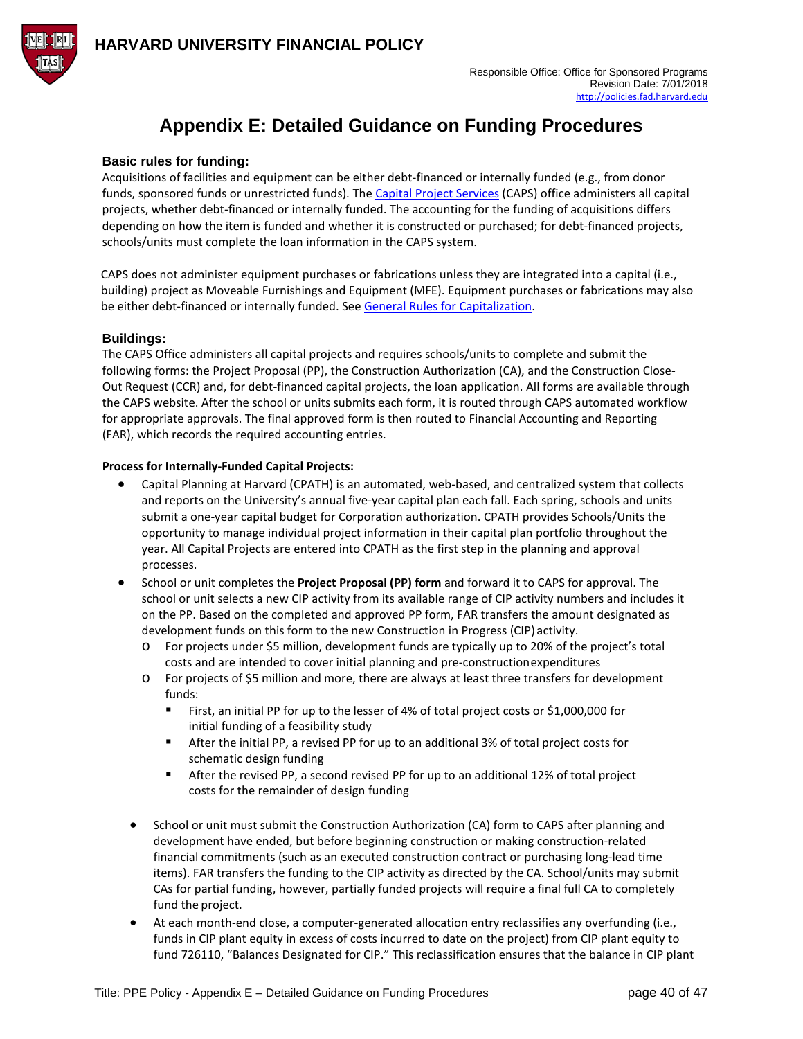# Appendix E: Detailed Guidance on Funding Procedures

### Basic rules for funding:

Acquisitions of facilities and equipment can be either debt-financed or internally funded (e.g., from donor funds, sponsored funds or unrestricted funds). The Capital Project Services (CAPS) office administers all capital projects, whether debt-financed or internally funded. The accounting for the funding of acquisitions differs depending on how the item is funded and whether it is constructed or purchased; for debt-financed projects, schools/units must complete the loan information in the CAPS system.

CAPS does not administer equipment purchases or fabrications unless they are integrated into a capital (i.e., building) project as Moveable Furnishings and Equipment (MFE). Equipment purchases or fabrications may also be either debt-financed or internally funded. See General Rules for Capitalization.

### Buildings:

The CAPS Office administers all capital projects and requires schools/units to complete and submit the following forms: the Project Proposal (PP), the Construction Authorization (CA), and the Construction Close-Out Request (CCR) and, for debt-financed capital projects, the loan application. All forms are available through the CAPS website. After the school or units submits each form, it is routed through CAPS automated workflow for appropriate approvals. The final approved form is then routed to Financial Accounting and Reporting (FAR), which records the required accounting entries.

**Process for Internally-Funded Capital Projects:**

- Capital Planning at Harvard (CPATH) is an automated, web-based, and centralized system that collects and reports on the University's annual five-year capital plan each fall. Each spring, schools and units submit a one-year capital budget for Corporation authorization. CPATH provides Schools/Units the opportunity to manage individual project information in their capital plan portfolio throughout the year. All Capital Projects are entered into CPATH as the first step in the planning and approval processes.
- School or unit completes the **Project Proposal (PP) form** and forward it to CAPS for approval. The school or unit selects a new CIP activity from its available range of CIP activity numbers and includes it on the PP. Based on the completed and approved PP form, FAR transfers the amount designated as development funds on this form to the new Construction in Progress (CIP) activity.
  - For projects under $5 million, development funds are typically up to 20% of the project's total costs and are intended to cover initial planning and pre-construction expenditures
  - For projects of $5 million and more, there are always at least three transfers for development funds:
    - First, an initial PP for up to the lesser of 4% of total project costs or $1,000,000 for initial funding of a feasibility study
    - After the initial PP, a revised PP for up to an additional 3% of total project costs for schematic design funding
    - After the revised PP, a second revised PP for up to an additional 12% of total project costs for the remainder of design funding
- School or unit must submit the Construction Authorization (CA) form to CAPS after planning and development have ended, but before beginning construction or making construction-related financial commitments (such as an executed construction contract or purchasing long-lead time items). FAR transfers the funding to the CIP activity as directed by the CA. School/units may submit CAs for partial funding, however, partially funded projects will require a final full CA to completely fund the project.
- At each month-end close, a computer-generated allocation entry reclassifies any overfunding (i.e., funds in CIP plant equity in excess of costs incurred to date on the project) from CIP plant equity to fund 726110, "Balances Designated for CIP." This reclassification ensures that the balance in CIP plant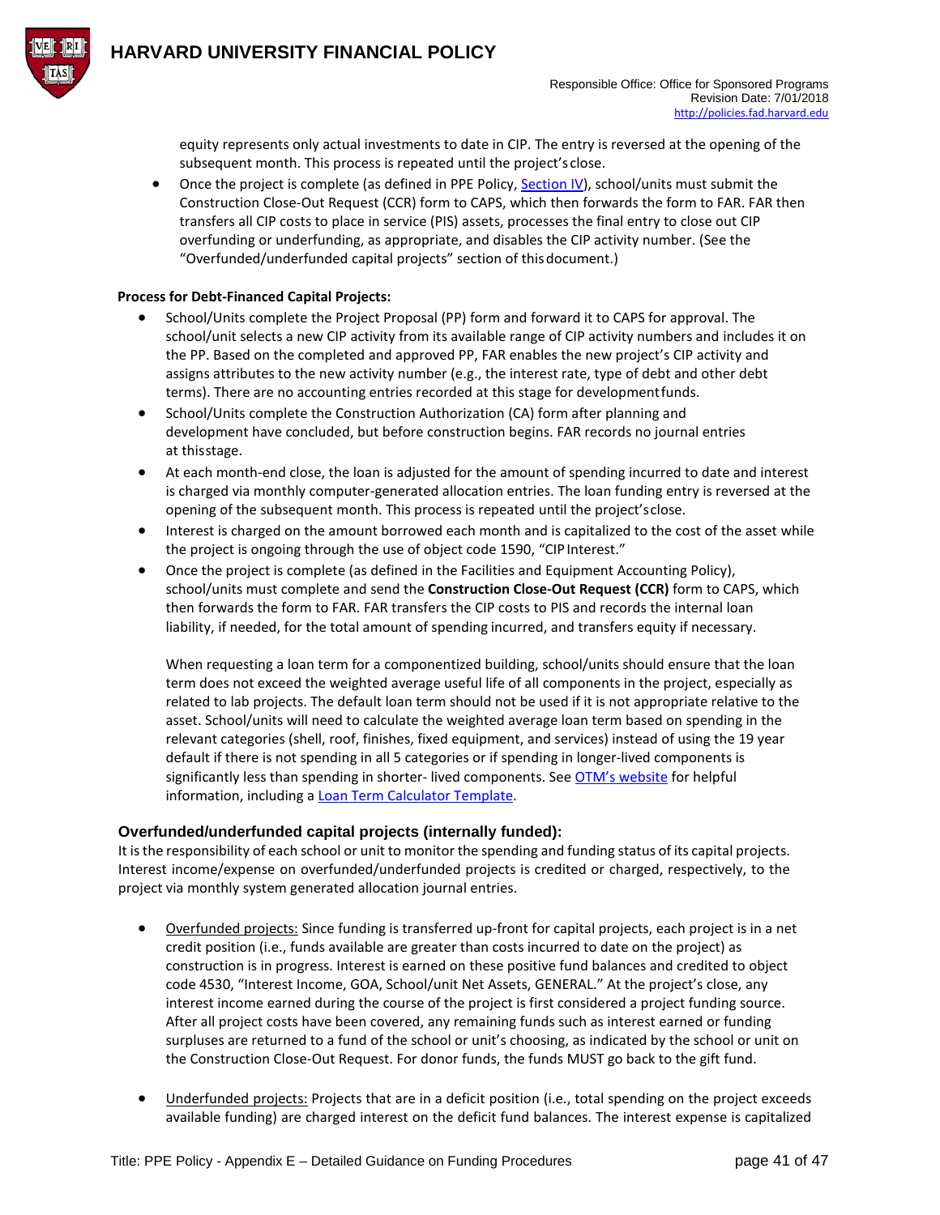equity represents only actual investments to date in CIP. The entry is reversed at the opening of the subsequent month. This process is repeated until the project's close.

- Once the project is complete (as defined in PPE Policy, Section IV), school/units must submit the Construction Close-Out Request (CCR) form to CAPS, which then forwards the form to FAR. FAR then transfers all CIP costs to place in service (PIS) assets, processes the final entry to close out CIP overfunding or underfunding, as appropriate, and disables the CIP activity number. (See the "Overfunded/underfunded capital projects" section of this document.)

**Process for Debt-Financed Capital Projects:**

- School/Units complete the Project Proposal (PP) form and forward it to CAPS for approval. The school/unit selects a new CIP activity from its available range of CIP activity numbers and includes it on the PP. Based on the completed and approved PP, FAR enables the new project's CIP activity and assigns attributes to the new activity number (e.g., the interest rate, type of debt and other debt terms). There are no accounting entries recorded at this stage for development funds.
- School/Units complete the Construction Authorization (CA) form after planning and development have concluded, but before construction begins. FAR records no journal entries at this stage.
- At each month-end close, the loan is adjusted for the amount of spending incurred to date and interest is charged via monthly computer-generated allocation entries. The loan funding entry is reversed at the opening of the subsequent month. This process is repeated until the project's close.
- Interest is charged on the amount borrowed each month and is capitalized to the cost of the asset while the project is ongoing through the use of object code 1590, "CIP Interest."
- Once the project is complete (as defined in the Facilities and Equipment Accounting Policy), school/units must complete and send the **Construction Close-Out Request (CCR)** form to CAPS, which then forwards the form to FAR. FAR transfers the CIP costs to PIS and records the internal loan liability, if needed, for the total amount of spending incurred, and transfers equity if necessary.

  When requesting a loan term for a componentized building, school/units should ensure that the loan term does not exceed the weighted average useful life of all components in the project, especially as related to lab projects. The default loan term should not be used if it is not appropriate relative to the asset. School/units will need to calculate the weighted average loan term based on spending in the relevant categories (shell, roof, finishes, fixed equipment, and services) instead of using the 19 year default if there is not spending in all 5 categories or if spending in longer-lived components is significantly less than spending in shorter- lived components. See OTM's website for helpful information, including a Loan Term Calculator Template.

### Overfunded/underfunded capital projects (internally funded):

It is the responsibility of each school or unit to monitor the spending and funding status of its capital projects. Interest income/expense on overfunded/underfunded projects is credited or charged, respectively, to the project via monthly system generated allocation journal entries.

- Overfunded projects: Since funding is transferred up-front for capital projects, each project is in a net credit position (i.e., funds available are greater than costs incurred to date on the project) as construction is in progress. Interest is earned on these positive fund balances and credited to object code 4530, "Interest Income, GOA, School/unit Net Assets, GENERAL." At the project's close, any interest income earned during the course of the project is first considered a project funding source. After all project costs have been covered, any remaining funds such as interest earned or funding surpluses are returned to a fund of the school or unit's choosing, as indicated by the school or unit on the Construction Close-Out Request. For donor funds, the funds MUST go back to the gift fund.

- Underfunded projects: Projects that are in a deficit position (i.e., total spending on the project exceeds available funding) are charged interest on the deficit fund balances. The interest expense is capitalized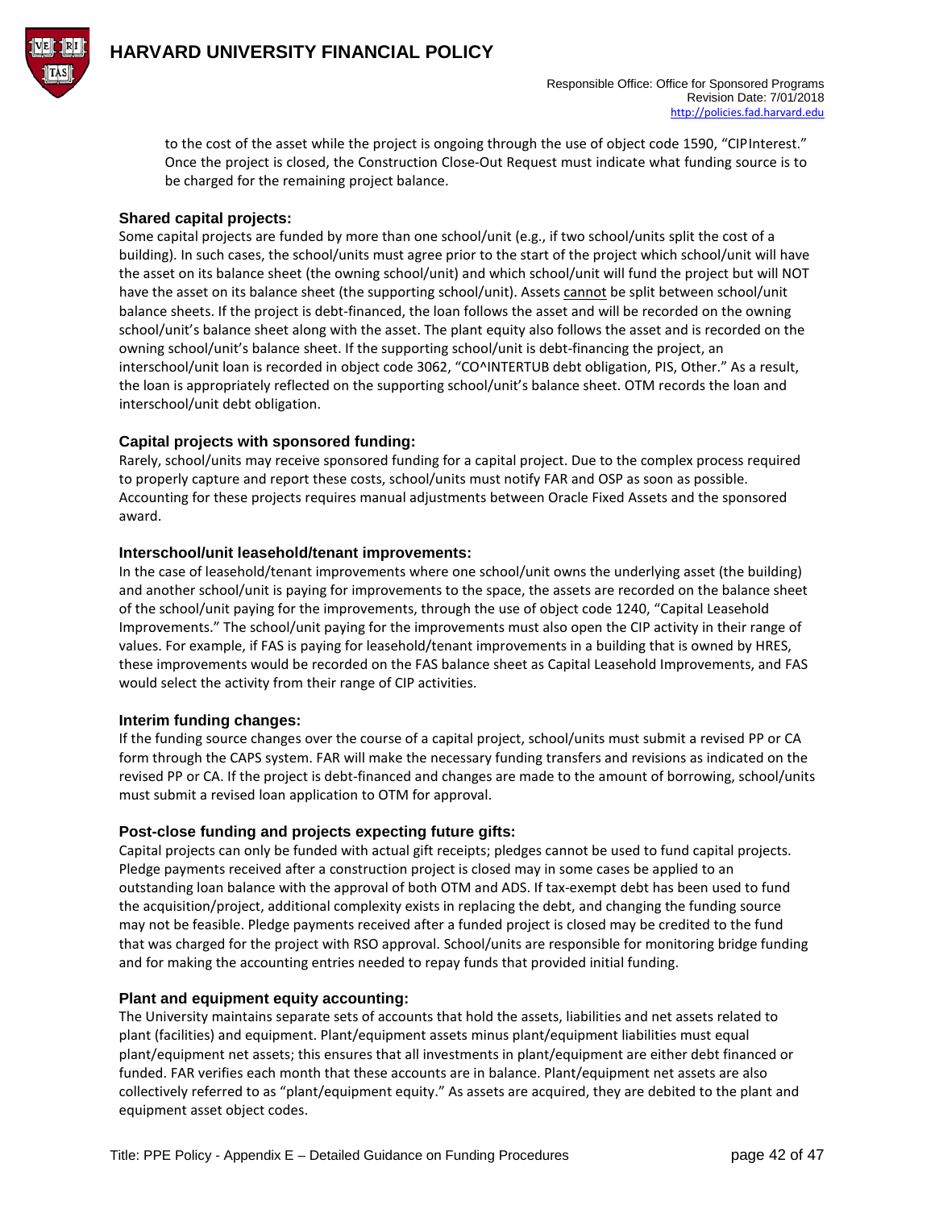to the cost of the asset while the project is ongoing through the use of object code 1590, "CIP Interest." Once the project is closed, the Construction Close-Out Request must indicate what funding source is to be charged for the remaining project balance.

### Shared capital projects:

Some capital projects are funded by more than one school/unit (e.g., if two school/units split the cost of a building). In such cases, the school/units must agree prior to the start of the project which school/unit will have the asset on its balance sheet (the owning school/unit) and which school/unit will fund the project but will NOT have the asset on its balance sheet (the supporting school/unit). Assets cannot be split between school/unit balance sheets. If the project is debt-financed, the loan follows the asset and will be recorded on the owning school/unit's balance sheet along with the asset. The plant equity also follows the asset and is recorded on the owning school/unit's balance sheet. If the supporting school/unit is debt-financing the project, an interschool/unit loan is recorded in object code 3062, "CO^INTERTUB debt obligation, PIS, Other." As a result, the loan is appropriately reflected on the supporting school/unit's balance sheet. OTM records the loan and interschool/unit debt obligation.

### Capital projects with sponsored funding:

Rarely, school/units may receive sponsored funding for a capital project. Due to the complex process required to properly capture and report these costs, school/units must notify FAR and OSP as soon as possible. Accounting for these projects requires manual adjustments between Oracle Fixed Assets and the sponsored award.

### Interschool/unit leasehold/tenant improvements:

In the case of leasehold/tenant improvements where one school/unit owns the underlying asset (the building) and another school/unit is paying for improvements to the space, the assets are recorded on the balance sheet of the school/unit paying for the improvements, through the use of object code 1240, "Capital Leasehold Improvements." The school/unit paying for the improvements must also open the CIP activity in their range of values. For example, if FAS is paying for leasehold/tenant improvements in a building that is owned by HRES, these improvements would be recorded on the FAS balance sheet as Capital Leasehold Improvements, and FAS would select the activity from their range of CIP activities.

### Interim funding changes:

If the funding source changes over the course of a capital project, school/units must submit a revised PP or CA form through the CAPS system. FAR will make the necessary funding transfers and revisions as indicated on the revised PP or CA. If the project is debt-financed and changes are made to the amount of borrowing, school/units must submit a revised loan application to OTM for approval.

### Post-close funding and projects expecting future gifts:

Capital projects can only be funded with actual gift receipts; pledges cannot be used to fund capital projects. Pledge payments received after a construction project is closed may in some cases be applied to an outstanding loan balance with the approval of both OTM and ADS. If tax-exempt debt has been used to fund the acquisition/project, additional complexity exists in replacing the debt, and changing the funding source may not be feasible. Pledge payments received after a funded project is closed may be credited to the fund that was charged for the project with RSO approval. School/units are responsible for monitoring bridge funding and for making the accounting entries needed to repay funds that provided initial funding.

### Plant and equipment equity accounting:

The University maintains separate sets of accounts that hold the assets, liabilities and net assets related to plant (facilities) and equipment. Plant/equipment assets minus plant/equipment liabilities must equal plant/equipment net assets; this ensures that all investments in plant/equipment are either debt financed or funded. FAR verifies each month that these accounts are in balance. Plant/equipment net assets are also collectively referred to as "plant/equipment equity." As assets are acquired, they are debited to the plant and equipment asset object codes.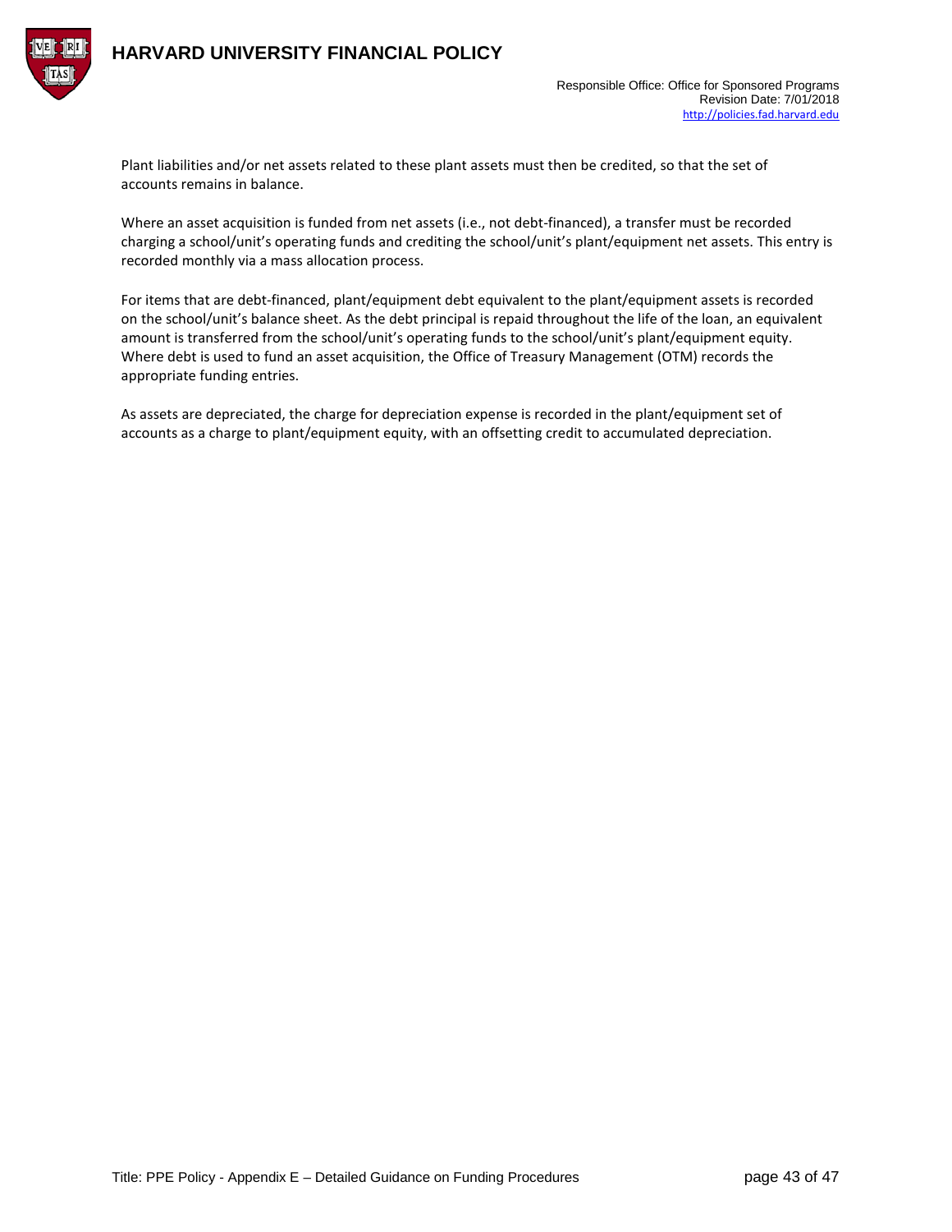Plant liabilities and/or net assets related to these plant assets must then be credited, so that the set of accounts remains in balance.

Where an asset acquisition is funded from net assets (i.e., not debt-financed), a transfer must be recorded charging a school/unit's operating funds and crediting the school/unit's plant/equipment net assets. This entry is recorded monthly via a mass allocation process.

For items that are debt-financed, plant/equipment debt equivalent to the plant/equipment assets is recorded on the school/unit's balance sheet. As the debt principal is repaid throughout the life of the loan, an equivalent amount is transferred from the school/unit's operating funds to the school/unit's plant/equipment equity. Where debt is used to fund an asset acquisition, the Office of Treasury Management (OTM) records the appropriate funding entries.

As assets are depreciated, the charge for depreciation expense is recorded in the plant/equipment set of accounts as a charge to plant/equipment equity, with an offsetting credit to accumulated depreciation.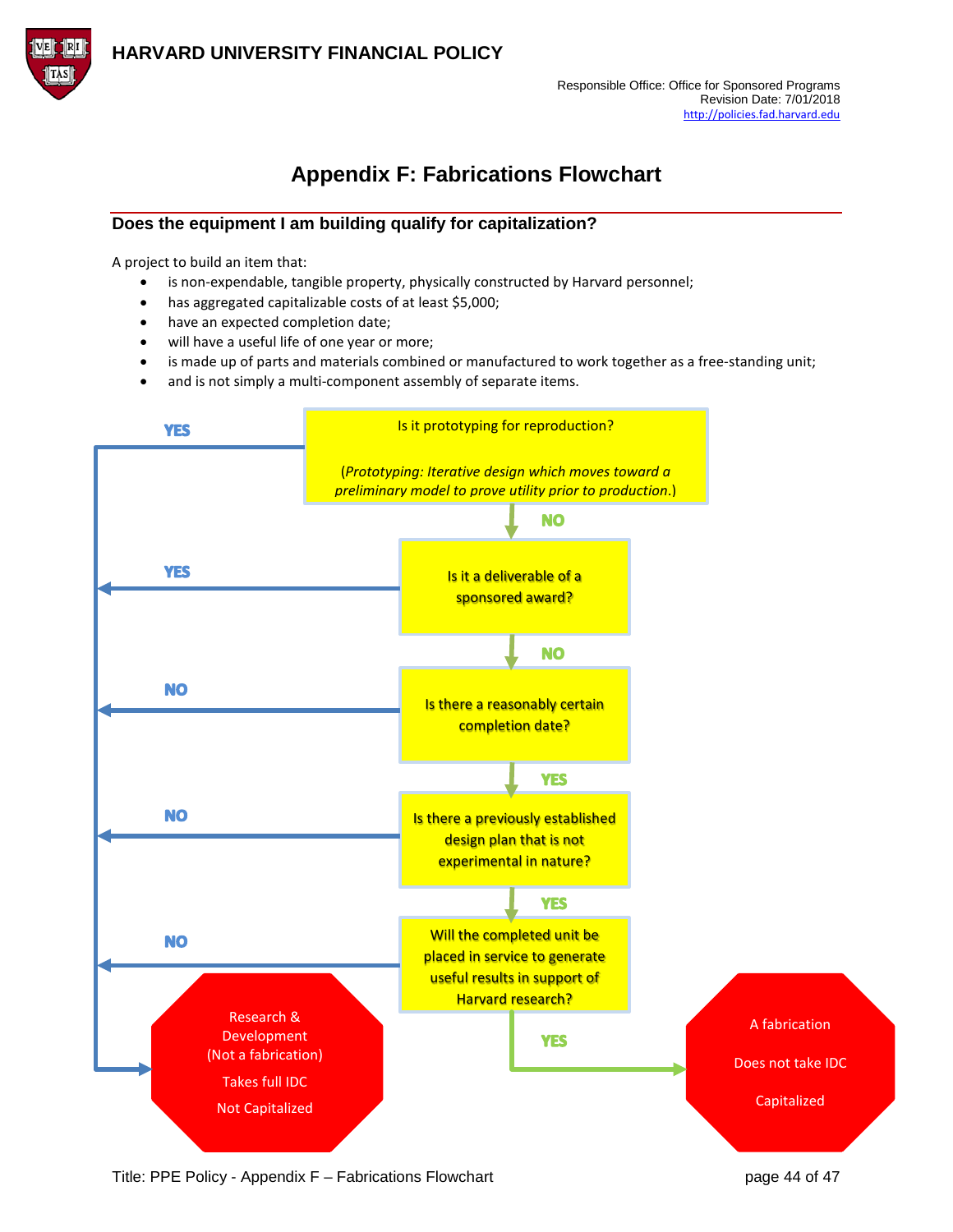# Appendix F: Fabrications Flowchart

## Does the equipment I am building qualify for capitalization?

A project to build an item that:

- is non-expendable, tangible property, physically constructed by Harvard personnel;
- has aggregated capitalizable costs of at least $5,000;
- have an expected completion date;
- will have a useful life of one year or more;
- is made up of parts and materials combined or manufactured to work together as a free-standing unit;
- and is not simply a multi-component assembly of separate items.

Is it prototyping for reproduction?

(*Prototyping: Iterative design which moves toward a preliminary model to prove utility prior to production.*)

YES

NO

Is it a deliverable of a sponsored award?

YES

NO

Is there a reasonably certain completion date?

NO

YES

Is there a previously established design plan that is not experimental in nature?

NO

YES

Will the completed unit be placed in service to generate useful results in support of Harvard research?

NO

YES

Research & Development (Not a fabrication)

Takes full IDC

Not Capitalized

A fabrication

Does not take IDC

Capitalized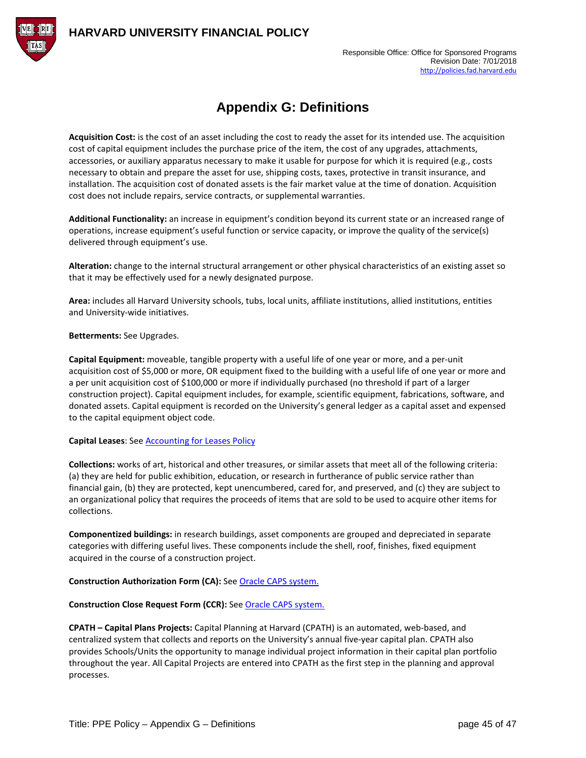# Appendix G: Definitions

**Acquisition Cost:** is the cost of an asset including the cost to ready the asset for its intended use. The acquisition cost of capital equipment includes the purchase price of the item, the cost of any upgrades, attachments, accessories, or auxiliary apparatus necessary to make it usable for purpose for which it is required (e.g., costs necessary to obtain and prepare the asset for use, shipping costs, taxes, protective in transit insurance, and installation. The acquisition cost of donated assets is the fair market value at the time of donation. Acquisition cost does not include repairs, service contracts, or supplemental warranties.

**Additional Functionality:** an increase in equipment's condition beyond its current state or an increased range of operations, increase equipment's useful function or service capacity, or improve the quality of the service(s) delivered through equipment's use.

**Alteration:** change to the internal structural arrangement or other physical characteristics of an existing asset so that it may be effectively used for a newly designated purpose.

**Area:** includes all Harvard University schools, tubs, local units, affiliate institutions, allied institutions, entities and University-wide initiatives.

**Betterments:** See Upgrades.

**Capital Equipment:** moveable, tangible property with a useful life of one year or more, and a per-unit acquisition cost of $5,000 or more, OR equipment fixed to the building with a useful life of one year or more and a per unit acquisition cost of $100,000 or more if individually purchased (no threshold if part of a larger construction project). Capital equipment includes, for example, scientific equipment, fabrications, software, and donated assets. Capital equipment is recorded on the University's general ledger as a capital asset and expensed to the capital equipment object code.

**Capital Leases**: See [Accounting for Leases Policy]

**Collections:** works of art, historical and other treasures, or similar assets that meet all of the following criteria: (a) they are held for public exhibition, education, or research in furtherance of public service rather than financial gain, (b) they are protected, kept unencumbered, cared for, and preserved, and (c) they are subject to an organizational policy that requires the proceeds of items that are sold to be used to acquire other items for collections.

**Componentized buildings:** in research buildings, asset components are grouped and depreciated in separate categories with differing useful lives. These components include the shell, roof, finishes, fixed equipment acquired in the course of a construction project.

**Construction Authorization Form (CA):** See [Oracle CAPS system.]

**Construction Close Request Form (CCR):** See [Oracle CAPS system.]

**CPATH – Capital Plans Projects:** Capital Planning at Harvard (CPATH) is an automated, web-based, and centralized system that collects and reports on the University's annual five-year capital plan. CPATH also provides Schools/Units the opportunity to manage individual project information in their capital plan portfolio throughout the year. All Capital Projects are entered into CPATH as the first step in the planning and approval processes.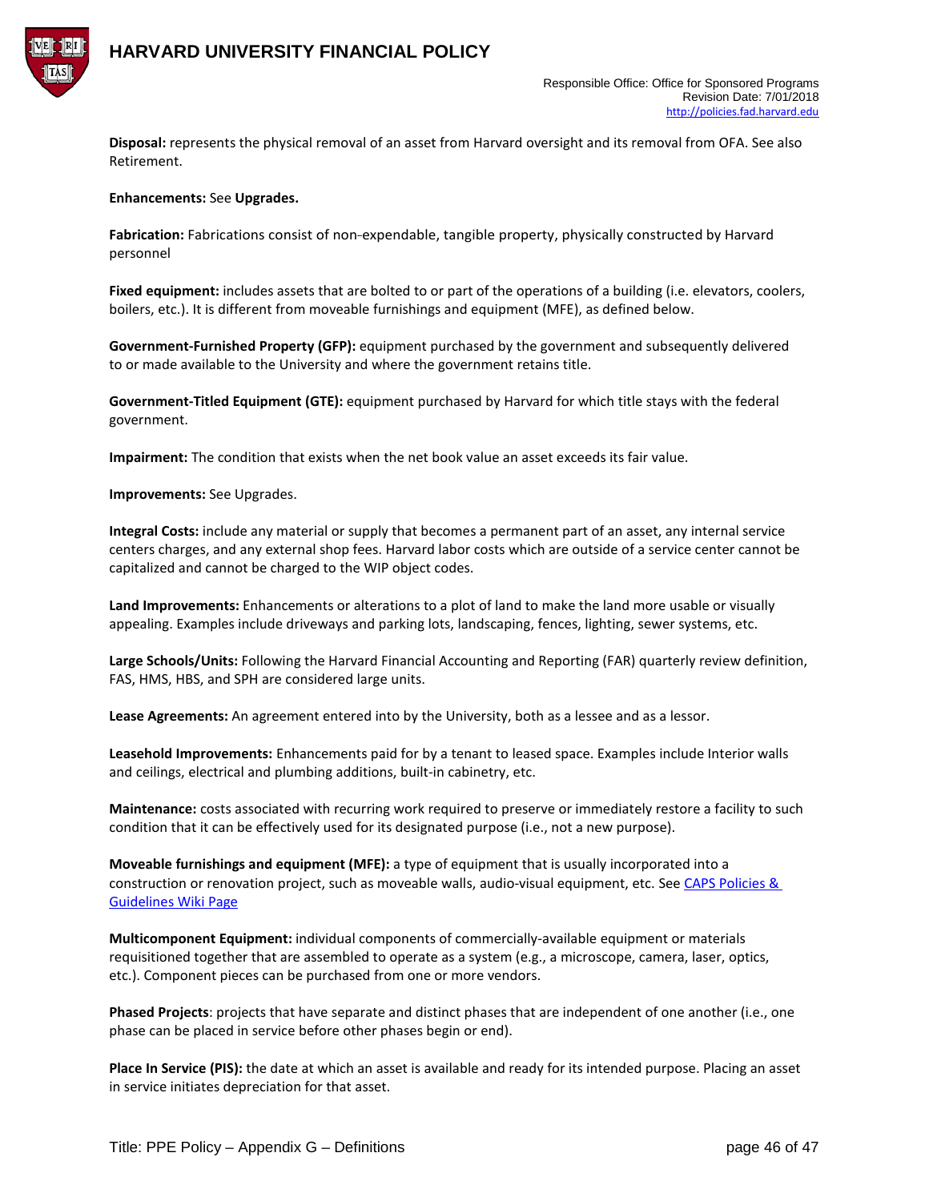**Disposal:** represents the physical removal of an asset from Harvard oversight and its removal from OFA. See also Retirement.

**Enhancements:** See **Upgrades.**

**Fabrication:** Fabrications consist of non-expendable, tangible property, physically constructed by Harvard personnel

**Fixed equipment:** includes assets that are bolted to or part of the operations of a building (i.e. elevators, coolers, boilers, etc.). It is different from moveable furnishings and equipment (MFE), as defined below.

**Government-Furnished Property (GFP):** equipment purchased by the government and subsequently delivered to or made available to the University and where the government retains title.

**Government-Titled Equipment (GTE):** equipment purchased by Harvard for which title stays with the federal government.

**Impairment:** The condition that exists when the net book value an asset exceeds its fair value.

**Improvements:** See Upgrades.

**Integral Costs:** include any material or supply that becomes a permanent part of an asset, any internal service centers charges, and any external shop fees. Harvard labor costs which are outside of a service center cannot be capitalized and cannot be charged to the WIP object codes.

**Land Improvements:** Enhancements or alterations to a plot of land to make the land more usable or visually appealing. Examples include driveways and parking lots, landscaping, fences, lighting, sewer systems, etc.

**Large Schools/Units:** Following the Harvard Financial Accounting and Reporting (FAR) quarterly review definition, FAS, HMS, HBS, and SPH are considered large units.

**Lease Agreements:** An agreement entered into by the University, both as a lessee and as a lessor.

**Leasehold Improvements:** Enhancements paid for by a tenant to leased space. Examples include Interior walls and ceilings, electrical and plumbing additions, built-in cabinetry, etc.

**Maintenance:** costs associated with recurring work required to preserve or immediately restore a facility to such condition that it can be effectively used for its designated purpose (i.e., not a new purpose).

**Moveable furnishings and equipment (MFE):** a type of equipment that is usually incorporated into a construction or renovation project, such as moveable walls, audio-visual equipment, etc. See [CAPS Policies & Guidelines Wiki Page]()

**Multicomponent Equipment:** individual components of commercially-available equipment or materials requisitioned together that are assembled to operate as a system (e.g., a microscope, camera, laser, optics, etc.). Component pieces can be purchased from one or more vendors.

**Phased Projects**: projects that have separate and distinct phases that are independent of one another (i.e., one phase can be placed in service before other phases begin or end).

**Place In Service (PIS):** the date at which an asset is available and ready for its intended purpose. Placing an asset in service initiates depreciation for that asset.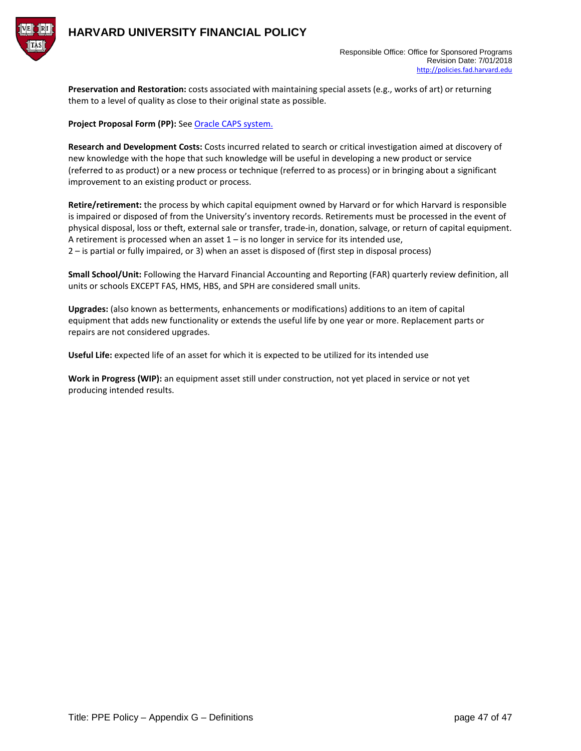**Preservation and Restoration:** costs associated with maintaining special assets (e.g., works of art) or returning them to a level of quality as close to their original state as possible.

**Project Proposal Form (PP):** See Oracle CAPS system.

**Research and Development Costs:** Costs incurred related to search or critical investigation aimed at discovery of new knowledge with the hope that such knowledge will be useful in developing a new product or service (referred to as product) or a new process or technique (referred to as process) or in bringing about a significant improvement to an existing product or process.

**Retire/retirement:** the process by which capital equipment owned by Harvard or for which Harvard is responsible is impaired or disposed of from the University's inventory records. Retirements must be processed in the event of physical disposal, loss or theft, external sale or transfer, trade-in, donation, salvage, or return of capital equipment. A retirement is processed when an asset 1 – is no longer in service for its intended use,
2 – is partial or fully impaired, or 3) when an asset is disposed of (first step in disposal process)

**Small School/Unit:** Following the Harvard Financial Accounting and Reporting (FAR) quarterly review definition, all units or schools EXCEPT FAS, HMS, HBS, and SPH are considered small units.

**Upgrades:** (also known as betterments, enhancements or modifications) additions to an item of capital equipment that adds new functionality or extends the useful life by one year or more. Replacement parts or repairs are not considered upgrades.

**Useful Life:** expected life of an asset for which it is expected to be utilized for its intended use

**Work in Progress (WIP):** an equipment asset still under construction, not yet placed in service or not yet producing intended results.